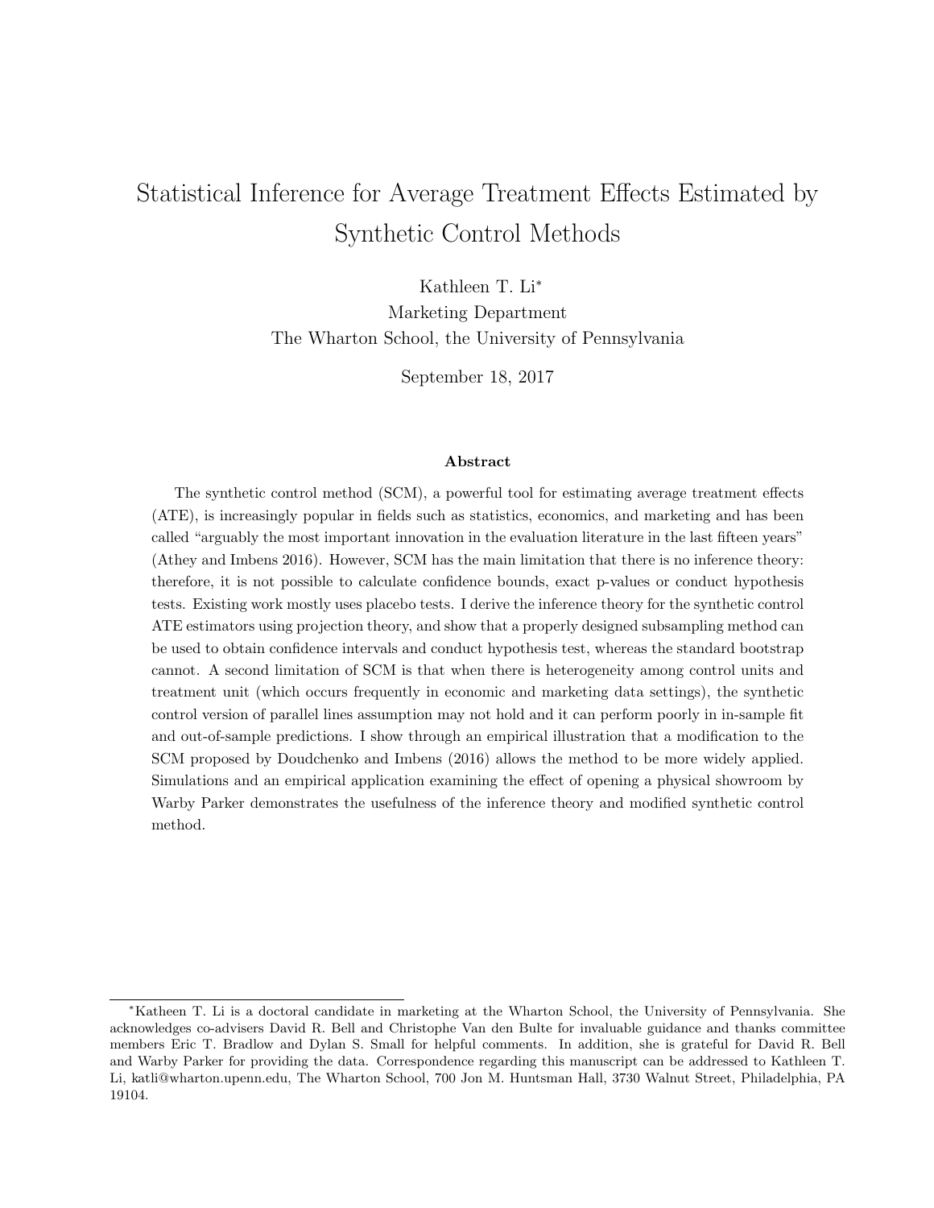# Statistical Inference for Average Treatment Effects Estimated by Synthetic Control Methods

Kathleen T. Li[*]

Marketing Department

The Wharton School, the University of Pennsylvania

September 18, 2017

## Abstract

The synthetic control method (SCM), a powerful tool for estimating average treatment effects (ATE), is increasingly popular in fields such as statistics, economics, and marketing and has been called "arguably the most important innovation in the evaluation literature in the last fifteen years" (Athey and Imbens 2016). However, SCM has the main limitation that there is no inference theory: therefore, it is not possible to calculate confidence bounds, exact p-values or conduct hypothesis tests. Existing work mostly uses placebo tests. I derive the inference theory for the synthetic control ATE estimators using projection theory, and show that a properly designed subsampling method can be used to obtain confidence intervals and conduct hypothesis test, whereas the standard bootstrap cannot. A second limitation of SCM is that when there is heterogeneity among control units and treatment unit (which occurs frequently in economic and marketing data settings), the synthetic control version of parallel lines assumption may not hold and it can perform poorly in in-sample fit and out-of-sample predictions. I show through an empirical illustration that a modification to the SCM proposed by Doudchenko and Imbens (2016) allows the method to be more widely applied. Simulations and an empirical application examining the effect of opening a physical showroom by Warby Parker demonstrates the usefulness of the inference theory and modified synthetic control method.

---

[*]Katheen T. Li is a doctoral candidate in marketing at the Wharton School, the University of Pennsylvania. She acknowledges co-advisers David R. Bell and Christophe Van den Bulte for invaluable guidance and thanks committee members Eric T. Bradlow and Dylan S. Small for helpful comments. In addition, she is grateful for David R. Bell and Warby Parker for providing the data. Correspondence regarding this manuscript can be addressed to Kathleen T. Li, katli@wharton.upenn.edu, The Wharton School, 700 Jon M. Huntsman Hall, 3730 Walnut Street, Philadelphia, PA 19104.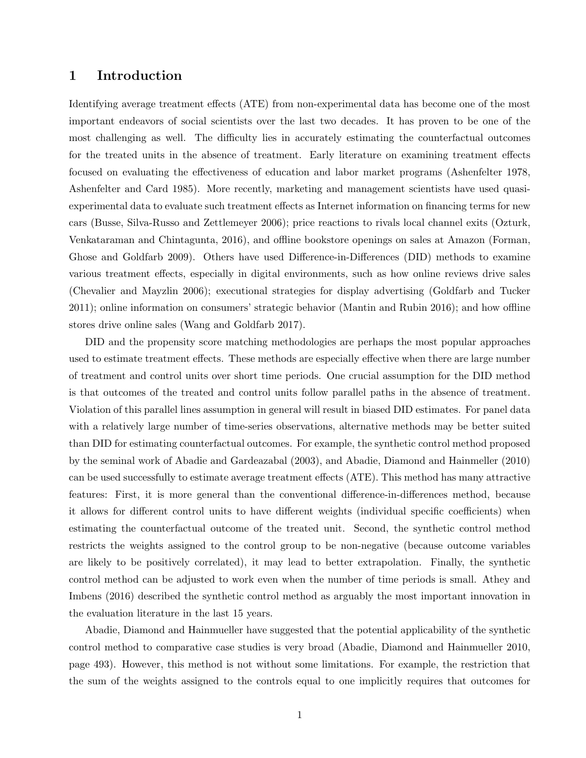# 1 Introduction

Identifying average treatment effects (ATE) from non-experimental data has become one of the most important endeavors of social scientists over the last two decades. It has proven to be one of the most challenging as well. The difficulty lies in accurately estimating the counterfactual outcomes for the treated units in the absence of treatment. Early literature on examining treatment effects focused on evaluating the effectiveness of education and labor market programs (Ashenfelter 1978, Ashenfelter and Card 1985). More recently, marketing and management scientists have used quasi-experimental data to evaluate such treatment effects as Internet information on financing terms for new cars (Busse, Silva-Russo and Zettlemeyer 2006); price reactions to rivals local channel exits (Ozturk, Venkataraman and Chintagunta, 2016), and offline bookstore openings on sales at Amazon (Forman, Ghose and Goldfarb 2009). Others have used Difference-in-Differences (DID) methods to examine various treatment effects, especially in digital environments, such as how online reviews drive sales (Chevalier and Mayzlin 2006); executional strategies for display advertising (Goldfarb and Tucker 2011); online information on consumers' strategic behavior (Mantin and Rubin 2016); and how offline stores drive online sales (Wang and Goldfarb 2017).

DID and the propensity score matching methodologies are perhaps the most popular approaches used to estimate treatment effects. These methods are especially effective when there are large number of treatment and control units over short time periods. One crucial assumption for the DID method is that outcomes of the treated and control units follow parallel paths in the absence of treatment. Violation of this parallel lines assumption in general will result in biased DID estimates. For panel data with a relatively large number of time-series observations, alternative methods may be better suited than DID for estimating counterfactual outcomes. For example, the synthetic control method proposed by the seminal work of Abadie and Gardeazabal (2003), and Abadie, Diamond and Hainmeller (2010) can be used successfully to estimate average treatment effects (ATE). This method has many attractive features: First, it is more general than the conventional difference-in-differences method, because it allows for different control units to have different weights (individual specific coefficients) when estimating the counterfactual outcome of the treated unit. Second, the synthetic control method restricts the weights assigned to the control group to be non-negative (because outcome variables are likely to be positively correlated), it may lead to better extrapolation. Finally, the synthetic control method can be adjusted to work even when the number of time periods is small. Athey and Imbens (2016) described the synthetic control method as arguably the most important innovation in the evaluation literature in the last 15 years.

Abadie, Diamond and Hainmueller have suggested that the potential applicability of the synthetic control method to comparative case studies is very broad (Abadie, Diamond and Hainmueller 2010, page 493). However, this method is not without some limitations. For example, the restriction that the sum of the weights assigned to the controls equal to one implicitly requires that outcomes for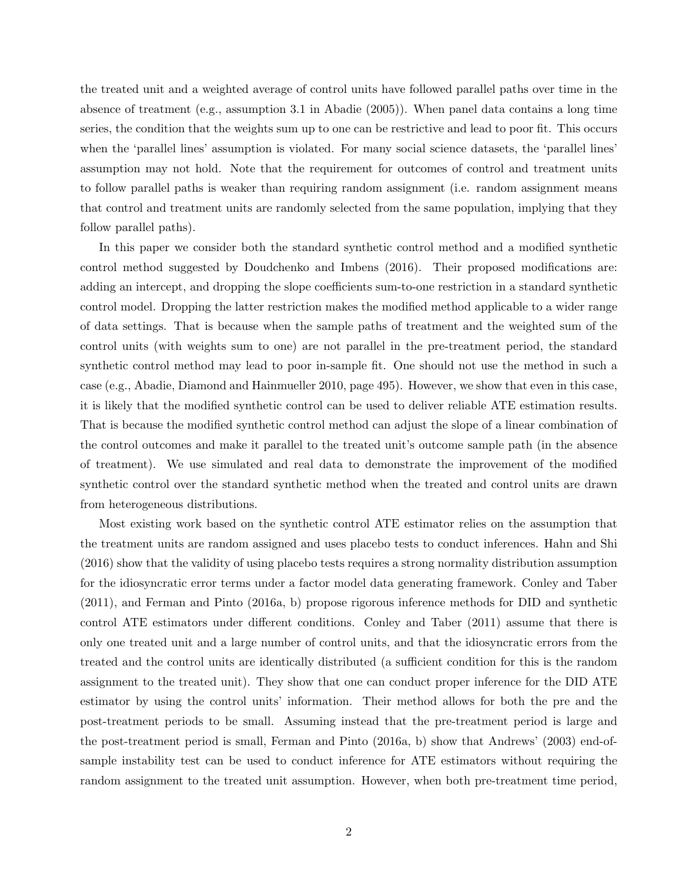the treated unit and a weighted average of control units have followed parallel paths over time in the absence of treatment (e.g., assumption 3.1 in Abadie (2005)). When panel data contains a long time series, the condition that the weights sum up to one can be restrictive and lead to poor fit. This occurs when the 'parallel lines' assumption is violated. For many social science datasets, the 'parallel lines' assumption may not hold. Note that the requirement for outcomes of control and treatment units to follow parallel paths is weaker than requiring random assignment (i.e. random assignment means that control and treatment units are randomly selected from the same population, implying that they follow parallel paths).

In this paper we consider both the standard synthetic control method and a modified synthetic control method suggested by Doudchenko and Imbens (2016). Their proposed modifications are: adding an intercept, and dropping the slope coefficients sum-to-one restriction in a standard synthetic control model. Dropping the latter restriction makes the modified method applicable to a wider range of data settings. That is because when the sample paths of treatment and the weighted sum of the control units (with weights sum to one) are not parallel in the pre-treatment period, the standard synthetic control method may lead to poor in-sample fit. One should not use the method in such a case (e.g., Abadie, Diamond and Hainmueller 2010, page 495). However, we show that even in this case, it is likely that the modified synthetic control can be used to deliver reliable ATE estimation results. That is because the modified synthetic control method can adjust the slope of a linear combination of the control outcomes and make it parallel to the treated unit's outcome sample path (in the absence of treatment). We use simulated and real data to demonstrate the improvement of the modified synthetic control over the standard synthetic method when the treated and control units are drawn from heterogeneous distributions.

Most existing work based on the synthetic control ATE estimator relies on the assumption that the treatment units are random assigned and uses placebo tests to conduct inferences. Hahn and Shi (2016) show that the validity of using placebo tests requires a strong normality distribution assumption for the idiosyncratic error terms under a factor model data generating framework. Conley and Taber (2011), and Ferman and Pinto (2016a, b) propose rigorous inference methods for DID and synthetic control ATE estimators under different conditions. Conley and Taber (2011) assume that there is only one treated unit and a large number of control units, and that the idiosyncratic errors from the treated and the control units are identically distributed (a sufficient condition for this is the random assignment to the treated unit). They show that one can conduct proper inference for the DID ATE estimator by using the control units' information. Their method allows for both the pre and the post-treatment periods to be small. Assuming instead that the pre-treatment period is large and the post-treatment period is small, Ferman and Pinto (2016a, b) show that Andrews' (2003) end-of-sample instability test can be used to conduct inference for ATE estimators without requiring the random assignment to the treated unit assumption. However, when both pre-treatment time period,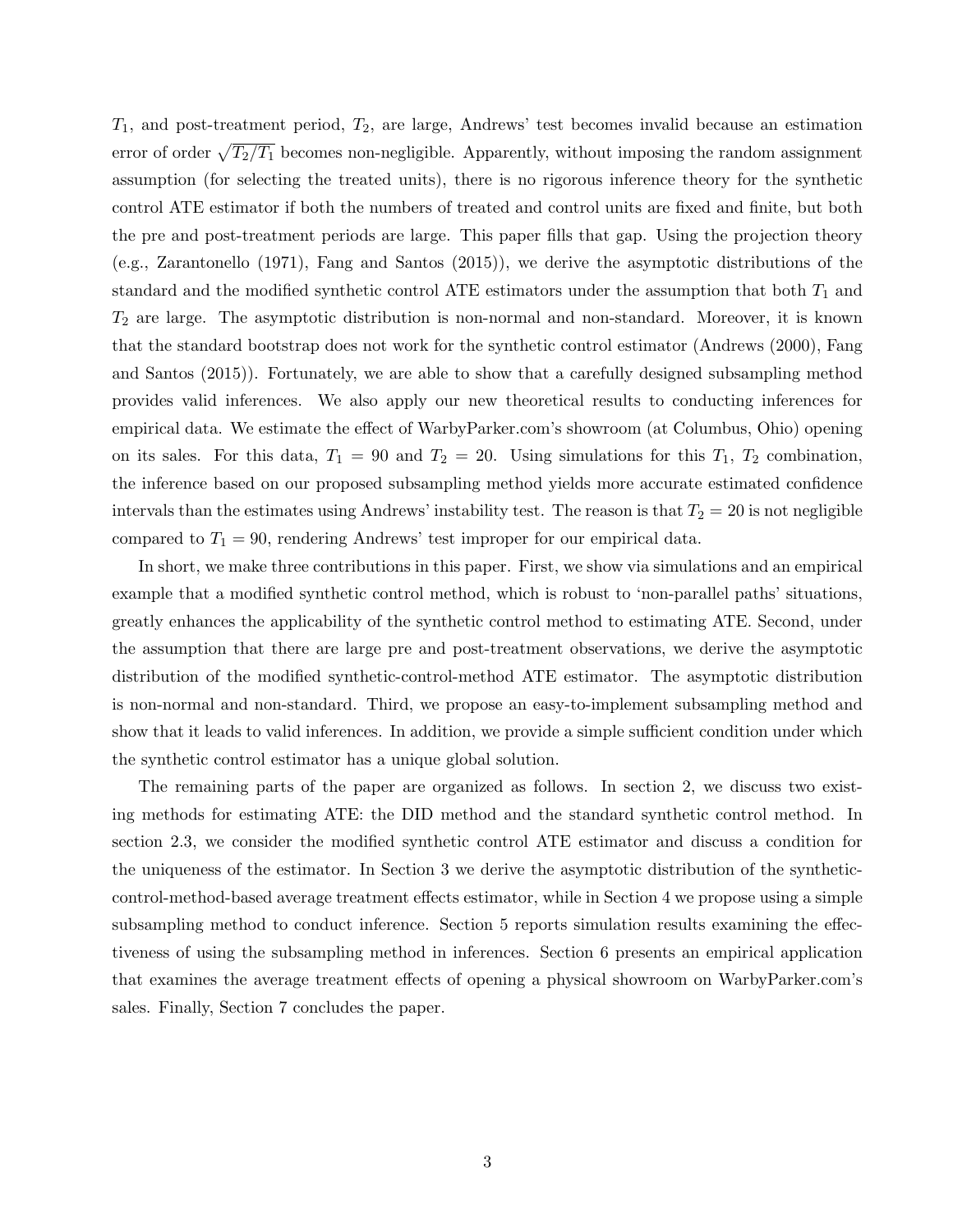$T_1$, and post-treatment period, $T_2$, are large, Andrews' test becomes invalid because an estimation error of order $\sqrt{T_2/T_1}$ becomes non-negligible. Apparently, without imposing the random assignment assumption (for selecting the treated units), there is no rigorous inference theory for the synthetic control ATE estimator if both the numbers of treated and control units are fixed and finite, but both the pre and post-treatment periods are large. This paper fills that gap. Using the projection theory (e.g., Zarantonello (1971), Fang and Santos (2015)), we derive the asymptotic distributions of the standard and the modified synthetic control ATE estimators under the assumption that both $T_1$ and $T_2$ are large. The asymptotic distribution is non-normal and non-standard. Moreover, it is known that the standard bootstrap does not work for the synthetic control estimator (Andrews (2000), Fang and Santos (2015)). Fortunately, we are able to show that a carefully designed subsampling method provides valid inferences. We also apply our new theoretical results to conducting inferences for empirical data. We estimate the effect of WarbyParker.com's showroom (at Columbus, Ohio) opening on its sales. For this data, $T_1 = 90$ and $T_2 = 20$. Using simulations for this $T_1$, $T_2$ combination, the inference based on our proposed subsampling method yields more accurate estimated confidence intervals than the estimates using Andrews' instability test. The reason is that $T_2 = 20$ is not negligible compared to $T_1 = 90$, rendering Andrews' test improper for our empirical data.

In short, we make three contributions in this paper. First, we show via simulations and an empirical example that a modified synthetic control method, which is robust to 'non-parallel paths' situations, greatly enhances the applicability of the synthetic control method to estimating ATE. Second, under the assumption that there are large pre and post-treatment observations, we derive the asymptotic distribution of the modified synthetic-control-method ATE estimator. The asymptotic distribution is non-normal and non-standard. Third, we propose an easy-to-implement subsampling method and show that it leads to valid inferences. In addition, we provide a simple sufficient condition under which the synthetic control estimator has a unique global solution.

The remaining parts of the paper are organized as follows. In section 2, we discuss two existing methods for estimating ATE: the DID method and the standard synthetic control method. In section 2.3, we consider the modified synthetic control ATE estimator and discuss a condition for the uniqueness of the estimator. In Section 3 we derive the asymptotic distribution of the synthetic-control-method-based average treatment effects estimator, while in Section 4 we propose using a simple subsampling method to conduct inference. Section 5 reports simulation results examining the effectiveness of using the subsampling method in inferences. Section 6 presents an empirical application that examines the average treatment effects of opening a physical showroom on WarbyParker.com's sales. Finally, Section 7 concludes the paper.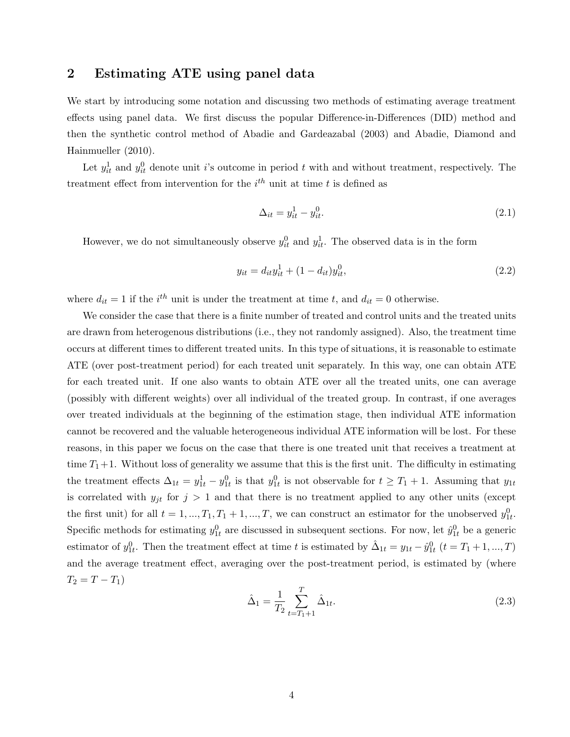## 2 Estimating ATE using panel data

We start by introducing some notation and discussing two methods of estimating average treatment effects using panel data. We first discuss the popular Difference-in-Differences (DID) method and then the synthetic control method of Abadie and Gardeazabal (2003) and Abadie, Diamond and Hainmueller (2010).

Let $y_{it}^1$ and $y_{it}^0$ denote unit $i$'s outcome in period $t$ with and without treatment, respectively. The treatment effect from intervention for the $i^{th}$ unit at time $t$ is defined as

$$\Delta_{it} = y_{it}^1 - y_{it}^0. \tag{2.1}$$

However, we do not simultaneously observe $y_{it}^0$ and $y_{it}^1$. The observed data is in the form

$$y_{it} = d_{it} y_{it}^1 + (1 - d_{it}) y_{it}^0, \tag{2.2}$$

where $d_{it} = 1$ if the $i^{th}$ unit is under the treatment at time $t$, and $d_{it} = 0$ otherwise.

We consider the case that there is a finite number of treated and control units and the treated units are drawn from heterogenous distributions (i.e., they not randomly assigned). Also, the treatment time occurs at different times to different treated units. In this type of situations, it is reasonable to estimate ATE (over post-treatment period) for each treated unit separately. In this way, one can obtain ATE for each treated unit. If one also wants to obtain ATE over all the treated units, one can average (possibly with different weights) over all individual of the treated group. In contrast, if one averages over treated individuals at the beginning of the estimation stage, then individual ATE information cannot be recovered and the valuable heterogeneous individual ATE information will be lost. For these reasons, in this paper we focus on the case that there is one treated unit that receives a treatment at time $T_1+1$. Without loss of generality we assume that this is the first unit. The difficulty in estimating the treatment effects $\Delta_{1t} = y_{1t}^1 - y_{1t}^0$ is that $y_{1t}^0$ is not observable for $t \geq T_1 + 1$. Assuming that $y_{1t}$ is correlated with $y_{jt}$ for $j > 1$ and that there is no treatment applied to any other units (except the first unit) for all $t = 1, ..., T_1, T_1 + 1, ..., T$, we can construct an estimator for the unobserved $y_{1t}^0$. Specific methods for estimating $y_{1t}^0$ are discussed in subsequent sections. For now, let $\hat{y}_{1t}^0$ be a generic estimator of $y_{1t}^0$. Then the treatment effect at time $t$ is estimated by $\hat{\Delta}_{1t} = y_{1t} - \hat{y}_{1t}^0$ $(t = T_1 + 1, ..., T)$ and the average treatment effect, averaging over the post-treatment period, is estimated by (where $T_2 = T - T_1$)

$$\hat{\Delta}_1 = \frac{1}{T_2} \sum_{t=T_1+1}^{T} \hat{\Delta}_{1t}. \tag{2.3}$$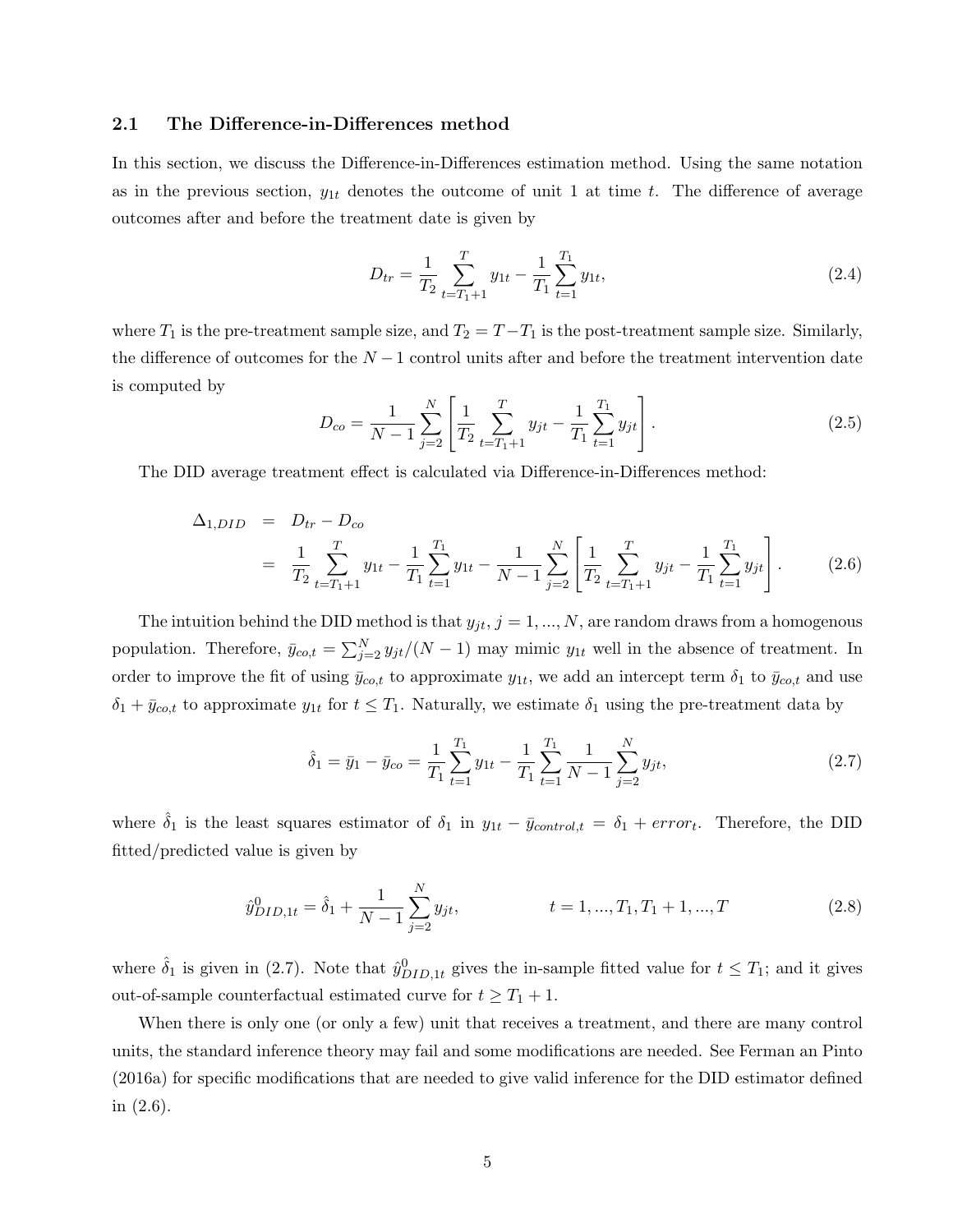### 2.1 The Difference-in-Differences method

In this section, we discuss the Difference-in-Differences estimation method. Using the same notation as in the previous section, $y_{1t}$ denotes the outcome of unit 1 at time $t$. The difference of average outcomes after and before the treatment date is given by

$$D_{tr} = \frac{1}{T_2}\sum_{t=T_1+1}^{T} y_{1t} - \frac{1}{T_1}\sum_{t=1}^{T_1} y_{1t}, \tag{2.4}$$

where $T_1$ is the pre-treatment sample size, and $T_2 = T - T_1$ is the post-treatment sample size. Similarly, the difference of outcomes for the $N-1$ control units after and before the treatment intervention date is computed by

$$D_{co} = \frac{1}{N-1}\sum_{j=2}^{N}\left[\frac{1}{T_2}\sum_{t=T_1+1}^{T} y_{jt} - \frac{1}{T_1}\sum_{t=1}^{T_1} y_{jt}\right]. \tag{2.5}$$

The DID average treatment effect is calculated via Difference-in-Differences method:

$$\begin{aligned}
\Delta_{1,DID} &= D_{tr} - D_{co} \\
&= \frac{1}{T_2}\sum_{t=T_1+1}^{T} y_{1t} - \frac{1}{T_1}\sum_{t=1}^{T_1} y_{1t} - \frac{1}{N-1}\sum_{j=2}^{N}\left[\frac{1}{T_2}\sum_{t=T_1+1}^{T} y_{jt} - \frac{1}{T_1}\sum_{t=1}^{T_1} y_{jt}\right].
\end{aligned} \tag{2.6}$$

The intuition behind the DID method is that $y_{jt}$, $j = 1, ..., N$, are random draws from a homogenous population. Therefore, $\bar{y}_{co,t} = \sum_{j=2}^{N} y_{jt}/(N-1)$ may mimic $y_{1t}$ well in the absence of treatment. In order to improve the fit of using $\bar{y}_{co,t}$ to approximate $y_{1t}$, we add an intercept term $\delta_1$ to $\bar{y}_{co,t}$ and use $\delta_1 + \bar{y}_{co,t}$ to approximate $y_{1t}$ for $t \leq T_1$. Naturally, we estimate $\delta_1$ using the pre-treatment data by

$$\hat{\delta}_1 = \bar{y}_1 - \bar{y}_{co} = \frac{1}{T_1}\sum_{t=1}^{T_1} y_{1t} - \frac{1}{T_1}\sum_{t=1}^{T_1}\frac{1}{N-1}\sum_{j=2}^{N} y_{jt}, \tag{2.7}$$

where $\hat{\delta}_1$ is the least squares estimator of $\delta_1$ in $y_{1t} - \bar{y}_{control,t} = \delta_1 + error_t$. Therefore, the DID fitted/predicted value is given by

$$\hat{y}^0_{DID,1t} = \hat{\delta}_1 + \frac{1}{N-1}\sum_{j=2}^{N} y_{jt}, \qquad\qquad t = 1, ..., T_1, T_1+1, ..., T \tag{2.8}$$

where $\hat{\delta}_1$ is given in (2.7). Note that $\hat{y}^0_{DID,1t}$ gives the in-sample fitted value for $t \leq T_1$; and it gives out-of-sample counterfactual estimated curve for $t \geq T_1 + 1$.

When there is only one (or only a few) unit that receives a treatment, and there are many control units, the standard inference theory may fail and some modifications are needed. See Ferman an Pinto (2016a) for specific modifications that are needed to give valid inference for the DID estimator defined in (2.6).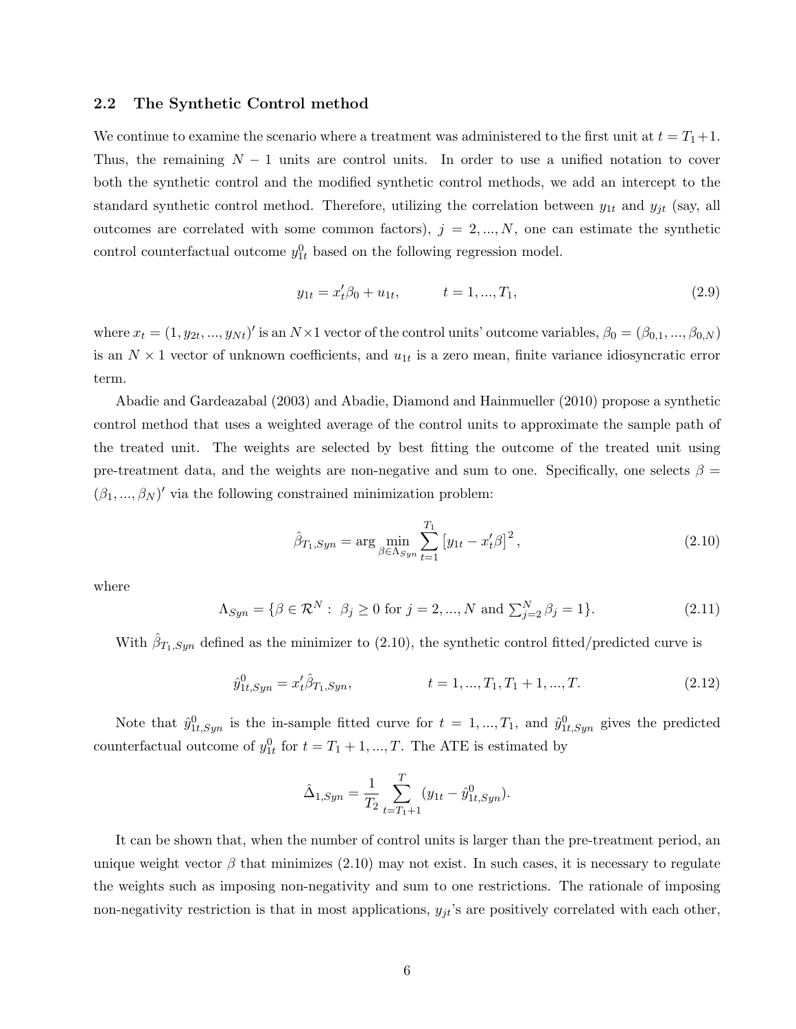### 2.2 The Synthetic Control method

We continue to examine the scenario where a treatment was administered to the first unit at $t = T_1 + 1$. Thus, the remaining $N - 1$ units are control units. In order to use a unified notation to cover both the synthetic control and the modified synthetic control methods, we add an intercept to the standard synthetic control method. Therefore, utilizing the correlation between $y_{1t}$ and $y_{jt}$ (say, all outcomes are correlated with some common factors), $j = 2, ..., N$, one can estimate the synthetic control counterfactual outcome $y_{1t}^0$ based on the following regression model.

$$y_{1t} = x_t' \beta_0 + u_{1t}, \qquad t = 1, ..., T_1, \tag{2.9}$$

where $x_t = (1, y_{2t}, ..., y_{Nt})'$ is an $N \times 1$ vector of the control units' outcome variables, $\beta_0 = (\beta_{0,1}, ..., \beta_{0,N})$ is an $N \times 1$ vector of unknown coefficients, and $u_{1t}$ is a zero mean, finite variance idiosyncratic error term.

Abadie and Gardeazabal (2003) and Abadie, Diamond and Hainmueller (2010) propose a synthetic control method that uses a weighted average of the control units to approximate the sample path of the treated unit. The weights are selected by best fitting the outcome of the treated unit using pre-treatment data, and the weights are non-negative and sum to one. Specifically, one selects $\beta = (\beta_1, ..., \beta_N)'$ via the following constrained minimization problem:

$$\hat{\beta}_{T_1,Syn} = \arg \min_{\beta \in \Lambda_{Syn}} \sum_{t=1}^{T_1} \left[ y_{1t} - x_t' \beta \right]^2, \tag{2.10}$$

where

$$\Lambda_{Syn} = \{ \beta \in \mathcal{R}^N : \ \beta_j \geq 0 \text{ for } j = 2, ..., N \text{ and } \textstyle\sum_{j=2}^N \beta_j = 1 \}. \tag{2.11}$$

With $\hat{\beta}_{T_1,Syn}$ defined as the minimizer to (2.10), the synthetic control fitted/predicted curve is

$$\hat{y}_{1t,Syn}^0 = x_t' \hat{\beta}_{T_1,Syn}, \qquad t = 1, ..., T_1, T_1 + 1, ..., T. \tag{2.12}$$

Note that $\hat{y}_{1t,Syn}^0$ is the in-sample fitted curve for $t = 1, ..., T_1$, and $\hat{y}_{1t,Syn}^0$ gives the predicted counterfactual outcome of $y_{1t}^0$ for $t = T_1 + 1, ..., T$. The ATE is estimated by

$$\hat{\Delta}_{1,Syn} = \frac{1}{T_2} \sum_{t=T_1+1}^{T} (y_{1t} - \hat{y}_{1t,Syn}^0).$$

It can be shown that, when the number of control units is larger than the pre-treatment period, an unique weight vector $\beta$ that minimizes (2.10) may not exist. In such cases, it is necessary to regulate the weights such as imposing non-negativity and sum to one restrictions. The rationale of imposing non-negativity restriction is that in most applications, $y_{jt}$'s are positively correlated with each other,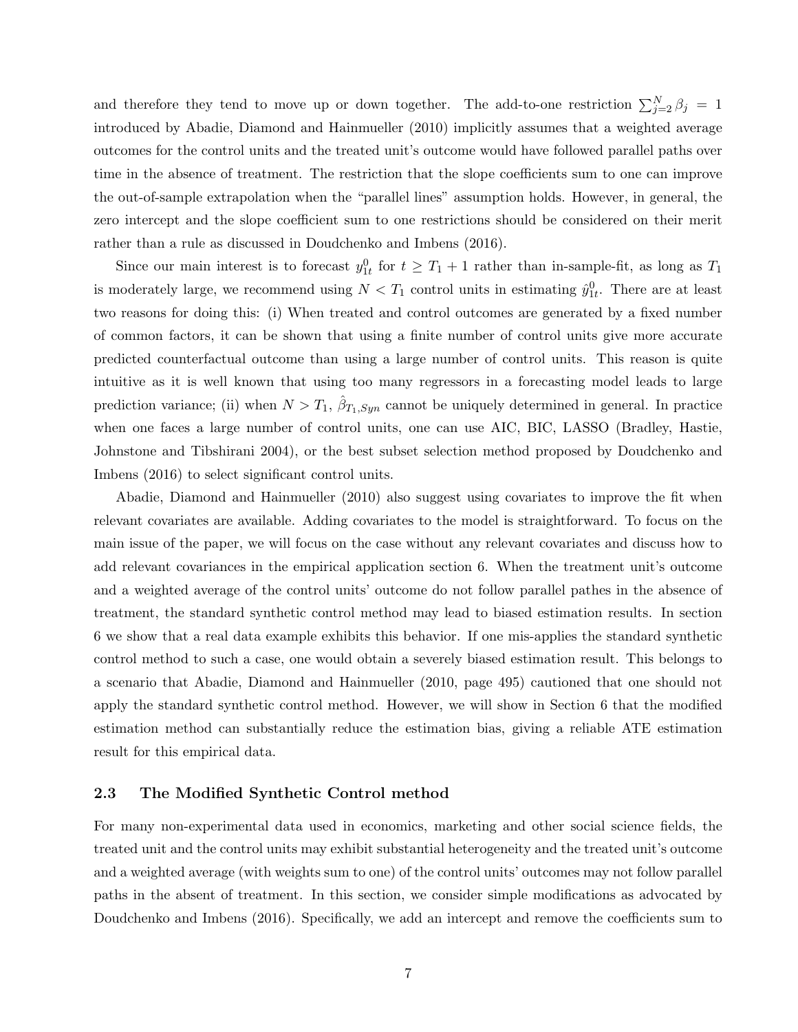and therefore they tend to move up or down together. The add-to-one restriction $\sum_{j=2}^{N} \beta_j = 1$ introduced by Abadie, Diamond and Hainmueller (2010) implicitly assumes that a weighted average outcomes for the control units and the treated unit's outcome would have followed parallel paths over time in the absence of treatment. The restriction that the slope coefficients sum to one can improve the out-of-sample extrapolation when the "parallel lines" assumption holds. However, in general, the zero intercept and the slope coefficient sum to one restrictions should be considered on their merit rather than a rule as discussed in Doudchenko and Imbens (2016).

Since our main interest is to forecast $y_{1t}^0$ for $t \geq T_1 + 1$ rather than in-sample-fit, as long as $T_1$ is moderately large, we recommend using $N < T_1$ control units in estimating $\hat{y}_{1t}^0$. There are at least two reasons for doing this: (i) When treated and control outcomes are generated by a fixed number of common factors, it can be shown that using a finite number of control units give more accurate predicted counterfactual outcome than using a large number of control units. This reason is quite intuitive as it is well known that using too many regressors in a forecasting model leads to large prediction variance; (ii) when $N > T_1$, $\hat{\beta}_{T_1,Syn}$ cannot be uniquely determined in general. In practice when one faces a large number of control units, one can use AIC, BIC, LASSO (Bradley, Hastie, Johnstone and Tibshirani 2004), or the best subset selection method proposed by Doudchenko and Imbens (2016) to select significant control units.

Abadie, Diamond and Hainmueller (2010) also suggest using covariates to improve the fit when relevant covariates are available. Adding covariates to the model is straightforward. To focus on the main issue of the paper, we will focus on the case without any relevant covariates and discuss how to add relevant covariances in the empirical application section 6. When the treatment unit's outcome and a weighted average of the control units' outcome do not follow parallel pathes in the absence of treatment, the standard synthetic control method may lead to biased estimation results. In section 6 we show that a real data example exhibits this behavior. If one mis-applies the standard synthetic control method to such a case, one would obtain a severely biased estimation result. This belongs to a scenario that Abadie, Diamond and Hainmueller (2010, page 495) cautioned that one should not apply the standard synthetic control method. However, we will show in Section 6 that the modified estimation method can substantially reduce the estimation bias, giving a reliable ATE estimation result for this empirical data.

### 2.3 The Modified Synthetic Control method

For many non-experimental data used in economics, marketing and other social science fields, the treated unit and the control units may exhibit substantial heterogeneity and the treated unit's outcome and a weighted average (with weights sum to one) of the control units' outcomes may not follow parallel paths in the absent of treatment. In this section, we consider simple modifications as advocated by Doudchenko and Imbens (2016). Specifically, we add an intercept and remove the coefficients sum to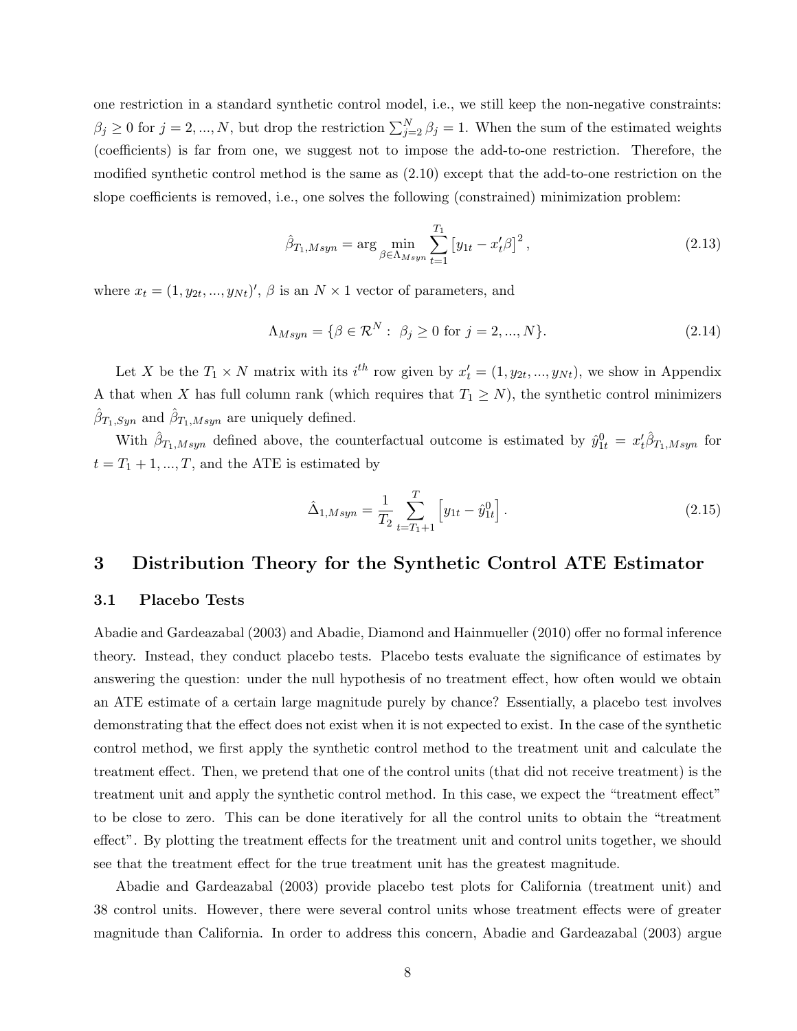one restriction in a standard synthetic control model, i.e., we still keep the non-negative constraints: $\beta_j \geq 0$ for $j = 2, ..., N$, but drop the restriction $\sum_{j=2}^{N} \beta_j = 1$. When the sum of the estimated weights (coefficients) is far from one, we suggest not to impose the add-to-one restriction. Therefore, the modified synthetic control method is the same as (2.10) except that the add-to-one restriction on the slope coefficients is removed, i.e., one solves the following (constrained) minimization problem:

$$\hat{\beta}_{T_1,Msyn} = \arg \min_{\beta \in \Lambda_{Msyn}} \sum_{t=1}^{T_1} \left[ y_{1t} - x_t' \beta \right]^2, \tag{2.13}$$

where $x_t = (1, y_{2t}, ..., y_{Nt})'$, $\beta$ is an $N \times 1$ vector of parameters, and

$$\Lambda_{Msyn} = \{\beta \in \mathcal{R}^N : \ \beta_j \geq 0 \text{ for } j = 2, ..., N\}. \tag{2.14}$$

Let $X$ be the $T_1 \times N$ matrix with its $i^{th}$ row given by $x_t' = (1, y_{2t}, ..., y_{Nt})$, we show in Appendix A that when $X$ has full column rank (which requires that $T_1 \geq N$), the synthetic control minimizers $\hat{\beta}_{T_1,Syn}$ and $\hat{\beta}_{T_1,Msyn}$ are uniquely defined.

With $\hat{\beta}_{T_1,Msyn}$ defined above, the counterfactual outcome is estimated by $\hat{y}_{1t}^0 = x_t' \hat{\beta}_{T_1,Msyn}$ for $t = T_1 + 1, ..., T$, and the ATE is estimated by

$$\hat{\Delta}_{1,Msyn} = \frac{1}{T_2} \sum_{t=T_1+1}^{T} \left[ y_{1t} - \hat{y}_{1t}^0 \right]. \tag{2.15}$$

# 3 Distribution Theory for the Synthetic Control ATE Estimator

## 3.1 Placebo Tests

Abadie and Gardeazabal (2003) and Abadie, Diamond and Hainmueller (2010) offer no formal inference theory. Instead, they conduct placebo tests. Placebo tests evaluate the significance of estimates by answering the question: under the null hypothesis of no treatment effect, how often would we obtain an ATE estimate of a certain large magnitude purely by chance? Essentially, a placebo test involves demonstrating that the effect does not exist when it is not expected to exist. In the case of the synthetic control method, we first apply the synthetic control method to the treatment unit and calculate the treatment effect. Then, we pretend that one of the control units (that did not receive treatment) is the treatment unit and apply the synthetic control method. In this case, we expect the "treatment effect" to be close to zero. This can be done iteratively for all the control units to obtain the "treatment effect". By plotting the treatment effects for the treatment unit and control units together, we should see that the treatment effect for the true treatment unit has the greatest magnitude.

Abadie and Gardeazabal (2003) provide placebo test plots for California (treatment unit) and 38 control units. However, there were several control units whose treatment effects were of greater magnitude than California. In order to address this concern, Abadie and Gardeazabal (2003) argue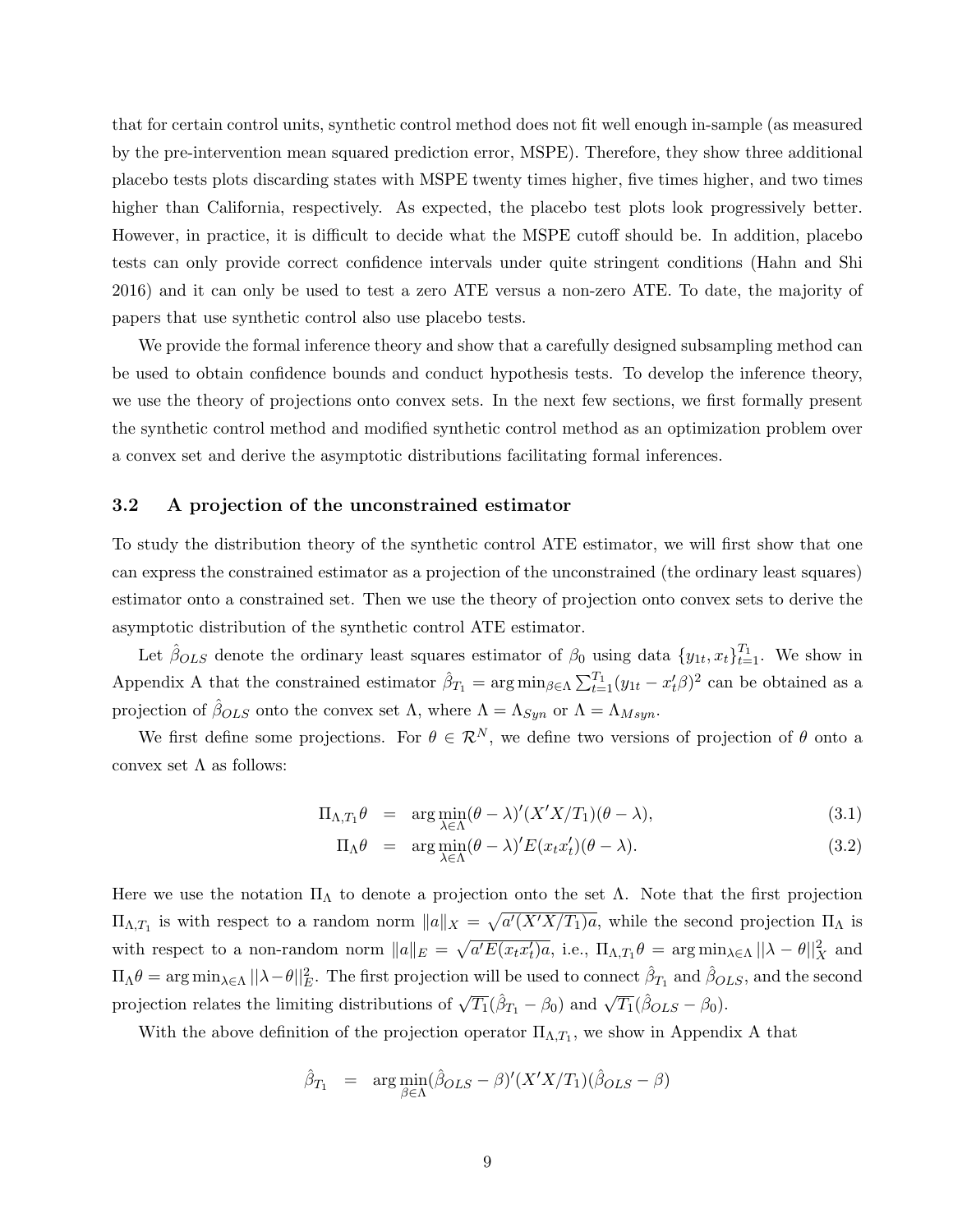that for certain control units, synthetic control method does not fit well enough in-sample (as measured by the pre-intervention mean squared prediction error, MSPE). Therefore, they show three additional placebo tests plots discarding states with MSPE twenty times higher, five times higher, and two times higher than California, respectively. As expected, the placebo test plots look progressively better. However, in practice, it is difficult to decide what the MSPE cutoff should be. In addition, placebo tests can only provide correct confidence intervals under quite stringent conditions (Hahn and Shi 2016) and it can only be used to test a zero ATE versus a non-zero ATE. To date, the majority of papers that use synthetic control also use placebo tests.

We provide the formal inference theory and show that a carefully designed subsampling method can be used to obtain confidence bounds and conduct hypothesis tests. To develop the inference theory, we use the theory of projections onto convex sets. In the next few sections, we first formally present the synthetic control method and modified synthetic control method as an optimization problem over a convex set and derive the asymptotic distributions facilitating formal inferences.

### 3.2 A projection of the unconstrained estimator

To study the distribution theory of the synthetic control ATE estimator, we will first show that one can express the constrained estimator as a projection of the unconstrained (the ordinary least squares) estimator onto a constrained set. Then we use the theory of projection onto convex sets to derive the asymptotic distribution of the synthetic control ATE estimator.

Let $\hat{\beta}_{OLS}$ denote the ordinary least squares estimator of $\beta_0$ using data $\{y_{1t}, x_t\}_{t=1}^{T_1}$. We show in Appendix A that the constrained estimator $\hat{\beta}_{T_1} = \arg\min_{\beta \in \Lambda} \sum_{t=1}^{T_1} (y_{1t} - x_t'\beta)^2$ can be obtained as a projection of $\hat{\beta}_{OLS}$ onto the convex set $\Lambda$, where $\Lambda = \Lambda_{Syn}$ or $\Lambda = \Lambda_{Msyn}$.

We first define some projections. For $\theta \in \mathcal{R}^N$, we define two versions of projection of $\theta$ onto a convex set $\Lambda$ as follows:

$$\Pi_{\Lambda,T_1}\theta = \arg\min_{\lambda \in \Lambda} (\theta - \lambda)'(X'X/T_1)(\theta - \lambda), \tag{3.1}$$

$$\Pi_{\Lambda}\theta = \arg\min_{\lambda \in \Lambda} (\theta - \lambda)'E(x_t x_t')(\theta - \lambda). \tag{3.2}$$

Here we use the notation $\Pi_\Lambda$ to denote a projection onto the set $\Lambda$. Note that the first projection $\Pi_{\Lambda,T_1}$ is with respect to a random norm $\|a\|_X = \sqrt{a'(X'X/T_1)a}$, while the second projection $\Pi_\Lambda$ is with respect to a non-random norm $\|a\|_E = \sqrt{a'E(x_t x_t')a}$, i.e., $\Pi_{\Lambda,T_1}\theta = \arg\min_{\lambda \in \Lambda} ||\lambda - \theta||_X^2$ and $\Pi_\Lambda \theta = \arg\min_{\lambda \in \Lambda} ||\lambda - \theta||_E^2$. The first projection will be used to connect $\hat{\beta}_{T_1}$ and $\hat{\beta}_{OLS}$, and the second projection relates the limiting distributions of $\sqrt{T_1}(\hat{\beta}_{T_1} - \beta_0)$ and $\sqrt{T_1}(\hat{\beta}_{OLS} - \beta_0)$.

With the above definition of the projection operator $\Pi_{\Lambda,T_1}$, we show in Appendix A that

$$\hat{\beta}_{T_1} = \arg\min_{\beta \in \Lambda} (\hat{\beta}_{OLS} - \beta)'(X'X/T_1)(\hat{\beta}_{OLS} - \beta)$$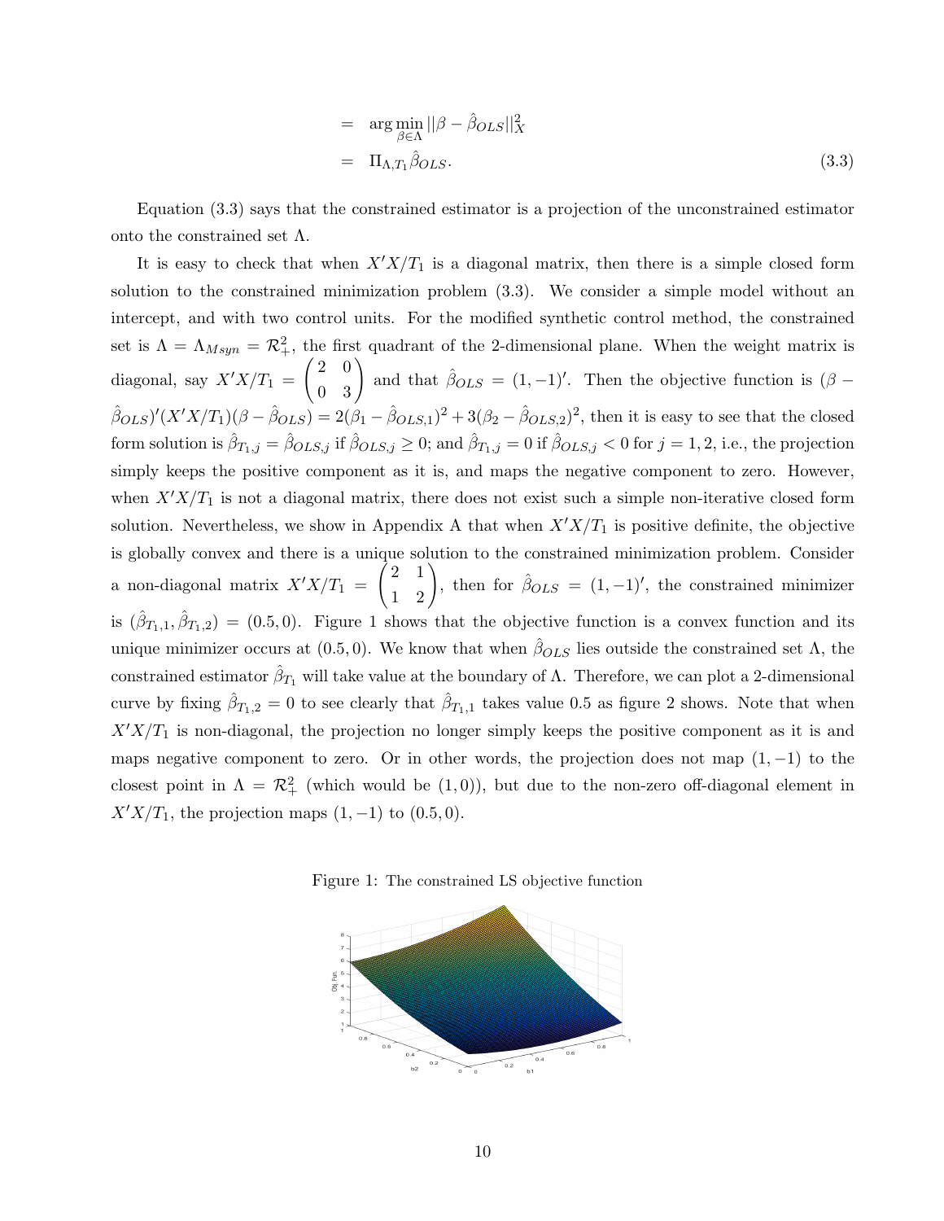$$
\begin{aligned}
&= \arg\min_{\beta \in \Lambda} ||\beta - \hat{\beta}_{OLS}||_X^2 \\
&= \Pi_{\Lambda, T_1} \hat{\beta}_{OLS}. \qquad (3.3)
\end{aligned}
$$

Equation (3.3) says that the constrained estimator is a projection of the unconstrained estimator onto the constrained set $\Lambda$.

It is easy to check that when $X'X/T_1$ is a diagonal matrix, then there is a simple closed form solution to the constrained minimization problem (3.3). We consider a simple model without an intercept, and with two control units. For the modified synthetic control method, the constrained set is $\Lambda = \Lambda_{Msyn} = \mathcal{R}_+^2$, the first quadrant of the 2-dimensional plane. When the weight matrix is diagonal, say $X'X/T_1 = \begin{pmatrix} 2 & 0 \\ 0 & 3 \end{pmatrix}$ and that $\hat{\beta}_{OLS} = (1, -1)'$. Then the objective function is $(\beta - \hat{\beta}_{OLS})'(X'X/T_1)(\beta - \hat{\beta}_{OLS}) = 2(\beta_1 - \hat{\beta}_{OLS,1})^2 + 3(\beta_2 - \hat{\beta}_{OLS,2})^2$, then it is easy to see that the closed form solution is $\hat{\beta}_{T_1,j} = \hat{\beta}_{OLS,j}$ if $\hat{\beta}_{OLS,j} \geq 0$; and $\hat{\beta}_{T_1,j} = 0$ if $\hat{\beta}_{OLS,j} < 0$ for $j = 1, 2$, i.e., the projection simply keeps the positive component as it is, and maps the negative component to zero. However, when $X'X/T_1$ is not a diagonal matrix, there does not exist such a simple non-iterative closed form solution. Nevertheless, we show in Appendix A that when $X'X/T_1$ is positive definite, the objective is globally convex and there is a unique solution to the constrained minimization problem. Consider a non-diagonal matrix $X'X/T_1 = \begin{pmatrix} 2 & 1 \\ 1 & 2 \end{pmatrix}$, then for $\hat{\beta}_{OLS} = (1, -1)'$, the constrained minimizer is $(\hat{\beta}_{T_1,1}, \hat{\beta}_{T_1,2}) = (0.5, 0)$. Figure 1 shows that the objective function is a convex function and its unique minimizer occurs at $(0.5, 0)$. We know that when $\hat{\beta}_{OLS}$ lies outside the constrained set $\Lambda$, the constrained estimator $\hat{\beta}_{T_1}$ will take value at the boundary of $\Lambda$. Therefore, we can plot a 2-dimensional curve by fixing $\hat{\beta}_{T_1,2} = 0$ to see clearly that $\hat{\beta}_{T_1,1}$ takes value 0.5 as figure 2 shows. Note that when $X'X/T_1$ is non-diagonal, the projection no longer simply keeps the positive component as it is and maps negative component to zero. Or in other words, the projection does not map $(1, -1)$ to the closest point in $\Lambda = \mathcal{R}_+^2$ (which would be $(1, 0)$), but due to the non-zero off-diagonal element in $X'X/T_1$, the projection maps $(1, -1)$ to $(0.5, 0)$.

Figure 1: The constrained LS objective function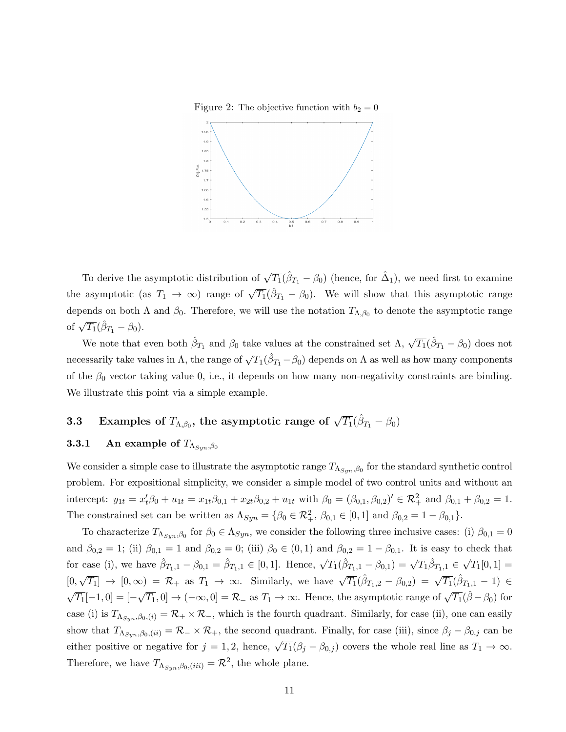Figure 2: The objective function with $b_2 = 0$

To derive the asymptotic distribution of $\sqrt{T_1}(\hat{\beta}_{T_1} - \beta_0)$ (hence, for $\hat{\Delta}_1$), we need first to examine the asymptotic (as $T_1 \to \infty$) range of $\sqrt{T_1}(\hat{\beta}_{T_1} - \beta_0)$. We will show that this asymptotic range depends on both $\Lambda$ and $\beta_0$. Therefore, we will use the notation $T_{\Lambda,\beta_0}$ to denote the asymptotic range of $\sqrt{T_1}(\hat{\beta}_{T_1} - \beta_0)$.

We note that even both $\hat{\beta}_{T_1}$ and $\beta_0$ take values at the constrained set $\Lambda$, $\sqrt{T_1}(\hat{\beta}_{T_1} - \beta_0)$ does not necessarily take values in $\Lambda$, the range of $\sqrt{T_1}(\hat{\beta}_{T_1} - \beta_0)$ depends on $\Lambda$ as well as how many components of the $\beta_0$ vector taking value 0, i.e., it depends on how many non-negativity constraints are binding. We illustrate this point via a simple example.

## 3.3 Examples of $T_{\Lambda,\beta_0}$, the asymptotic range of $\sqrt{T_1}(\hat{\beta}_{T_1} - \beta_0)$

### 3.3.1 An example of $T_{\Lambda_{Syn},\beta_0}$

We consider a simple case to illustrate the asymptotic range $T_{\Lambda_{Syn},\beta_0}$ for the standard synthetic control problem. For expositional simplicity, we consider a simple model of two control units and without an intercept: $y_{1t} = x_t'\beta_0 + u_{1t} = x_{1t}\beta_{0,1} + x_{2t}\beta_{0,2} + u_{1t}$ with $\beta_0 = (\beta_{0,1}, \beta_{0,2})' \in \mathcal{R}_+^2$ and $\beta_{0,1} + \beta_{0,2} = 1$. The constrained set can be written as $\Lambda_{Syn} = \{\beta_0 \in \mathcal{R}_+^2,\ \beta_{0,1} \in [0,1] \text{ and } \beta_{0,2} = 1 - \beta_{0,1}\}$.

To characterize $T_{\Lambda_{Syn},\beta_0}$ for $\beta_0 \in \Lambda_{Syn}$, we consider the following three inclusive cases: (i) $\beta_{0,1} = 0$ and $\beta_{0,2} = 1$; (ii) $\beta_{0,1} = 1$ and $\beta_{0,2} = 0$; (iii) $\beta_0 \in (0,1)$ and $\beta_{0,2} = 1 - \beta_{0,1}$. It is easy to check that for case (i), we have $\hat{\beta}_{T_1,1} - \beta_{0,1} = \hat{\beta}_{T_1,1} \in [0,1]$. Hence, $\sqrt{T_1}(\hat{\beta}_{T_1,1} - \beta_{0,1}) = \sqrt{T_1}\hat{\beta}_{T_1,1} \in \sqrt{T_1}[0,1] = [0, \sqrt{T_1}] \to [0, \infty) = \mathcal{R}_+$ as $T_1 \to \infty$. Similarly, we have $\sqrt{T_1}(\hat{\beta}_{T_1,2} - \beta_{0,2}) = \sqrt{T_1}(\hat{\beta}_{T_1,1} - 1) \in \sqrt{T_1}[-1, 0] = [-\sqrt{T_1}, 0] \to (-\infty, 0] = \mathcal{R}_-$ as $T_1 \to \infty$. Hence, the asymptotic range of $\sqrt{T_1}(\hat{\beta} - \beta_0)$ for case (i) is $T_{\Lambda_{Syn},\beta_0,(i)} = \mathcal{R}_+ \times \mathcal{R}_-$, which is the fourth quadrant. Similarly, for case (ii), one can easily show that $T_{\Lambda_{Syn},\beta_0,(ii)} = \mathcal{R}_- \times \mathcal{R}_+$, the second quadrant. Finally, for case (iii), since $\beta_j - \beta_{0,j}$ can be either positive or negative for $j = 1, 2$, hence, $\sqrt{T_1}(\beta_j - \beta_{0,j})$ covers the whole real line as $T_1 \to \infty$. Therefore, we have $T_{\Lambda_{Syn},\beta_0,(iii)} = \mathcal{R}^2$, the whole plane.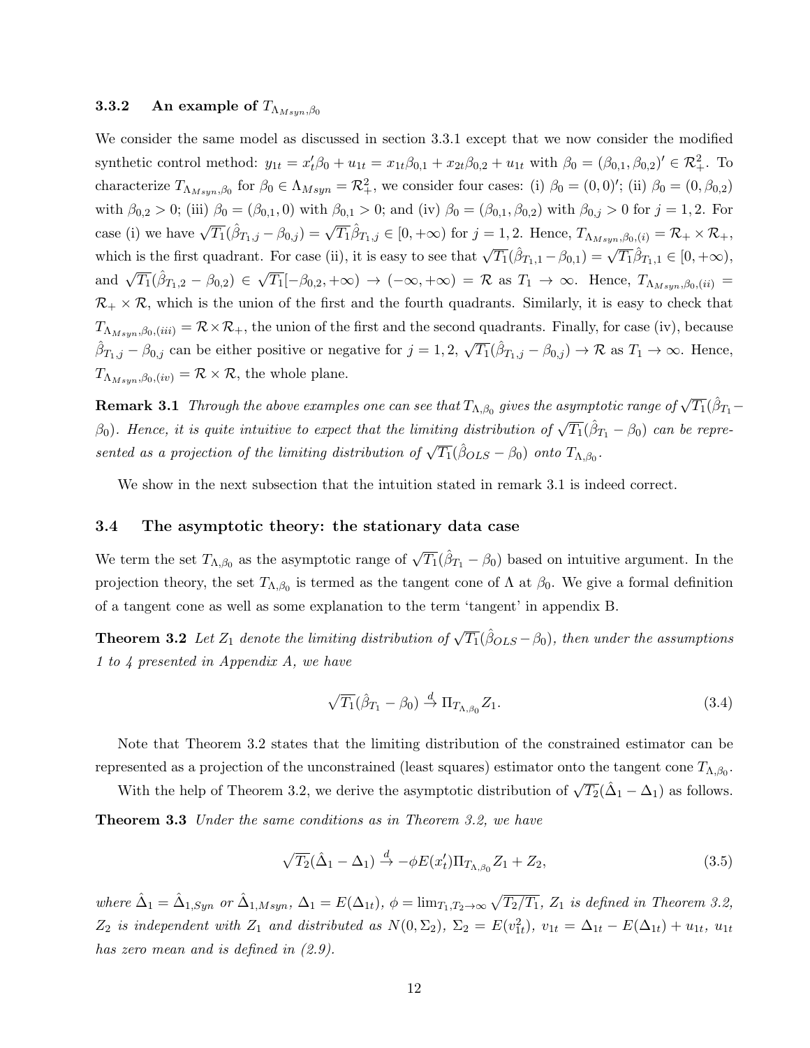### 3.3.2 An example of $T_{\Lambda_{Msyn},\beta_0}$

We consider the same model as discussed in section 3.3.1 except that we now consider the modified synthetic control method: $y_{1t} = x_t'\beta_0 + u_{1t} = x_{1t}\beta_{0,1} + x_{2t}\beta_{0,2} + u_{1t}$ with $\beta_0 = (\beta_{0,1}, \beta_{0,2})' \in \mathcal{R}_+^2$. To characterize $T_{\Lambda_{Msyn},\beta_0}$ for $\beta_0 \in \Lambda_{Msyn} = \mathcal{R}_+^2$, we consider four cases: (i) $\beta_0 = (0,0)'$; (ii) $\beta_0 = (0, \beta_{0,2})$ with $\beta_{0,2} > 0$; (iii) $\beta_0 = (\beta_{0,1}, 0)$ with $\beta_{0,1} > 0$; and (iv) $\beta_0 = (\beta_{0,1}, \beta_{0,2})$ with $\beta_{0,j} > 0$ for $j = 1, 2$. For case (i) we have $\sqrt{T_1}(\hat{\beta}_{T_1,j} - \beta_{0,j}) = \sqrt{T_1}\hat{\beta}_{T_1,j} \in [0, +\infty)$ for $j = 1, 2$. Hence, $T_{\Lambda_{Msyn},\beta_0,(i)} = \mathcal{R}_+ \times \mathcal{R}_+$, which is the first quadrant. For case (ii), it is easy to see that $\sqrt{T_1}(\hat{\beta}_{T_1,1} - \beta_{0,1}) = \sqrt{T_1}\hat{\beta}_{T_1,1} \in [0, +\infty)$, and $\sqrt{T_1}(\hat{\beta}_{T_1,2} - \beta_{0,2}) \in \sqrt{T_1}[-\beta_{0,2}, +\infty) \to (-\infty, +\infty) = \mathcal{R}$ as $T_1 \to \infty$. Hence, $T_{\Lambda_{Msyn},\beta_0,(ii)} = \mathcal{R}_+ \times \mathcal{R}$, which is the union of the first and the fourth quadrants. Similarly, it is easy to check that $T_{\Lambda_{Msyn},\beta_0,(iii)} = \mathcal{R} \times \mathcal{R}_+$, the union of the first and the second quadrants. Finally, for case (iv), because $\hat{\beta}_{T_1,j} - \beta_{0,j}$ can be either positive or negative for $j = 1, 2$, $\sqrt{T_1}(\hat{\beta}_{T_1,j} - \beta_{0,j}) \to \mathcal{R}$ as $T_1 \to \infty$. Hence, $T_{\Lambda_{Msyn},\beta_0,(iv)} = \mathcal{R} \times \mathcal{R}$, the whole plane.

**Remark 3.1** *Through the above examples one can see that $T_{\Lambda,\beta_0}$ gives the asymptotic range of $\sqrt{T_1}(\hat{\beta}_{T_1} - \beta_0)$. Hence, it is quite intuitive to expect that the limiting distribution of $\sqrt{T_1}(\hat{\beta}_{T_1} - \beta_0)$ can be represented as a projection of the limiting distribution of $\sqrt{T_1}(\hat{\beta}_{OLS} - \beta_0)$ onto $T_{\Lambda,\beta_0}$.*

We show in the next subsection that the intuition stated in remark 3.1 is indeed correct.

## 3.4 The asymptotic theory: the stationary data case

We term the set $T_{\Lambda,\beta_0}$ as the asymptotic range of $\sqrt{T_1}(\hat{\beta}_{T_1} - \beta_0)$ based on intuitive argument. In the projection theory, the set $T_{\Lambda,\beta_0}$ is termed as the tangent cone of $\Lambda$ at $\beta_0$. We give a formal definition of a tangent cone as well as some explanation to the term 'tangent' in appendix B.

**Theorem 3.2** *Let $Z_1$ denote the limiting distribution of $\sqrt{T_1}(\hat{\beta}_{OLS} - \beta_0)$, then under the assumptions 1 to 4 presented in Appendix A, we have*

$$\sqrt{T_1}(\hat{\beta}_{T_1} - \beta_0) \xrightarrow{d} \Pi_{T_{\Lambda,\beta_0}} Z_1. \tag{3.4}$$

Note that Theorem 3.2 states that the limiting distribution of the constrained estimator can be represented as a projection of the unconstrained (least squares) estimator onto the tangent cone $T_{\Lambda,\beta_0}$.

With the help of Theorem 3.2, we derive the asymptotic distribution of $\sqrt{T_2}(\hat{\Delta}_1 - \Delta_1)$ as follows.

**Theorem 3.3** *Under the same conditions as in Theorem 3.2, we have*

$$\sqrt{T_2}(\hat{\Delta}_1 - \Delta_1) \xrightarrow{d} -\phi E(x_t')\Pi_{T_{\Lambda,\beta_0}} Z_1 + Z_2, \tag{3.5}$$

*where $\hat{\Delta}_1 = \hat{\Delta}_{1,Syn}$ or $\hat{\Delta}_{1,Msyn}$, $\Delta_1 = E(\Delta_{1t})$, $\phi = \lim_{T_1,T_2\to\infty} \sqrt{T_2/T_1}$, $Z_1$ is defined in Theorem 3.2, $Z_2$ is independent with $Z_1$ and distributed as $N(0, \Sigma_2)$, $\Sigma_2 = E(v_{1t}^2)$, $v_{1t} = \Delta_{1t} - E(\Delta_{1t}) + u_{1t}$, $u_{1t}$ has zero mean and is defined in (2.9).*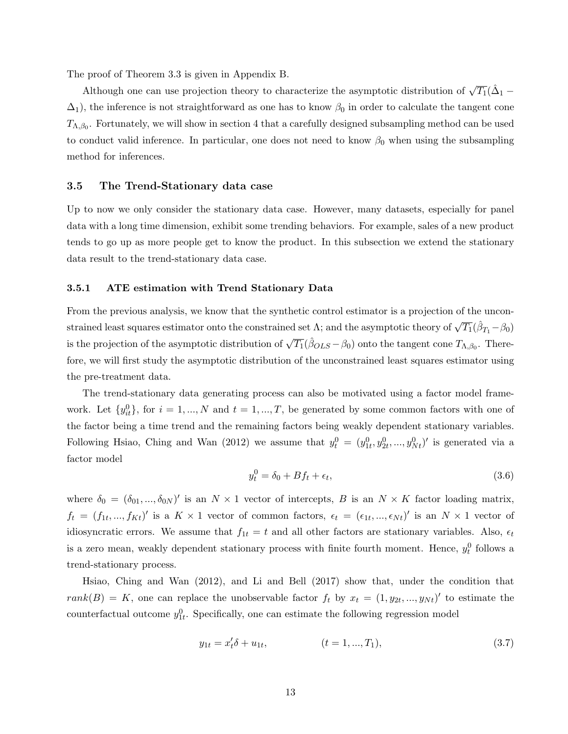The proof of Theorem 3.3 is given in Appendix B.

Although one can use projection theory to characterize the asymptotic distribution of $\sqrt{T_1}(\hat{\Delta}_1 - \Delta_1)$, the inference is not straightforward as one has to know $\beta_0$ in order to calculate the tangent cone $T_{\Lambda,\beta_0}$. Fortunately, we will show in section 4 that a carefully designed subsampling method can be used to conduct valid inference. In particular, one does not need to know $\beta_0$ when using the subsampling method for inferences.

### 3.5 The Trend-Stationary data case

Up to now we only consider the stationary data case. However, many datasets, especially for panel data with a long time dimension, exhibit some trending behaviors. For example, sales of a new product tends to go up as more people get to know the product. In this subsection we extend the stationary data result to the trend-stationary data case.

#### 3.5.1 ATE estimation with Trend Stationary Data

From the previous analysis, we know that the synthetic control estimator is a projection of the unconstrained least squares estimator onto the constrained set $\Lambda$; and the asymptotic theory of $\sqrt{T_1}(\hat{\beta}_{T_1} - \beta_0)$ is the projection of the asymptotic distribution of $\sqrt{T_1}(\hat{\beta}_{OLS} - \beta_0)$ onto the tangent cone $T_{\Lambda,\beta_0}$. Therefore, we will first study the asymptotic distribution of the unconstrained least squares estimator using the pre-treatment data.

The trend-stationary data generating process can also be motivated using a factor model framework. Let $\{y_{it}^0\}$, for $i = 1, ..., N$ and $t = 1, ..., T$, be generated by some common factors with one of the factor being a time trend and the remaining factors being weakly dependent stationary variables. Following Hsiao, Ching and Wan (2012) we assume that $y_t^0 = (y_{1t}^0, y_{2t}^0, ..., y_{Nt}^0)'$ is generated via a factor model

$$y_t^0 = \delta_0 + B f_t + \epsilon_t, \tag{3.6}$$

where $\delta_0 = (\delta_{01}, ..., \delta_{0N})'$ is an $N \times 1$ vector of intercepts, $B$ is an $N \times K$ factor loading matrix, $f_t = (f_{1t}, ..., f_{Kt})'$ is a $K \times 1$ vector of common factors, $\epsilon_t = (\epsilon_{1t}, ..., \epsilon_{Nt})'$ is an $N \times 1$ vector of idiosyncratic errors. We assume that $f_{1t} = t$ and all other factors are stationary variables. Also, $\epsilon_t$ is a zero mean, weakly dependent stationary process with finite fourth moment. Hence, $y_t^0$ follows a trend-stationary process.

Hsiao, Ching and Wan (2012), and Li and Bell (2017) show that, under the condition that $rank(B) = K$, one can replace the unobservable factor $f_t$ by $x_t = (1, y_{2t}, ..., y_{Nt})'$ to estimate the counterfactual outcome $y_{1t}^0$. Specifically, one can estimate the following regression model

$$y_{1t} = x_t'\delta + u_{1t}, \qquad (t = 1, ..., T_1), \tag{3.7}$$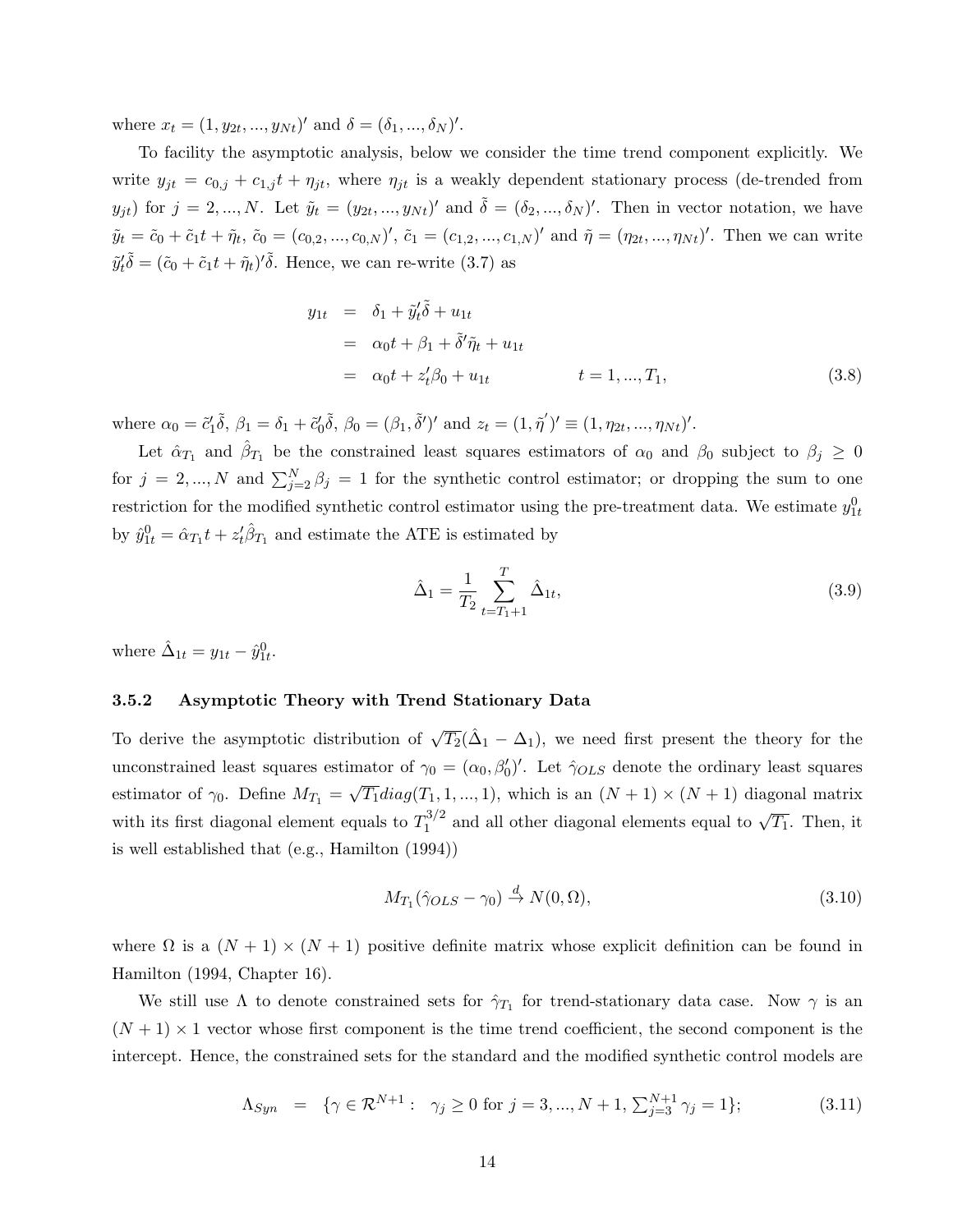where $x_t = (1, y_{2t}, ..., y_{Nt})'$ and $\delta = (\delta_1, ..., \delta_N)'$.

To facility the asymptotic analysis, below we consider the time trend component explicitly. We write $y_{jt} = c_{0,j} + c_{1,j}t + \eta_{jt}$, where $\eta_{jt}$ is a weakly dependent stationary process (de-trended from $y_{jt}$) for $j = 2, ..., N$. Let $\tilde{y}_t = (y_{2t}, ..., y_{Nt})'$ and $\tilde{\delta} = (\delta_2, ..., \delta_N)'$. Then in vector notation, we have $\tilde{y}_t = \tilde{c}_0 + \tilde{c}_1 t + \tilde{\eta}_t$, $\tilde{c}_0 = (c_{0,2}, ..., c_{0,N})'$, $\tilde{c}_1 = (c_{1,2}, ..., c_{1,N})'$ and $\tilde{\eta} = (\eta_{2t}, ..., \eta_{Nt})'$. Then we can write $\tilde{y}_t'\tilde{\delta} = (\tilde{c}_0 + \tilde{c}_1 t + \tilde{\eta}_t)'\tilde{\delta}$. Hence, we can re-write (3.7) as

$$
\begin{aligned}
y_{1t} &= \delta_1 + \tilde{y}_t'\tilde{\delta} + u_{1t} \\
&= \alpha_0 t + \beta_1 + \tilde{\delta}'\tilde{\eta}_t + u_{1t} \\
&= \alpha_0 t + z_t'\beta_0 + u_{1t} \qquad\qquad t = 1, ..., T_1,
\end{aligned} \tag{3.8}
$$

where $\alpha_0 = \tilde{c}_1'\tilde{\delta}$, $\beta_1 = \delta_1 + \tilde{c}_0'\tilde{\delta}$, $\beta_0 = (\beta_1, \tilde{\delta}')'$ and $z_t = (1, \tilde{\eta}')' \equiv (1, \eta_{2t}, ..., \eta_{Nt})'$.

Let $\hat{\alpha}_{T_1}$ and $\hat{\beta}_{T_1}$ be the constrained least squares estimators of $\alpha_0$ and $\beta_0$ subject to $\beta_j \geq 0$ for $j = 2, ..., N$ and $\sum_{j=2}^N \beta_j = 1$ for the synthetic control estimator; or dropping the sum to one restriction for the modified synthetic control estimator using the pre-treatment data. We estimate $y_{1t}^0$ by $\hat{y}_{1t}^0 = \hat{\alpha}_{T_1} t + z_t'\hat{\beta}_{T_1}$ and estimate the ATE is estimated by

$$
\hat{\Delta}_1 = \frac{1}{T_2} \sum_{t=T_1+1}^{T} \hat{\Delta}_{1t}, \tag{3.9}
$$

where $\hat{\Delta}_{1t} = y_{1t} - \hat{y}_{1t}^0$.

### 3.5.2 Asymptotic Theory with Trend Stationary Data

To derive the asymptotic distribution of $\sqrt{T_2}(\hat{\Delta}_1 - \Delta_1)$, we need first present the theory for the unconstrained least squares estimator of $\gamma_0 = (\alpha_0, \beta_0')'$. Let $\hat{\gamma}_{OLS}$ denote the ordinary least squares estimator of $\gamma_0$. Define $M_{T_1} = \sqrt{T_1} diag(T_1, 1, ..., 1)$, which is an $(N+1) \times (N+1)$ diagonal matrix with its first diagonal element equals to $T_1^{3/2}$ and all other diagonal elements equal to $\sqrt{T_1}$. Then, it is well established that (e.g., Hamilton (1994))

$$
M_{T_1}(\hat{\gamma}_{OLS} - \gamma_0) \xrightarrow{d} N(0, \Omega), \tag{3.10}
$$

where $\Omega$ is a $(N+1) \times (N+1)$ positive definite matrix whose explicit definition can be found in Hamilton (1994, Chapter 16).

We still use $\Lambda$ to denote constrained sets for $\hat{\gamma}_{T_1}$ for trend-stationary data case. Now $\gamma$ is an $(N+1) \times 1$ vector whose first component is the time trend coefficient, the second component is the intercept. Hence, the constrained sets for the standard and the modified synthetic control models are

$$
\Lambda_{Syn} = \{\gamma \in \mathcal{R}^{N+1} : \ \gamma_j \geq 0 \text{ for } j = 3, ..., N+1, \textstyle\sum_{j=3}^{N+1} \gamma_j = 1\}; \tag{3.11}
$$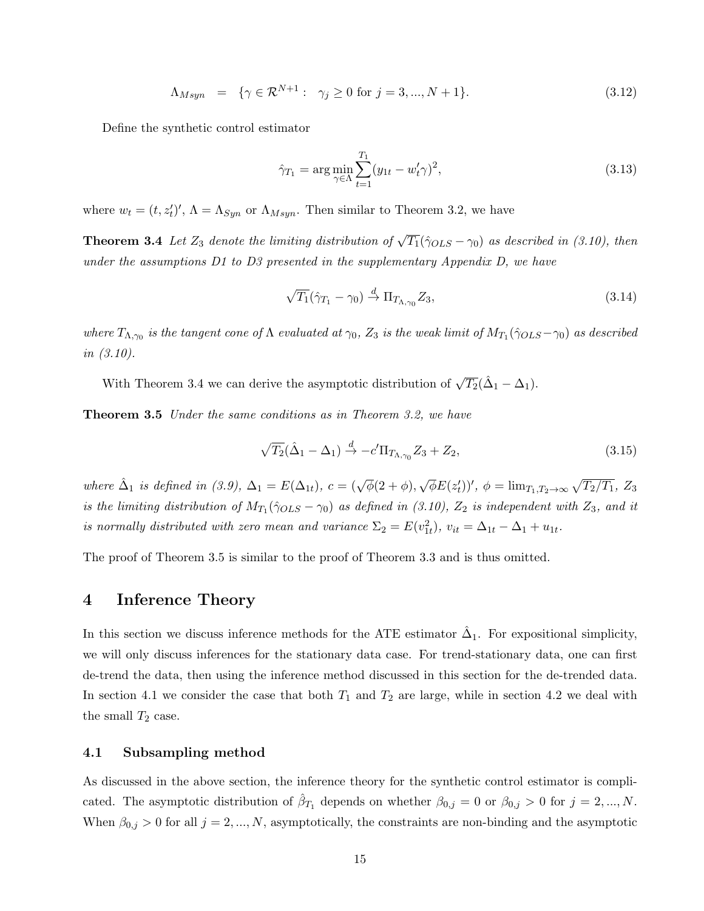$$\Lambda_{Msyn} \quad = \quad \{\gamma \in \mathcal{R}^{N+1}: \quad \gamma_j \geq 0 \text{ for } j = 3, ..., N+1\}. \tag{3.12}$$

Define the synthetic control estimator

$$\hat{\gamma}_{T_1} = \arg\min_{\gamma \in \Lambda} \sum_{t=1}^{T_1} (y_{1t} - w_t'\gamma)^2, \tag{3.13}$$

where $w_t = (t, z_t')'$, $\Lambda = \Lambda_{Syn}$ or $\Lambda_{Msyn}$. Then similar to Theorem 3.2, we have

**Theorem 3.4** *Let $Z_3$ denote the limiting distribution of $\sqrt{T_1}(\hat{\gamma}_{OLS} - \gamma_0)$ as described in (3.10), then under the assumptions D1 to D3 presented in the supplementary Appendix D, we have*

$$\sqrt{T_1}(\hat{\gamma}_{T_1} - \gamma_0) \stackrel{d}{\to} \Pi_{T_{\Lambda,\gamma_0}} Z_3, \tag{3.14}$$

*where $T_{\Lambda,\gamma_0}$ is the tangent cone of $\Lambda$ evaluated at $\gamma_0$, $Z_3$ is the weak limit of $M_{T_1}(\hat{\gamma}_{OLS} - \gamma_0)$ as described in (3.10).*

With Theorem 3.4 we can derive the asymptotic distribution of $\sqrt{T_2}(\hat{\Delta}_1 - \Delta_1)$.

**Theorem 3.5** *Under the same conditions as in Theorem 3.2, we have*

$$\sqrt{T_2}(\hat{\Delta}_1 - \Delta_1) \stackrel{d}{\to} -c'\Pi_{T_{\Lambda,\gamma_0}} Z_3 + Z_2, \tag{3.15}$$

*where $\hat{\Delta}_1$ is defined in (3.9), $\Delta_1 = E(\Delta_{1t})$, $c = (\sqrt{\phi}(2+\phi), \sqrt{\phi}E(z_t'))'$, $\phi = \lim_{T_1,T_2\to\infty} \sqrt{T_2/T_1}$, $Z_3$ is the limiting distribution of $M_{T_1}(\hat{\gamma}_{OLS} - \gamma_0)$ as defined in (3.10), $Z_2$ is independent with $Z_3$, and it is normally distributed with zero mean and variance $\Sigma_2 = E(v_{1t}^2)$, $v_{it} = \Delta_{1t} - \Delta_1 + u_{1t}$.*

The proof of Theorem 3.5 is similar to the proof of Theorem 3.3 and is thus omitted.

# 4 Inference Theory

In this section we discuss inference methods for the ATE estimator $\hat{\Delta}_1$. For expositional simplicity, we will only discuss inferences for the stationary data case. For trend-stationary data, one can first de-trend the data, then using the inference method discussed in this section for the de-trended data. In section 4.1 we consider the case that both $T_1$ and $T_2$ are large, while in section 4.2 we deal with the small $T_2$ case.

## 4.1 Subsampling method

As discussed in the above section, the inference theory for the synthetic control estimator is complicated. The asymptotic distribution of $\hat{\beta}_{T_1}$ depends on whether $\beta_{0,j} = 0$ or $\beta_{0,j} > 0$ for $j = 2, ..., N$. When $\beta_{0,j} > 0$ for all $j = 2, ..., N$, asymptotically, the constraints are non-binding and the asymptotic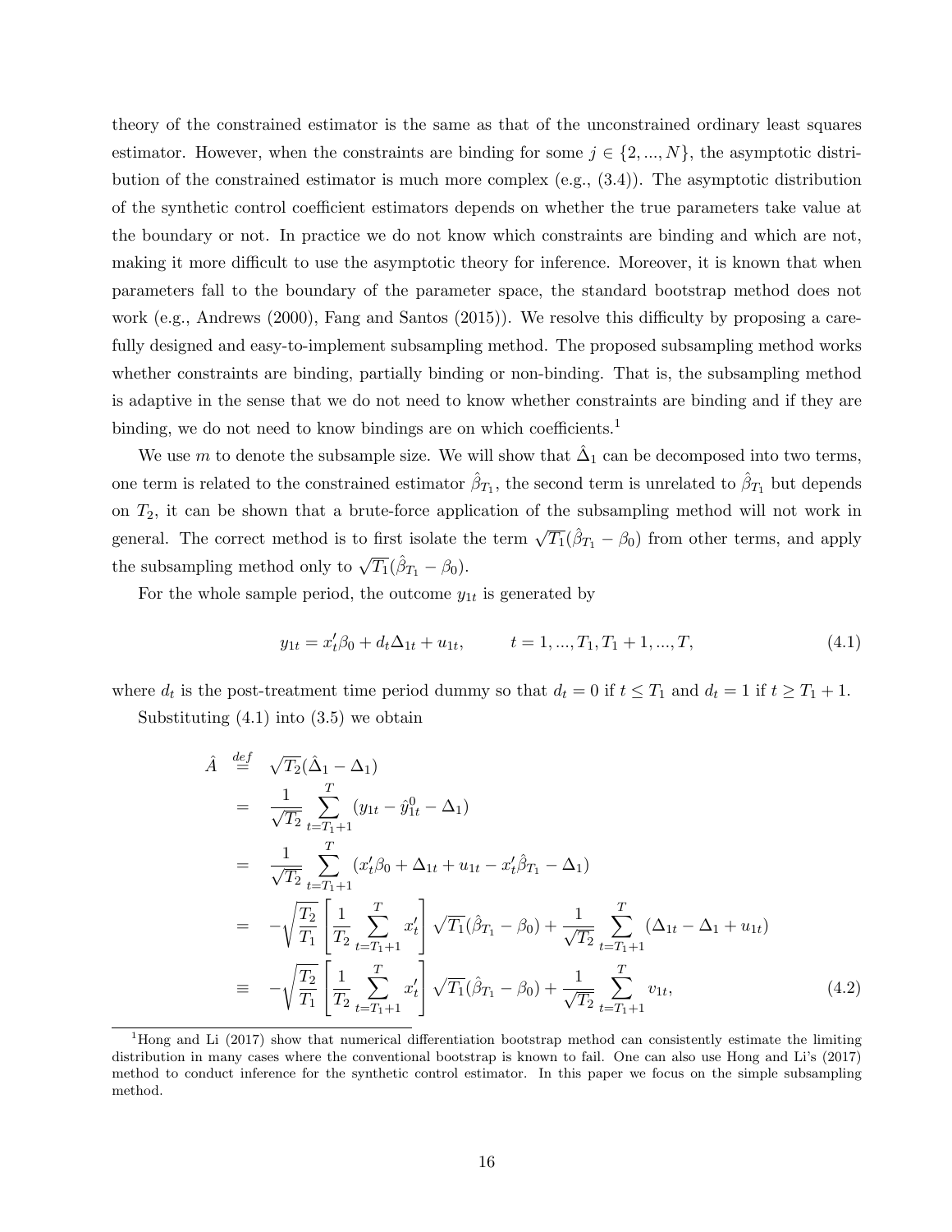theory of the constrained estimator is the same as that of the unconstrained ordinary least squares estimator. However, when the constraints are binding for some $j \in \{2, ..., N\}$, the asymptotic distribution of the constrained estimator is much more complex (e.g., (3.4)). The asymptotic distribution of the synthetic control coefficient estimators depends on whether the true parameters take value at the boundary or not. In practice we do not know which constraints are binding and which are not, making it more difficult to use the asymptotic theory for inference. Moreover, it is known that when parameters fall to the boundary of the parameter space, the standard bootstrap method does not work (e.g., Andrews (2000), Fang and Santos (2015)). We resolve this difficulty by proposing a carefully designed and easy-to-implement subsampling method. The proposed subsampling method works whether constraints are binding, partially binding or non-binding. That is, the subsampling method is adaptive in the sense that we do not need to know whether constraints are binding and if they are binding, we do not need to know bindings are on which coefficients.[1]

We use $m$ to denote the subsample size. We will show that $\hat{\Delta}_1$ can be decomposed into two terms, one term is related to the constrained estimator $\hat{\beta}_{T_1}$, the second term is unrelated to $\hat{\beta}_{T_1}$ but depends on $T_2$, it can be shown that a brute-force application of the subsampling method will not work in general. The correct method is to first isolate the term $\sqrt{T_1}(\hat{\beta}_{T_1} - \beta_0)$ from other terms, and apply the subsampling method only to $\sqrt{T_1}(\hat{\beta}_{T_1} - \beta_0)$.

For the whole sample period, the outcome $y_{1t}$ is generated by

$$y_{1t} = x_t'\beta_0 + d_t\Delta_{1t} + u_{1t}, \qquad t = 1, ..., T_1, T_1 + 1, ..., T, \tag{4.1}$$

where $d_t$ is the post-treatment time period dummy so that $d_t = 0$ if $t \leq T_1$ and $d_t = 1$ if $t \geq T_1 + 1$.

Substituting (4.1) into (3.5) we obtain

$$\begin{aligned}
\hat{A} &\stackrel{def}{=} \sqrt{T_2}(\hat{\Delta}_1 - \Delta_1) \\
&= \frac{1}{\sqrt{T_2}} \sum_{t=T_1+1}^{T} (y_{1t} - \hat{y}_{1t}^0 - \Delta_1) \\
&= \frac{1}{\sqrt{T_2}} \sum_{t=T_1+1}^{T} (x_t'\beta_0 + \Delta_{1t} + u_{1t} - x_t'\hat{\beta}_{T_1} - \Delta_1) \\
&= -\sqrt{\frac{T_2}{T_1}} \left[ \frac{1}{T_2} \sum_{t=T_1+1}^{T} x_t' \right] \sqrt{T_1}(\hat{\beta}_{T_1} - \beta_0) + \frac{1}{\sqrt{T_2}} \sum_{t=T_1+1}^{T} (\Delta_{1t} - \Delta_1 + u_{1t}) \\
&\equiv -\sqrt{\frac{T_2}{T_1}} \left[ \frac{1}{T_2} \sum_{t=T_1+1}^{T} x_t' \right] \sqrt{T_1}(\hat{\beta}_{T_1} - \beta_0) + \frac{1}{\sqrt{T_2}} \sum_{t=T_1+1}^{T} v_{1t},
\end{aligned} \tag{4.2}$$

[1] Hong and Li (2017) show that numerical differentiation bootstrap method can consistently estimate the limiting distribution in many cases where the conventional bootstrap is known to fail. One can also use Hong and Li's (2017) method to conduct inference for the synthetic control estimator. In this paper we focus on the simple subsampling method.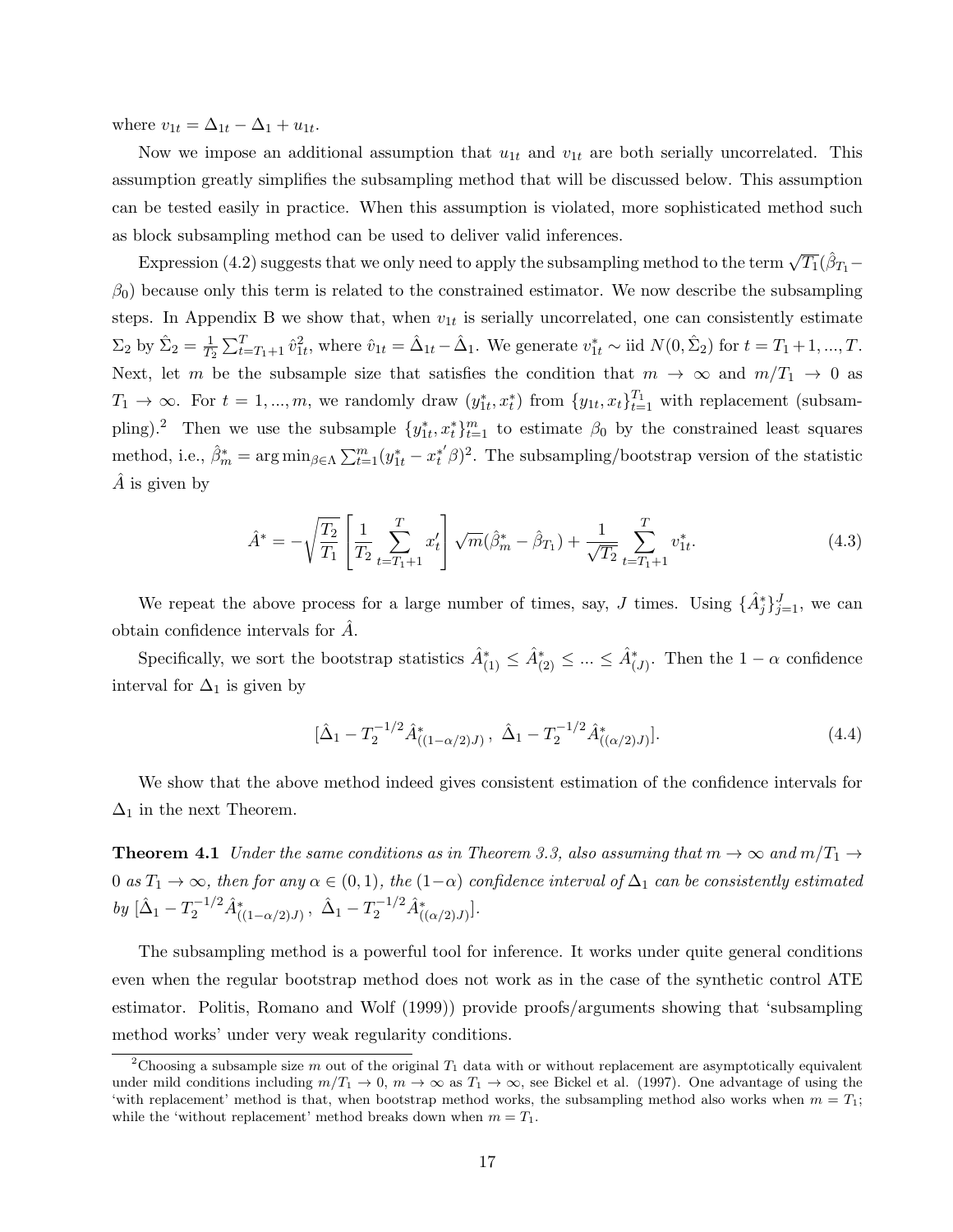where $v_{1t} = \Delta_{1t} - \Delta_1 + u_{1t}$.

Now we impose an additional assumption that $u_{1t}$ and $v_{1t}$ are both serially uncorrelated. This assumption greatly simplifies the subsampling method that will be discussed below. This assumption can be tested easily in practice. When this assumption is violated, more sophisticated method such as block subsampling method can be used to deliver valid inferences.

Expression (4.2) suggests that we only need to apply the subsampling method to the term $\sqrt{T_1}(\hat{\beta}_{T_1} - \beta_0)$ because only this term is related to the constrained estimator. We now describe the subsampling steps. In Appendix B we show that, when $v_{1t}$ is serially uncorrelated, one can consistently estimate $\Sigma_2$ by $\hat{\Sigma}_2 = \frac{1}{T_2}\sum_{t=T_1+1}^{T} \hat{v}_{1t}^2$, where $\hat{v}_{1t} = \hat{\Delta}_{1t} - \hat{\Delta}_1$. We generate $v_{1t}^* \sim$ iid $N(0, \hat{\Sigma}_2)$ for $t = T_1+1, ..., T$. Next, let $m$ be the subsample size that satisfies the condition that $m \to \infty$ and $m/T_1 \to 0$ as $T_1 \to \infty$. For $t = 1, ..., m$, we randomly draw $(y_{1t}^*, x_t^*)$ from $\{y_{1t}, x_t\}_{t=1}^{T_1}$ with replacement (subsampling).[2] Then we use the subsample $\{y_{1t}^*, x_t^*\}_{t=1}^{m}$ to estimate $\beta_0$ by the constrained least squares method, i.e., $\hat{\beta}_m^* = \arg\min_{\beta \in \Lambda} \sum_{t=1}^{m} (y_{1t}^* - x_t^{*'}\beta)^2$. The subsampling/bootstrap version of the statistic $\hat{A}$ is given by

$$\hat{A}^* = -\sqrt{\frac{T_2}{T_1}} \left[ \frac{1}{T_2} \sum_{t=T_1+1}^{T} x_t' \right] \sqrt{m}(\hat{\beta}_m^* - \hat{\beta}_{T_1}) + \frac{1}{\sqrt{T_2}} \sum_{t=T_1+1}^{T} v_{1t}^*. \tag{4.3}$$

We repeat the above process for a large number of times, say, $J$ times. Using $\{\hat{A}_j^*\}_{j=1}^{J}$, we can obtain confidence intervals for $\hat{A}$.

Specifically, we sort the bootstrap statistics $\hat{A}_{(1)}^* \leq \hat{A}_{(2)}^* \leq ... \leq \hat{A}_{(J)}^*$. Then the $1-\alpha$ confidence interval for $\Delta_1$ is given by

$$[\hat{\Delta}_1 - T_2^{-1/2} \hat{A}_{((1-\alpha/2)J)}^* \,,\; \hat{\Delta}_1 - T_2^{-1/2} \hat{A}_{((\alpha/2)J)}^*]. \tag{4.4}$$

We show that the above method indeed gives consistent estimation of the confidence intervals for $\Delta_1$ in the next Theorem.

**Theorem 4.1** *Under the same conditions as in Theorem 3.3, also assuming that $m \to \infty$ and $m/T_1 \to 0$ as $T_1 \to \infty$, then for any $\alpha \in (0,1)$, the $(1-\alpha)$ confidence interval of $\Delta_1$ can be consistently estimated by $[\hat{\Delta}_1 - T_2^{-1/2} \hat{A}_{((1-\alpha/2)J)}^* \,,\; \hat{\Delta}_1 - T_2^{-1/2} \hat{A}_{((\alpha/2)J)}^*]$.*

The subsampling method is a powerful tool for inference. It works under quite general conditions even when the regular bootstrap method does not work as in the case of the synthetic control ATE estimator. Politis, Romano and Wolf (1999)) provide proofs/arguments showing that 'subsampling method works' under very weak regularity conditions.

[2] Choosing a subsample size $m$ out of the original $T_1$ data with or without replacement are asymptotically equivalent under mild conditions including $m/T_1 \to 0$, $m \to \infty$ as $T_1 \to \infty$, see Bickel et al. (1997). One advantage of using the 'with replacement' method is that, when bootstrap method works, the subsampling method also works when $m = T_1$; while the 'without replacement' method breaks down when $m = T_1$.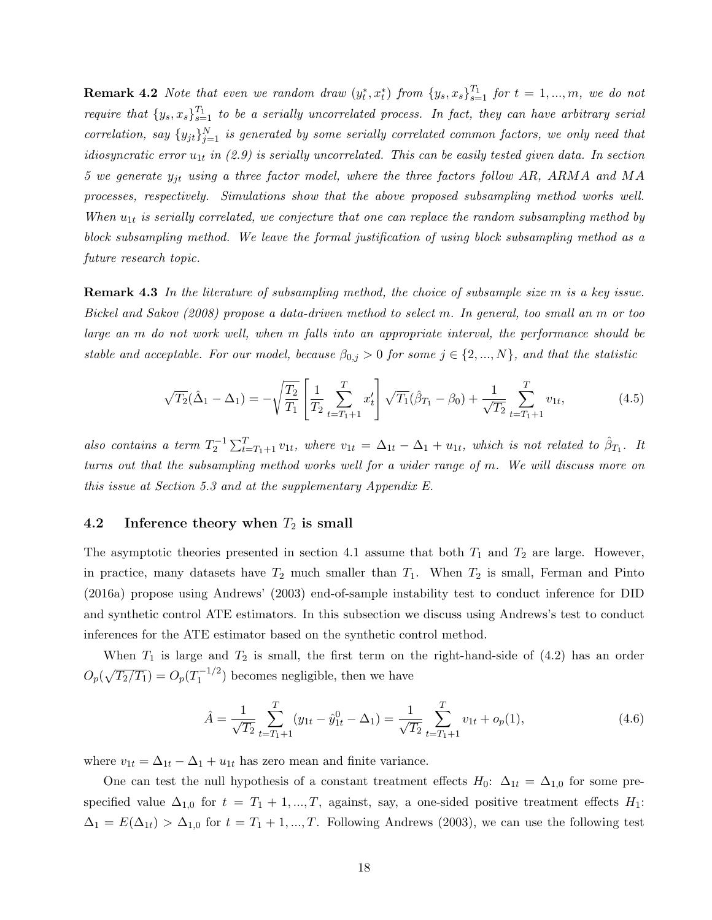**Remark 4.2** *Note that even we random draw $(y_t^*, x_t^*)$ from $\{y_s, x_s\}_{s=1}^{T_1}$ for $t = 1, ..., m$, we do not require that $\{y_s, x_s\}_{s=1}^{T_1}$ to be a serially uncorrelated process. In fact, they can have arbitrary serial correlation, say $\{y_{jt}\}_{j=1}^{N}$ is generated by some serially correlated common factors, we only need that idiosyncratic error $u_{1t}$ in (2.9) is serially uncorrelated. This can be easily tested given data. In section 5 we generate $y_{jt}$ using a three factor model, where the three factors follow AR, ARMA and MA processes, respectively. Simulations show that the above proposed subsampling method works well. When $u_{1t}$ is serially correlated, we conjecture that one can replace the random subsampling method by block subsampling method. We leave the formal justification of using block subsampling method as a future research topic.*

**Remark 4.3** *In the literature of subsampling method, the choice of subsample size $m$ is a key issue. Bickel and Sakov (2008) propose a data-driven method to select $m$. In general, too small an $m$ or too large an $m$ do not work well, when $m$ falls into an appropriate interval, the performance should be stable and acceptable. For our model, because $\beta_{0,j} > 0$ for some $j \in \{2, ..., N\}$, and that the statistic*

$$\sqrt{T_2}(\hat{\Delta}_1 - \Delta_1) = -\sqrt{\frac{T_2}{T_1}} \left[ \frac{1}{T_2} \sum_{t=T_1+1}^{T} x_t' \right] \sqrt{T_1}(\hat{\beta}_{T_1} - \beta_0) + \frac{1}{\sqrt{T_2}} \sum_{t=T_1+1}^{T} v_{1t}, \tag{4.5}$$

*also contains a term $T_2^{-1} \sum_{t=T_1+1}^{T} v_{1t}$, where $v_{1t} = \Delta_{1t} - \Delta_1 + u_{1t}$, which is not related to $\hat{\beta}_{T_1}$. It turns out that the subsampling method works well for a wider range of $m$. We will discuss more on this issue at Section 5.3 and at the supplementary Appendix E.*

### 4.2 Inference theory when $T_2$ is small

The asymptotic theories presented in section 4.1 assume that both $T_1$ and $T_2$ are large. However, in practice, many datasets have $T_2$ much smaller than $T_1$. When $T_2$ is small, Ferman and Pinto (2016a) propose using Andrews' (2003) end-of-sample instability test to conduct inference for DID and synthetic control ATE estimators. In this subsection we discuss using Andrews's test to conduct inferences for the ATE estimator based on the synthetic control method.

When $T_1$ is large and $T_2$ is small, the first term on the right-hand-side of (4.2) has an order $O_p(\sqrt{T_2/T_1}) = O_p(T_1^{-1/2})$ becomes negligible, then we have

$$\hat{A} = \frac{1}{\sqrt{T_2}} \sum_{t=T_1+1}^{T} (y_{1t} - \hat{y}_{1t}^0 - \Delta_1) = \frac{1}{\sqrt{T_2}} \sum_{t=T_1+1}^{T} v_{1t} + o_p(1), \tag{4.6}$$

where $v_{1t} = \Delta_{1t} - \Delta_1 + u_{1t}$ has zero mean and finite variance.

One can test the null hypothesis of a constant treatment effects $H_0$: $\Delta_{1t} = \Delta_{1,0}$ for some pre-specified value $\Delta_{1,0}$ for $t = T_1 + 1, ..., T$, against, say, a one-sided positive treatment effects $H_1$: $\Delta_1 = E(\Delta_{1t}) > \Delta_{1,0}$ for $t = T_1 + 1, ..., T$. Following Andrews (2003), we can use the following test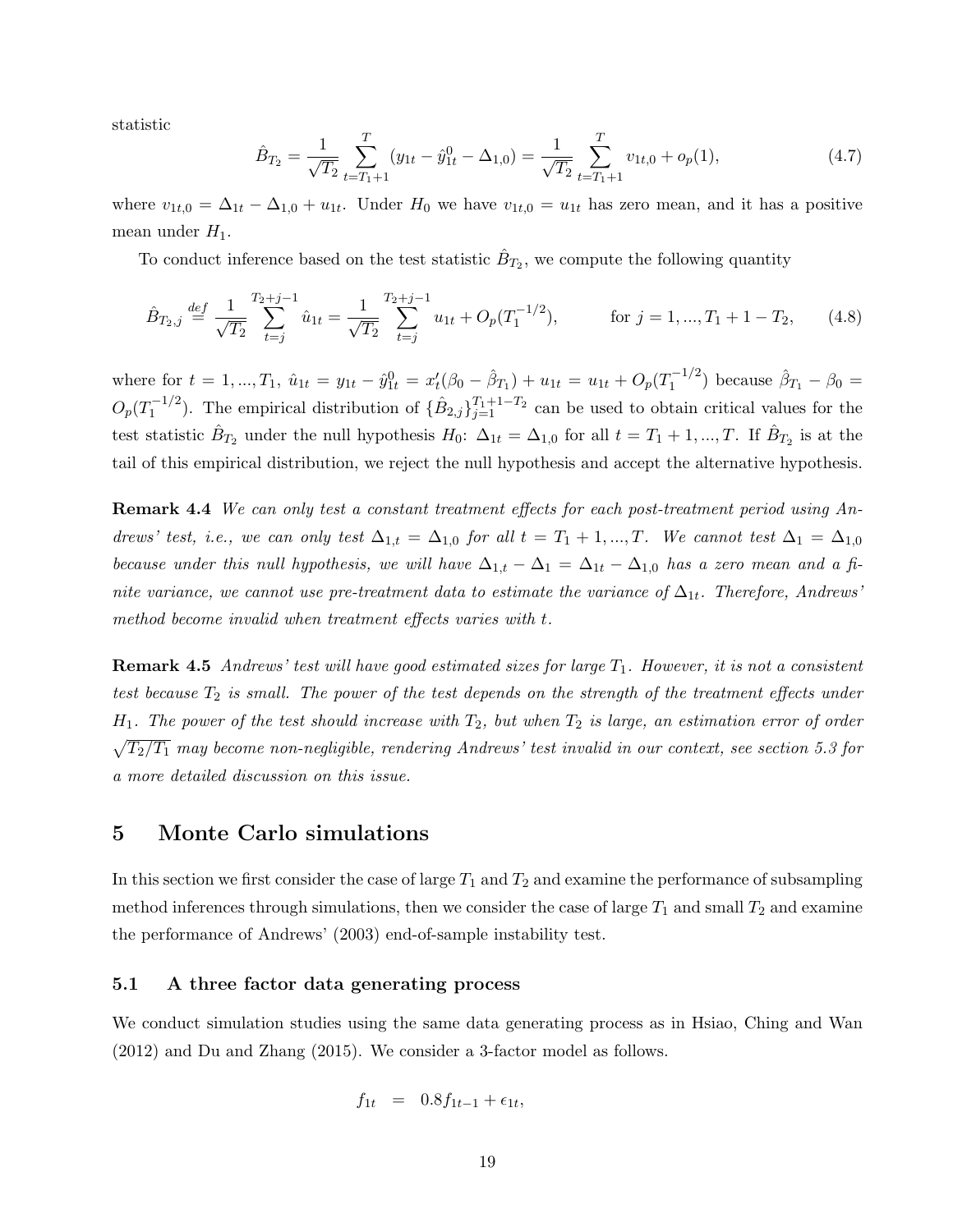statistic

$$\hat{B}_{T_2} = \frac{1}{\sqrt{T_2}} \sum_{t=T_1+1}^{T} (y_{1t} - \hat{y}_{1t}^0 - \Delta_{1,0}) = \frac{1}{\sqrt{T_2}} \sum_{t=T_1+1}^{T} v_{1t,0} + o_p(1), \tag{4.7}$$

where $v_{1t,0} = \Delta_{1t} - \Delta_{1,0} + u_{1t}$. Under $H_0$ we have $v_{1t,0} = u_{1t}$ has zero mean, and it has a positive mean under $H_1$.

To conduct inference based on the test statistic $\hat{B}_{T_2}$, we compute the following quantity

$$\hat{B}_{T_2,j} \stackrel{def}{=} \frac{1}{\sqrt{T_2}} \sum_{t=j}^{T_2+j-1} \hat{u}_{1t} = \frac{1}{\sqrt{T_2}} \sum_{t=j}^{T_2+j-1} u_{1t} + O_p(T_1^{-1/2}), \qquad \text{for } j = 1, ..., T_1 + 1 - T_2, \tag{4.8}$$

where for $t = 1, ..., T_1$, $\hat{u}_{1t} = y_{1t} - \hat{y}_{1t}^0 = x_t'(\beta_0 - \hat{\beta}_{T_1}) + u_{1t} = u_{1t} + O_p(T_1^{-1/2})$ because $\hat{\beta}_{T_1} - \beta_0 = O_p(T_1^{-1/2})$. The empirical distribution of $\{\hat{B}_{2,j}\}_{j=1}^{T_1+1-T_2}$ can be used to obtain critical values for the test statistic $\hat{B}_{T_2}$ under the null hypothesis $H_0$: $\Delta_{1t} = \Delta_{1,0}$ for all $t = T_1 + 1, ..., T$. If $\hat{B}_{T_2}$ is at the tail of this empirical distribution, we reject the null hypothesis and accept the alternative hypothesis.

**Remark 4.4** *We can only test a constant treatment effects for each post-treatment period using Andrews' test, i.e., we can only test $\Delta_{1,t} = \Delta_{1,0}$ for all $t = T_1 + 1, ..., T$. We cannot test $\Delta_1 = \Delta_{1,0}$ because under this null hypothesis, we will have $\Delta_{1,t} - \Delta_1 = \Delta_{1t} - \Delta_{1,0}$ has a zero mean and a finite variance, we cannot use pre-treatment data to estimate the variance of $\Delta_{1t}$. Therefore, Andrews' method become invalid when treatment effects varies with $t$.*

**Remark 4.5** *Andrews' test will have good estimated sizes for large $T_1$. However, it is not a consistent test because $T_2$ is small. The power of the test depends on the strength of the treatment effects under $H_1$. The power of the test should increase with $T_2$, but when $T_2$ is large, an estimation error of order $\sqrt{T_2/T_1}$ may become non-negligible, rendering Andrews' test invalid in our context, see section 5.3 for a more detailed discussion on this issue.*

# 5 Monte Carlo simulations

In this section we first consider the case of large $T_1$ and $T_2$ and examine the performance of subsampling method inferences through simulations, then we consider the case of large $T_1$ and small $T_2$ and examine the performance of Andrews' (2003) end-of-sample instability test.

## 5.1 A three factor data generating process

We conduct simulation studies using the same data generating process as in Hsiao, Ching and Wan (2012) and Du and Zhang (2015). We consider a 3-factor model as follows.

$$f_{1t} = 0.8 f_{1t-1} + \epsilon_{1t},$$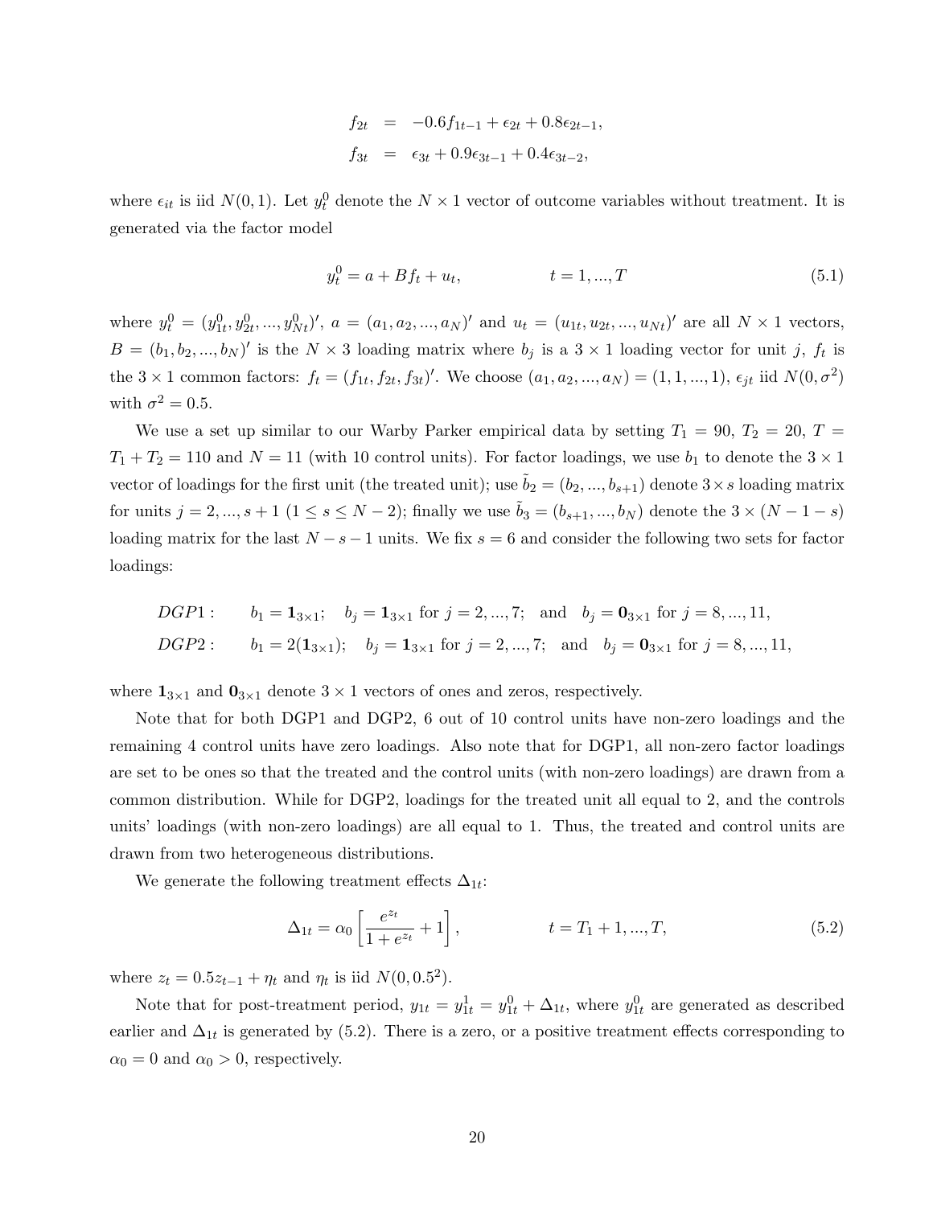$$
\begin{aligned}
f_{2t} &= -0.6 f_{1t-1} + \epsilon_{2t} + 0.8\epsilon_{2t-1}, \\
f_{3t} &= \epsilon_{3t} + 0.9\epsilon_{3t-1} + 0.4\epsilon_{3t-2},
\end{aligned}
$$

where $\epsilon_{it}$ is iid $N(0,1)$. Let $y_t^0$ denote the $N \times 1$ vector of outcome variables without treatment. It is generated via the factor model

$$
y_t^0 = a + B f_t + u_t, \qquad\qquad t = 1, ..., T \tag{5.1}
$$

where $y_t^0 = (y_{1t}^0, y_{2t}^0, ..., y_{Nt}^0)'$, $a = (a_1, a_2, ..., a_N)'$ and $u_t = (u_{1t}, u_{2t}, ..., u_{Nt})'$ are all $N \times 1$ vectors, $B = (b_1, b_2, ..., b_N)'$ is the $N \times 3$ loading matrix where $b_j$ is a $3 \times 1$ loading vector for unit $j$, $f_t$ is the $3 \times 1$ common factors: $f_t = (f_{1t}, f_{2t}, f_{3t})'$. We choose $(a_1, a_2, ..., a_N) = (1, 1, ..., 1)$, $\epsilon_{jt}$ iid $N(0, \sigma^2)$ with $\sigma^2 = 0.5$.

We use a set up similar to our Warby Parker empirical data by setting $T_1 = 90$, $T_2 = 20$, $T = T_1 + T_2 = 110$ and $N = 11$ (with 10 control units). For factor loadings, we use $b_1$ to denote the $3 \times 1$ vector of loadings for the first unit (the treated unit); use $\tilde{b}_2 = (b_2, ..., b_{s+1})$ denote $3 \times s$ loading matrix for units $j = 2, ..., s+1$ $(1 \leq s \leq N-2)$; finally we use $\tilde{b}_3 = (b_{s+1}, ..., b_N)$ denote the $3 \times (N-1-s)$ loading matrix for the last $N - s - 1$ units. We fix $s = 6$ and consider the following two sets for factor loadings:

$$
\begin{aligned}
&DGP1: \qquad b_1 = \mathbf{1}_{3\times1}; \quad b_j = \mathbf{1}_{3\times1} \text{ for } j = 2, ..., 7; \quad \text{and} \quad b_j = \mathbf{0}_{3\times1} \text{ for } j = 8, ..., 11, \\
&DGP2: \qquad b_1 = 2(\mathbf{1}_{3\times1}); \quad b_j = \mathbf{1}_{3\times1} \text{ for } j = 2, ..., 7; \quad \text{and} \quad b_j = \mathbf{0}_{3\times1} \text{ for } j = 8, ..., 11,
\end{aligned}
$$

where $\mathbf{1}_{3\times1}$ and $\mathbf{0}_{3\times1}$ denote $3 \times 1$ vectors of ones and zeros, respectively.

Note that for both DGP1 and DGP2, 6 out of 10 control units have non-zero loadings and the remaining 4 control units have zero loadings. Also note that for DGP1, all non-zero factor loadings are set to be ones so that the treated and the control units (with non-zero loadings) are drawn from a common distribution. While for DGP2, loadings for the treated unit all equal to 2, and the controls units' loadings (with non-zero loadings) are all equal to 1. Thus, the treated and control units are drawn from two heterogeneous distributions.

We generate the following treatment effects $\Delta_{1t}$:

$$
\Delta_{1t} = \alpha_0 \left[ \frac{e^{z_t}}{1 + e^{z_t}} + 1 \right], \qquad\qquad t = T_1 + 1, ..., T, \tag{5.2}
$$

where $z_t = 0.5 z_{t-1} + \eta_t$ and $\eta_t$ is iid $N(0, 0.5^2)$.

Note that for post-treatment period, $y_{1t} = y_{1t}^1 = y_{1t}^0 + \Delta_{1t}$, where $y_{1t}^0$ are generated as described earlier and $\Delta_{1t}$ is generated by (5.2). There is a zero, or a positive treatment effects corresponding to $\alpha_0 = 0$ and $\alpha_0 > 0$, respectively.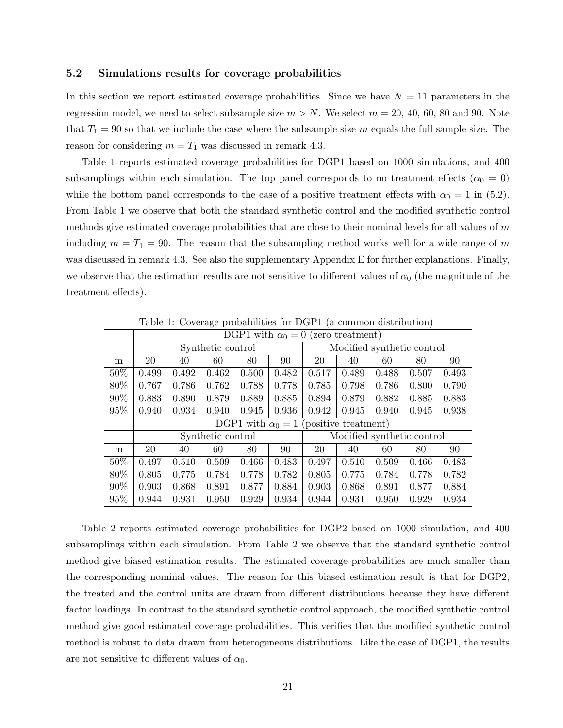### 5.2 Simulations results for coverage probabilities

In this section we report estimated coverage probabilities. Since we have $N = 11$ parameters in the regression model, we need to select subsample size $m > N$. We select $m = 20$, 40, 60, 80 and 90. Note that $T_1 = 90$ so that we include the case where the subsample size $m$ equals the full sample size. The reason for considering $m = T_1$ was discussed in remark 4.3.

Table 1 reports estimated coverage probabilities for DGP1 based on 1000 simulations, and 400 subsamplings within each simulation. The top panel corresponds to no treatment effects ($\alpha_0 = 0$) while the bottom panel corresponds to the case of a positive treatment effects with $\alpha_0 = 1$ in (5.2). From Table 1 we observe that both the standard synthetic control and the modified synthetic control methods give estimated coverage probabilities that are close to their nominal levels for all values of $m$ including $m = T_1 = 90$. The reason that the subsampling method works well for a wide range of $m$ was discussed in remark 4.3. See also the supplementary Appendix E for further explanations. Finally, we observe that the estimation results are not sensitive to different values of $\alpha_0$ (the magnitude of the treatment effects).

Table 1: Coverage probabilities for DGP1 (a common distribution)

| | DGP1 with $\alpha_0 = 0$ (zero treatment) | | | | | | | | | |
|---|---|---|---|---|---|---|---|---|---|---|
| | Synthetic control | | | | | Modified synthetic control | | | | |
| m | 20 | 40 | 60 | 80 | 90 | 20 | 40 | 60 | 80 | 90 |
| 50% | 0.499 | 0.492 | 0.462 | 0.500 | 0.482 | 0.517 | 0.489 | 0.488 | 0.507 | 0.493 |
| 80% | 0.767 | 0.786 | 0.762 | 0.788 | 0.778 | 0.785 | 0.798 | 0.786 | 0.800 | 0.790 |
| 90% | 0.883 | 0.890 | 0.879 | 0.889 | 0.885 | 0.894 | 0.879 | 0.882 | 0.885 | 0.883 |
| 95% | 0.940 | 0.934 | 0.940 | 0.945 | 0.936 | 0.942 | 0.945 | 0.940 | 0.945 | 0.938 |
| | DGP1 with $\alpha_0 = 1$ (positive treatment) | | | | | | | | | |
| | Synthetic control | | | | | Modified synthetic control | | | | |
| m | 20 | 40 | 60 | 80 | 90 | 20 | 40 | 60 | 80 | 90 |
| 50% | 0.497 | 0.510 | 0.509 | 0.466 | 0.483 | 0.497 | 0.510 | 0.509 | 0.466 | 0.483 |
| 80% | 0.805 | 0.775 | 0.784 | 0.778 | 0.782 | 0.805 | 0.775 | 0.784 | 0.778 | 0.782 |
| 90% | 0.903 | 0.868 | 0.891 | 0.877 | 0.884 | 0.903 | 0.868 | 0.891 | 0.877 | 0.884 |
| 95% | 0.944 | 0.931 | 0.950 | 0.929 | 0.934 | 0.944 | 0.931 | 0.950 | 0.929 | 0.934 |

Table 2 reports estimated coverage probabilities for DGP2 based on 1000 simulation, and 400 subsamplings within each simulation. From Table 2 we observe that the standard synthetic control method give biased estimation results. The estimated coverage probabilities are much smaller than the corresponding nominal values. The reason for this biased estimation result is that for DGP2, the treated and the control units are drawn from different distributions because they have different factor loadings. In contrast to the standard synthetic control approach, the modified synthetic control method give good estimated coverage probabilities. This verifies that the modified synthetic control method is robust to data drawn from heterogeneous distributions. Like the case of DGP1, the results are not sensitive to different values of $\alpha_0$.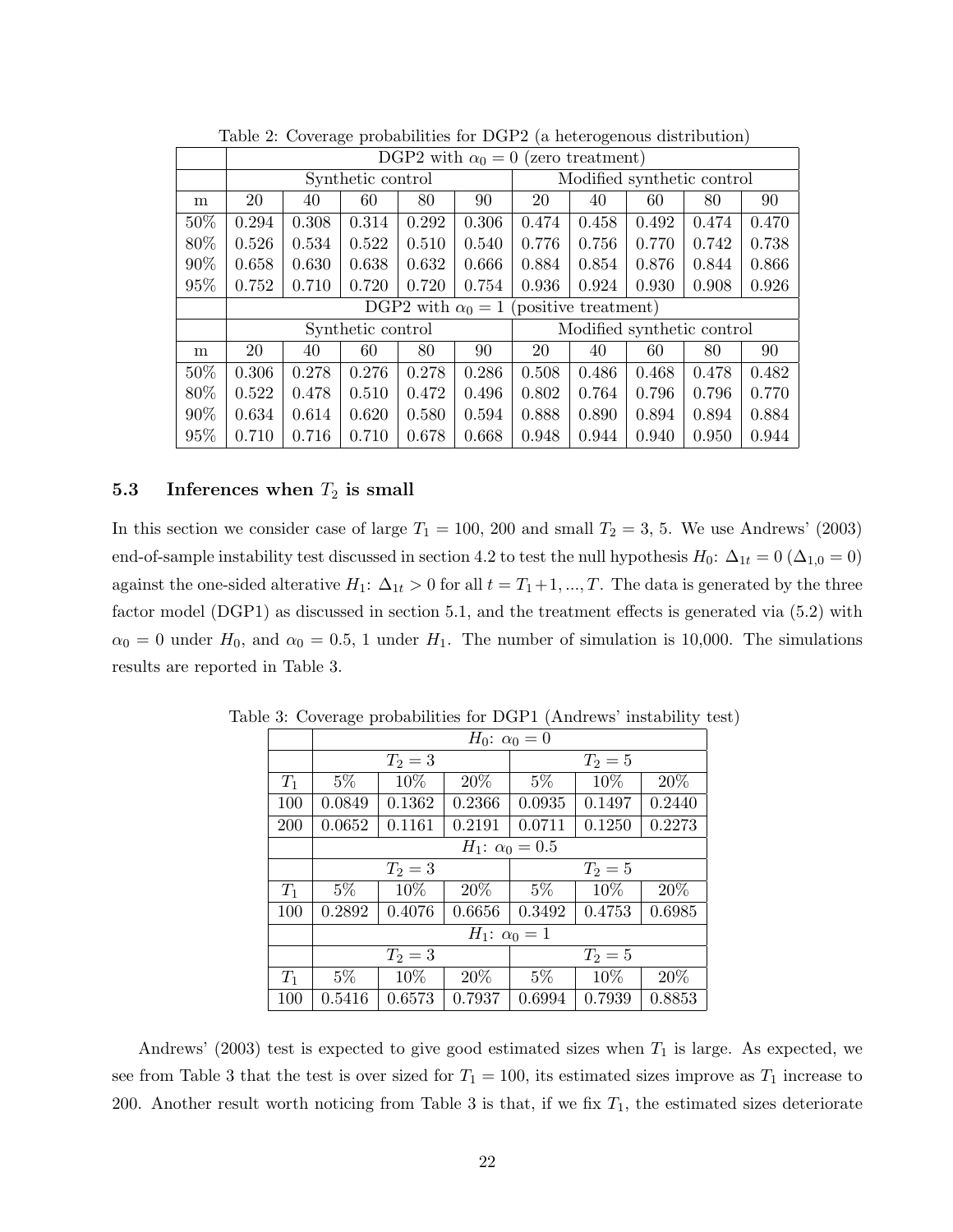Table 2: Coverage probabilities for DGP2 (a heterogenous distribution)

| | DGP2 with $\alpha_0 = 0$ (zero treatment) | | | | | | | | | |
|---|---|---|---|---|---|---|---|---|---|---|
| | Synthetic control | | | | | Modified synthetic control | | | | |
| m | 20 | 40 | 60 | 80 | 90 | 20 | 40 | 60 | 80 | 90 |
| 50% | 0.294 | 0.308 | 0.314 | 0.292 | 0.306 | 0.474 | 0.458 | 0.492 | 0.474 | 0.470 |
| 80% | 0.526 | 0.534 | 0.522 | 0.510 | 0.540 | 0.776 | 0.756 | 0.770 | 0.742 | 0.738 |
| 90% | 0.658 | 0.630 | 0.638 | 0.632 | 0.666 | 0.884 | 0.854 | 0.876 | 0.844 | 0.866 |
| 95% | 0.752 | 0.710 | 0.720 | 0.720 | 0.754 | 0.936 | 0.924 | 0.930 | 0.908 | 0.926 |
| | DGP2 with $\alpha_0 = 1$ (positive treatment) | | | | | | | | | |
| | Synthetic control | | | | | Modified synthetic control | | | | |
| m | 20 | 40 | 60 | 80 | 90 | 20 | 40 | 60 | 80 | 90 |
| 50% | 0.306 | 0.278 | 0.276 | 0.278 | 0.286 | 0.508 | 0.486 | 0.468 | 0.478 | 0.482 |
| 80% | 0.522 | 0.478 | 0.510 | 0.472 | 0.496 | 0.802 | 0.764 | 0.796 | 0.796 | 0.770 |
| 90% | 0.634 | 0.614 | 0.620 | 0.580 | 0.594 | 0.888 | 0.890 | 0.894 | 0.894 | 0.884 |
| 95% | 0.710 | 0.716 | 0.710 | 0.678 | 0.668 | 0.948 | 0.944 | 0.940 | 0.950 | 0.944 |

### 5.3 Inferences when $T_2$ is small

In this section we consider case of large $T_1 = 100$, 200 and small $T_2 = 3$, 5. We use Andrews' (2003) end-of-sample instability test discussed in section 4.2 to test the null hypothesis $H_0$: $\Delta_{1t} = 0$ ($\Delta_{1,0} = 0$) against the one-sided alterative $H_1$: $\Delta_{1t} > 0$ for all $t = T_1+1, ..., T$. The data is generated by the three factor model (DGP1) as discussed in section 5.1, and the treatment effects is generated via (5.2) with $\alpha_0 = 0$ under $H_0$, and $\alpha_0 = 0.5$, 1 under $H_1$. The number of simulation is 10,000. The simulations results are reported in Table 3.

Table 3: Coverage probabilities for DGP1 (Andrews' instability test)

| | $H_0$: $\alpha_0 = 0$ | | | | | |
|---|---|---|---|---|---|---|
| | $T_2 = 3$ | | | $T_2 = 5$ | | |
| $T_1$ | 5% | 10% | 20% | 5% | 10% | 20% |
| 100 | 0.0849 | 0.1362 | 0.2366 | 0.0935 | 0.1497 | 0.2440 |
| 200 | 0.0652 | 0.1161 | 0.2191 | 0.0711 | 0.1250 | 0.2273 |
| | $H_1$: $\alpha_0 = 0.5$ | | | | | |
| | $T_2 = 3$ | | | $T_2 = 5$ | | |
| $T_1$ | 5% | 10% | 20% | 5% | 10% | 20% |
| 100 | 0.2892 | 0.4076 | 0.6656 | 0.3492 | 0.4753 | 0.6985 |
| | $H_1$: $\alpha_0 = 1$ | | | | | |
| | $T_2 = 3$ | | | $T_2 = 5$ | | |
| $T_1$ | 5% | 10% | 20% | 5% | 10% | 20% |
| 100 | 0.5416 | 0.6573 | 0.7937 | 0.6994 | 0.7939 | 0.8853 |

Andrews' (2003) test is expected to give good estimated sizes when $T_1$ is large. As expected, we see from Table 3 that the test is over sized for $T_1 = 100$, its estimated sizes improve as $T_1$ increase to 200. Another result worth noticing from Table 3 is that, if we fix $T_1$, the estimated sizes deteriorate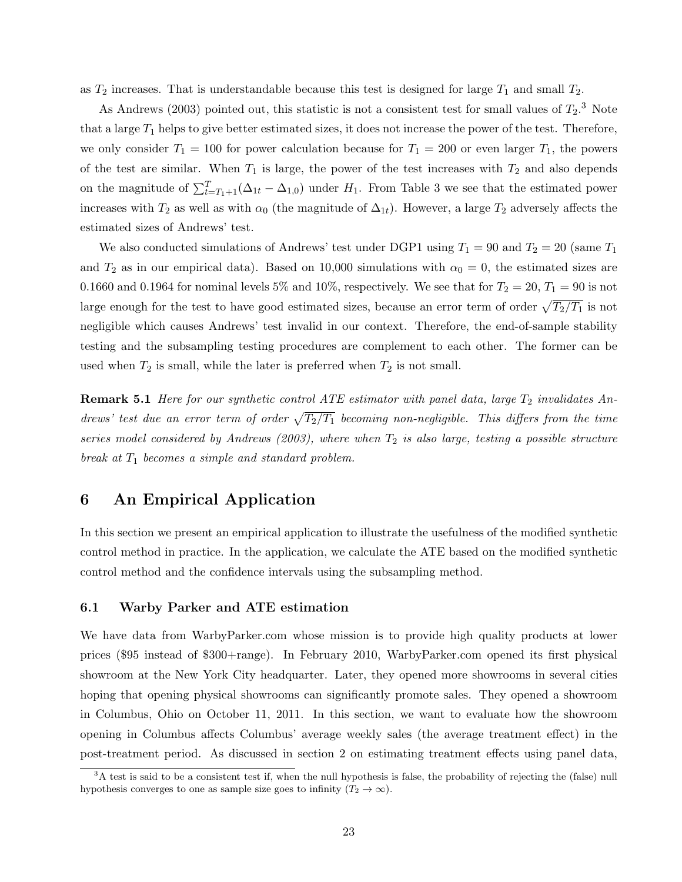as $T_2$ increases. That is understandable because this test is designed for large $T_1$ and small $T_2$.

As Andrews (2003) pointed out, this statistic is not a consistent test for small values of $T_2$.[3] Note that a large $T_1$ helps to give better estimated sizes, it does not increase the power of the test. Therefore, we only consider $T_1 = 100$ for power calculation because for $T_1 = 200$ or even larger $T_1$, the powers of the test are similar. When $T_1$ is large, the power of the test increases with $T_2$ and also depends on the magnitude of $\sum_{t=T_1+1}^{T}(\Delta_{1t} - \Delta_{1,0})$ under $H_1$. From Table 3 we see that the estimated power increases with $T_2$ as well as with $\alpha_0$ (the magnitude of $\Delta_{1t}$). However, a large $T_2$ adversely affects the estimated sizes of Andrews' test.

We also conducted simulations of Andrews' test under DGP1 using $T_1 = 90$ and $T_2 = 20$ (same $T_1$ and $T_2$ as in our empirical data). Based on 10,000 simulations with $\alpha_0 = 0$, the estimated sizes are 0.1660 and 0.1964 for nominal levels 5% and 10%, respectively. We see that for $T_2 = 20$, $T_1 = 90$ is not large enough for the test to have good estimated sizes, because an error term of order $\sqrt{T_2/T_1}$ is not negligible which causes Andrews' test invalid in our context. Therefore, the end-of-sample stability testing and the subsampling testing procedures are complement to each other. The former can be used when $T_2$ is small, while the later is preferred when $T_2$ is not small.

**Remark 5.1** *Here for our synthetic control ATE estimator with panel data, large $T_2$ invalidates Andrews' test due an error term of order $\sqrt{T_2/T_1}$ becoming non-negligible. This differs from the time series model considered by Andrews (2003), where when $T_2$ is also large, testing a possible structure break at $T_1$ becomes a simple and standard problem.*

# 6 An Empirical Application

In this section we present an empirical application to illustrate the usefulness of the modified synthetic control method in practice. In the application, we calculate the ATE based on the modified synthetic control method and the confidence intervals using the subsampling method.

## 6.1 Warby Parker and ATE estimation

We have data from WarbyParker.com whose mission is to provide high quality products at lower prices ($95 instead of $300+range). In February 2010, WarbyParker.com opened its first physical showroom at the New York City headquarter. Later, they opened more showrooms in several cities hoping that opening physical showrooms can significantly promote sales. They opened a showroom in Columbus, Ohio on October 11, 2011. In this section, we want to evaluate how the showroom opening in Columbus affects Columbus' average weekly sales (the average treatment effect) in the post-treatment period. As discussed in section 2 on estimating treatment effects using panel data,

[3] A test is said to be a consistent test if, when the null hypothesis is false, the probability of rejecting the (false) null hypothesis converges to one as sample size goes to infinity ($T_2 \to \infty$).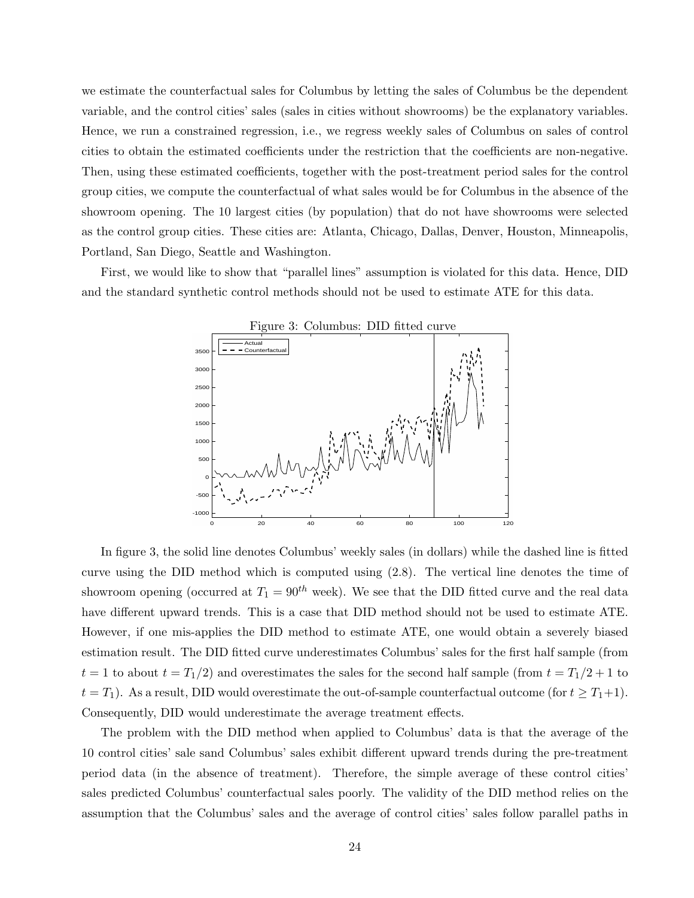we estimate the counterfactual sales for Columbus by letting the sales of Columbus be the dependent variable, and the control cities' sales (sales in cities without showrooms) be the explanatory variables. Hence, we run a constrained regression, i.e., we regress weekly sales of Columbus on sales of control cities to obtain the estimated coefficients under the restriction that the coefficients are non-negative. Then, using these estimated coefficients, together with the post-treatment period sales for the control group cities, we compute the counterfactual of what sales would be for Columbus in the absence of the showroom opening. The 10 largest cities (by population) that do not have showrooms were selected as the control group cities. These cities are: Atlanta, Chicago, Dallas, Denver, Houston, Minneapolis, Portland, San Diego, Seattle and Washington.

First, we would like to show that "parallel lines" assumption is violated for this data. Hence, DID and the standard synthetic control methods should not be used to estimate ATE for this data.

Figure 3: Columbus: DID fitted curve

In figure 3, the solid line denotes Columbus' weekly sales (in dollars) while the dashed line is fitted curve using the DID method which is computed using (2.8). The vertical line denotes the time of showroom opening (occurred at $T_1 = 90^{th}$ week). We see that the DID fitted curve and the real data have different upward trends. This is a case that DID method should not be used to estimate ATE. However, if one mis-applies the DID method to estimate ATE, one would obtain a severely biased estimation result. The DID fitted curve underestimates Columbus' sales for the first half sample (from $t = 1$ to about $t = T_1/2$) and overestimates the sales for the second half sample (from $t = T_1/2 + 1$ to $t = T_1$). As a result, DID would overestimate the out-of-sample counterfactual outcome (for $t \geq T_1+1$). Consequently, DID would underestimate the average treatment effects.

The problem with the DID method when applied to Columbus' data is that the average of the 10 control cities' sale sand Columbus' sales exhibit different upward trends during the pre-treatment period data (in the absence of treatment). Therefore, the simple average of these control cities' sales predicted Columbus' counterfactual sales poorly. The validity of the DID method relies on the assumption that the Columbus' sales and the average of control cities' sales follow parallel paths in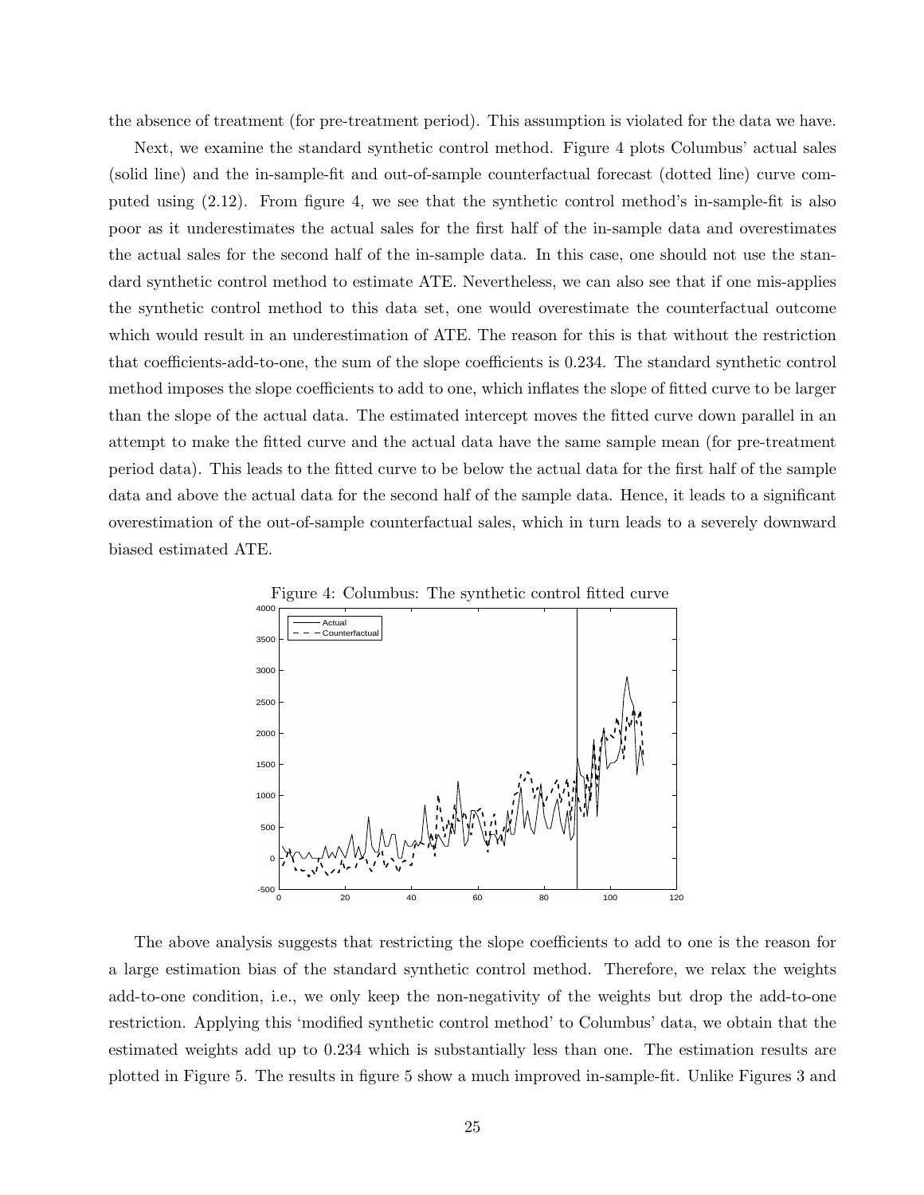the absence of treatment (for pre-treatment period). This assumption is violated for the data we have.

Next, we examine the standard synthetic control method. Figure 4 plots Columbus' actual sales (solid line) and the in-sample-fit and out-of-sample counterfactual forecast (dotted line) curve computed using (2.12). From figure 4, we see that the synthetic control method's in-sample-fit is also poor as it underestimates the actual sales for the first half of the in-sample data and overestimates the actual sales for the second half of the in-sample data. In this case, one should not use the standard synthetic control method to estimate ATE. Nevertheless, we can also see that if one mis-applies the synthetic control method to this data set, one would overestimate the counterfactual outcome which would result in an underestimation of ATE. The reason for this is that without the restriction that coefficients-add-to-one, the sum of the slope coefficients is 0.234. The standard synthetic control method imposes the slope coefficients to add to one, which inflates the slope of fitted curve to be larger than the slope of the actual data. The estimated intercept moves the fitted curve down parallel in an attempt to make the fitted curve and the actual data have the same sample mean (for pre-treatment period data). This leads to the fitted curve to be below the actual data for the first half of the sample data and above the actual data for the second half of the sample data. Hence, it leads to a significant overestimation of the out-of-sample counterfactual sales, which in turn leads to a severely downward biased estimated ATE.

Figure 4: Columbus: The synthetic control fitted curve

The above analysis suggests that restricting the slope coefficients to add to one is the reason for a large estimation bias of the standard synthetic control method. Therefore, we relax the weights add-to-one condition, i.e., we only keep the non-negativity of the weights but drop the add-to-one restriction. Applying this 'modified synthetic control method' to Columbus' data, we obtain that the estimated weights add up to 0.234 which is substantially less than one. The estimation results are plotted in Figure 5. The results in figure 5 show a much improved in-sample-fit. Unlike Figures 3 and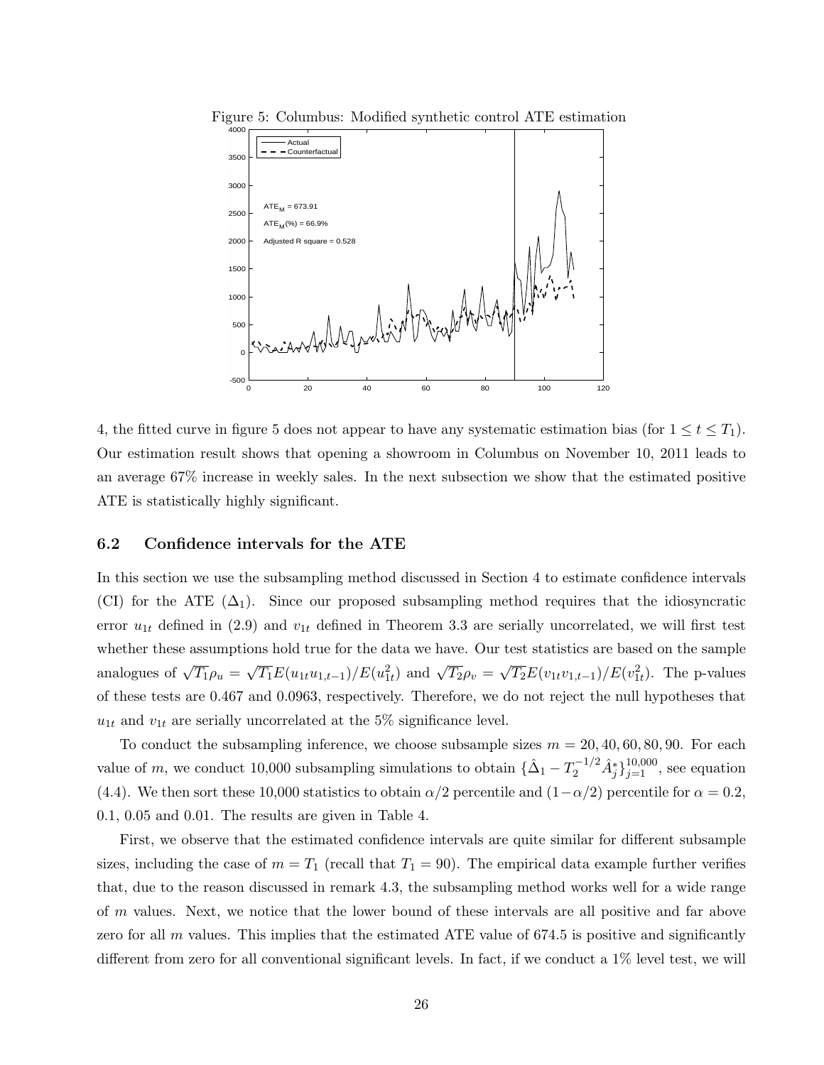Figure 5: Columbus: Modified synthetic control ATE estimation

4, the fitted curve in figure 5 does not appear to have any systematic estimation bias (for $1 \leq t \leq T_1$). Our estimation result shows that opening a showroom in Columbus on November 10, 2011 leads to an average 67% increase in weekly sales. In the next subsection we show that the estimated positive ATE is statistically highly significant.

### 6.2 Confidence intervals for the ATE

In this section we use the subsampling method discussed in Section 4 to estimate confidence intervals (CI) for the ATE ($\Delta_1$). Since our proposed subsampling method requires that the idiosyncratic error $u_{1t}$ defined in (2.9) and $v_{1t}$ defined in Theorem 3.3 are serially uncorrelated, we will first test whether these assumptions hold true for the data we have. Our test statistics are based on the sample analogues of $\sqrt{T_1}\rho_u = \sqrt{T_1}E(u_{1t}u_{1,t-1})/E(u_{1t}^2)$ and $\sqrt{T_2}\rho_v = \sqrt{T_2}E(v_{1t}v_{1,t-1})/E(v_{1t}^2)$. The p-values of these tests are 0.467 and 0.0963, respectively. Therefore, we do not reject the null hypotheses that $u_{1t}$ and $v_{1t}$ are serially uncorrelated at the 5% significance level.

To conduct the subsampling inference, we choose subsample sizes $m = 20, 40, 60, 80, 90$. For each value of $m$, we conduct 10,000 subsampling simulations to obtain $\{\hat{\Delta}_1 - T_2^{-1/2}\hat{A}_j^*\}_{j=1}^{10,000}$, see equation (4.4). We then sort these 10,000 statistics to obtain $\alpha/2$ percentile and $(1-\alpha/2)$ percentile for $\alpha = 0.2$, 0.1, 0.05 and 0.01. The results are given in Table 4.

First, we observe that the estimated confidence intervals are quite similar for different subsample sizes, including the case of $m = T_1$ (recall that $T_1 = 90$). The empirical data example further verifies that, due to the reason discussed in remark 4.3, the subsampling method works well for a wide range of $m$ values. Next, we notice that the lower bound of these intervals are all positive and far above zero for all $m$ values. This implies that the estimated ATE value of 674.5 is positive and significantly different from zero for all conventional significant levels. In fact, if we conduct a 1% level test, we will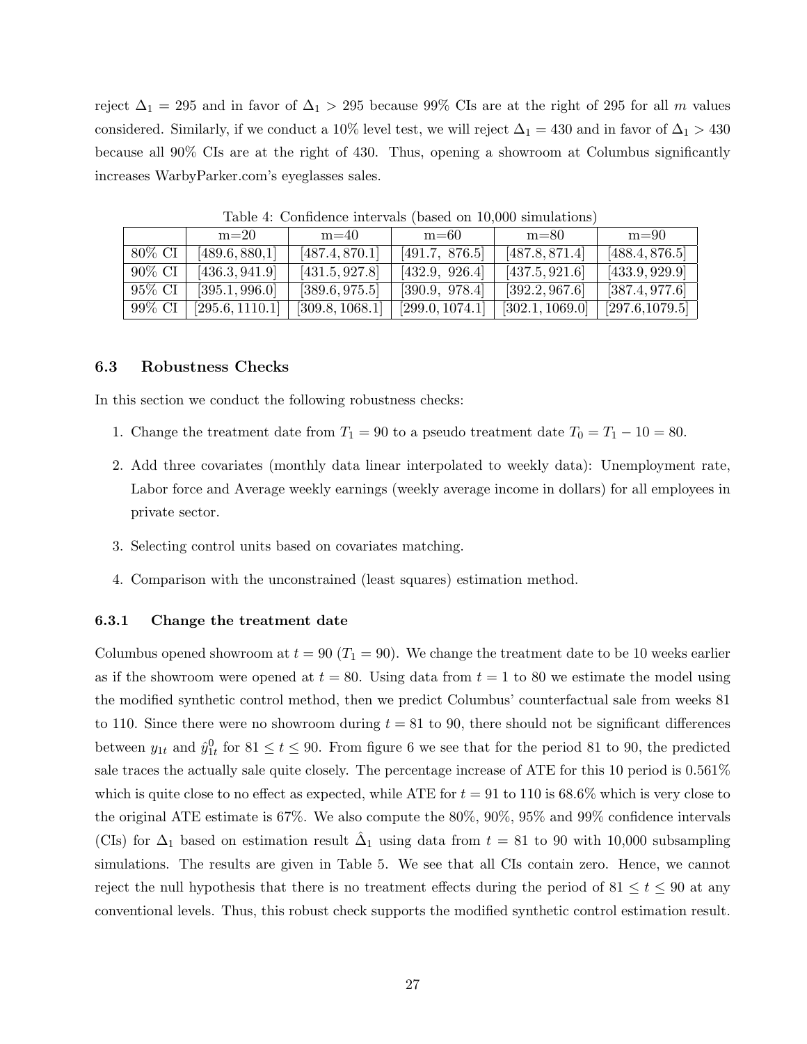reject $\Delta_1 = 295$ and in favor of $\Delta_1 > 295$ because 99% CIs are at the right of 295 for all $m$ values considered. Similarly, if we conduct a 10% level test, we will reject $\Delta_1 = 430$ and in favor of $\Delta_1 > 430$ because all 90% CIs are at the right of 430. Thus, opening a showroom at Columbus significantly increases WarbyParker.com's eyeglasses sales.

Table 4: Confidence intervals (based on 10,000 simulations)

| | m=20 | m=40 | m=60 | m=80 | m=90 |
|---|---|---|---|---|---|
| 80% CI | [489.6, 880,1] | [487.4, 870.1] | [491.7, 876.5] | [487.8, 871.4] | [488.4, 876.5] |
| 90% CI | [436.3, 941.9] | [431.5, 927.8] | [432.9, 926.4] | [437.5, 921.6] | [433.9, 929.9] |
| 95% CI | [395.1, 996.0] | [389.6, 975.5] | [390.9, 978.4] | [392.2, 967.6] | [387.4, 977.6] |
| 99% CI | [295.6, 1110.1] | [309.8, 1068.1] | [299.0, 1074.1] | [302.1, 1069.0] | [297.6,1079.5] |

### 6.3 Robustness Checks

In this section we conduct the following robustness checks:

1. Change the treatment date from $T_1 = 90$ to a pseudo treatment date $T_0 = T_1 - 10 = 80$.
2. Add three covariates (monthly data linear interpolated to weekly data): Unemployment rate, Labor force and Average weekly earnings (weekly average income in dollars) for all employees in private sector.
3. Selecting control units based on covariates matching.
4. Comparison with the unconstrained (least squares) estimation method.

#### 6.3.1 Change the treatment date

Columbus opened showroom at $t = 90$ ($T_1 = 90$). We change the treatment date to be 10 weeks earlier as if the showroom were opened at $t = 80$. Using data from $t = 1$ to 80 we estimate the model using the modified synthetic control method, then we predict Columbus' counterfactual sale from weeks 81 to 110. Since there were no showroom during $t = 81$ to 90, there should not be significant differences between $y_{1t}$ and $\hat{y}^0_{1t}$ for $81 \leq t \leq 90$. From figure 6 we see that for the period 81 to 90, the predicted sale traces the actually sale quite closely. The percentage increase of ATE for this 10 period is 0.561% which is quite close to no effect as expected, while ATE for $t = 91$ to 110 is 68.6% which is very close to the original ATE estimate is 67%. We also compute the 80%, 90%, 95% and 99% confidence intervals (CIs) for $\Delta_1$ based on estimation result $\hat{\Delta}_1$ using data from $t = 81$ to 90 with 10,000 subsampling simulations. The results are given in Table 5. We see that all CIs contain zero. Hence, we cannot reject the null hypothesis that there is no treatment effects during the period of $81 \leq t \leq 90$ at any conventional levels. Thus, this robust check supports the modified synthetic control estimation result.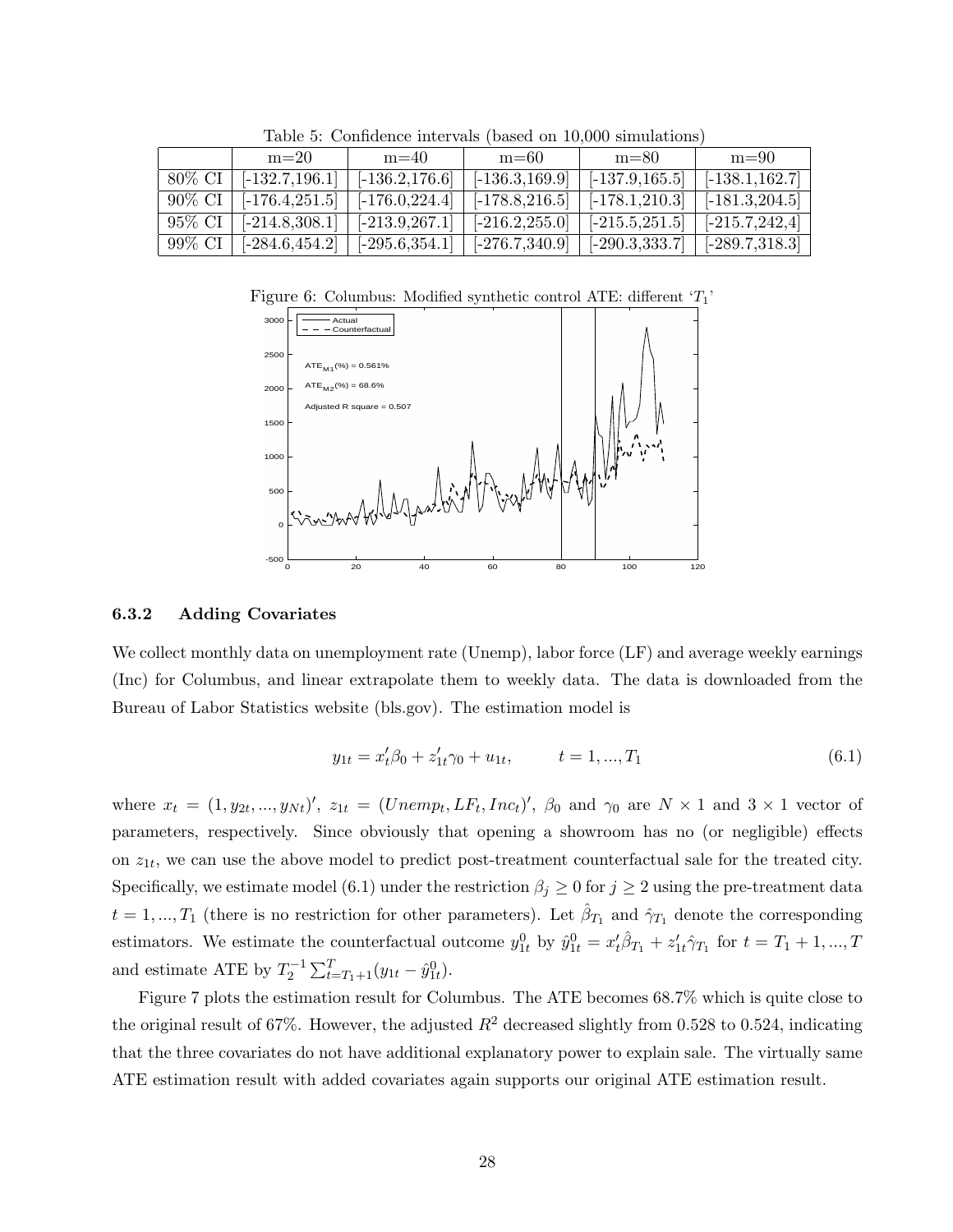Table 5: Confidence intervals (based on 10,000 simulations)

| | m=20 | m=40 | m=60 | m=80 | m=90 |
|---|---|---|---|---|---|
| 80% CI | [-132.7,196.1] | [-136.2,176.6] | [-136.3,169.9] | [-137.9,165.5] | [-138.1,162.7] |
| 90% CI | [-176.4,251.5] | [-176.0,224.4] | [-178.8,216.5] | [-178.1,210.3] | [-181.3,204.5] |
| 95% CI | [-214.8,308.1] | [-213.9,267.1] | [-216.2,255.0] | [-215.5,251.5] | [-215.7,242,4] |
| 99% CI | [-284.6,454.2] | [-295.6,354.1] | [-276.7,340.9] | [-290.3,333.7] | [-289.7,318.3] |

Figure 6: Columbus: Modified synthetic control ATE: different '$T_1$'

### 6.3.2 Adding Covariates

We collect monthly data on unemployment rate (Unemp), labor force (LF) and average weekly earnings (Inc) for Columbus, and linear extrapolate them to weekly data. The data is downloaded from the Bureau of Labor Statistics website (bls.gov). The estimation model is

$$y_{1t} = x_t'\beta_0 + z_{1t}'\gamma_0 + u_{1t}, \qquad t = 1, ..., T_1 \tag{6.1}$$

where $x_t = (1, y_{2t}, ..., y_{Nt})'$, $z_{1t} = (Unemp_t, LF_t, Inc_t)'$, $\beta_0$ and $\gamma_0$ are $N \times 1$ and $3 \times 1$ vector of parameters, respectively. Since obviously that opening a showroom has no (or negligible) effects on $z_{1t}$, we can use the above model to predict post-treatment counterfactual sale for the treated city. Specifically, we estimate model (6.1) under the restriction $\beta_j \geq 0$ for $j \geq 2$ using the pre-treatment data $t = 1, ..., T_1$ (there is no restriction for other parameters). Let $\hat{\beta}_{T_1}$ and $\hat{\gamma}_{T_1}$ denote the corresponding estimators. We estimate the counterfactual outcome $y_{1t}^0$ by $\hat{y}_{1t}^0 = x_t'\hat{\beta}_{T_1} + z_{1t}'\hat{\gamma}_{T_1}$ for $t = T_1 + 1, ..., T$ and estimate ATE by $T_2^{-1}\sum_{t=T_1+1}^{T}(y_{1t} - \hat{y}_{1t}^0)$.

Figure 7 plots the estimation result for Columbus. The ATE becomes 68.7% which is quite close to the original result of 67%. However, the adjusted $R^2$ decreased slightly from 0.528 to 0.524, indicating that the three covariates do not have additional explanatory power to explain sale. The virtually same ATE estimation result with added covariates again supports our original ATE estimation result.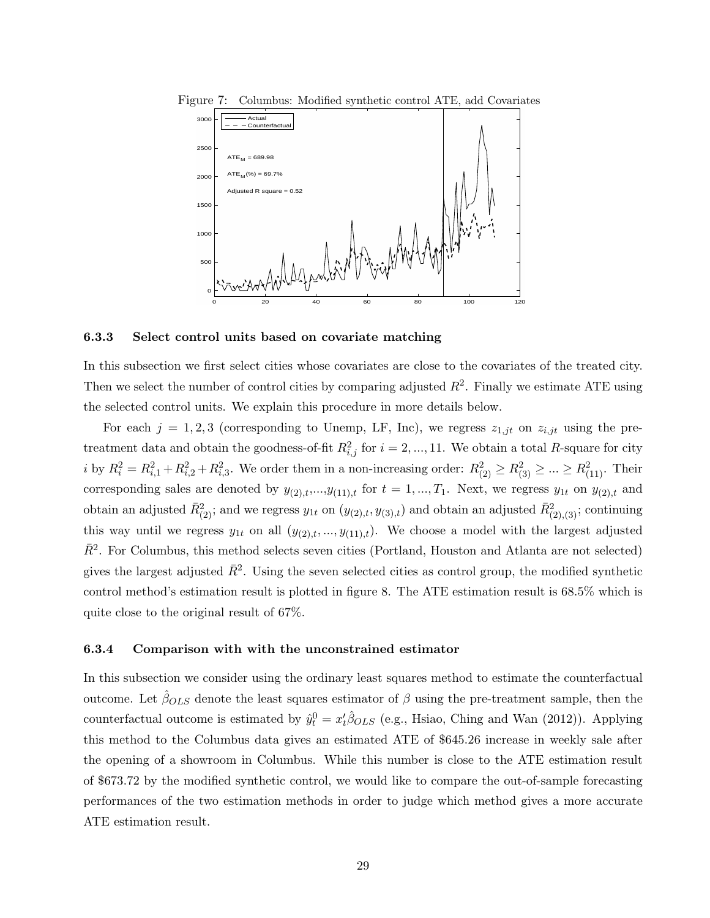Figure 7: Columbus: Modified synthetic control ATE, add Covariates

### 6.3.3 Select control units based on covariate matching

In this subsection we first select cities whose covariates are close to the covariates of the treated city. Then we select the number of control cities by comparing adjusted $R^2$. Finally we estimate ATE using the selected control units. We explain this procedure in more details below.

For each $j = 1, 2, 3$ (corresponding to Unemp, LF, Inc), we regress $z_{1,jt}$ on $z_{i,jt}$ using the pre-treatment data and obtain the goodness-of-fit $R^2_{i,j}$ for $i = 2, ..., 11$. We obtain a total $R$-square for city $i$ by $R^2_i = R^2_{i,1} + R^2_{i,2} + R^2_{i,3}$. We order them in a non-increasing order: $R^2_{(2)} \geq R^2_{(3)} \geq ... \geq R^2_{(11)}$. Their corresponding sales are denoted by $y_{(2),t}$,...,$y_{(11),t}$ for $t = 1, ..., T_1$. Next, we regress $y_{1t}$ on $y_{(2),t}$ and obtain an adjusted $\bar{R}^2_{(2)}$; and we regress $y_{1t}$ on $(y_{(2),t}, y_{(3),t})$ and obtain an adjusted $\bar{R}^2_{(2),(3)}$; continuing this way until we regress $y_{1t}$ on all $(y_{(2),t}, ..., y_{(11),t})$. We choose a model with the largest adjusted $\bar{R}^2$. For Columbus, this method selects seven cities (Portland, Houston and Atlanta are not selected) gives the largest adjusted $\bar{R}^2$. Using the seven selected cities as control group, the modified synthetic control method's estimation result is plotted in figure 8. The ATE estimation result is 68.5% which is quite close to the original result of 67%.

### 6.3.4 Comparison with with the unconstrained estimator

In this subsection we consider using the ordinary least squares method to estimate the counterfactual outcome. Let $\hat{\beta}_{OLS}$ denote the least squares estimator of $\beta$ using the pre-treatment sample, then the counterfactual outcome is estimated by $\hat{y}^0_t = x'_t\hat{\beta}_{OLS}$ (e.g., Hsiao, Ching and Wan (2012)). Applying this method to the Columbus data gives an estimated ATE of \$645.26 increase in weekly sale after the opening of a showroom in Columbus. While this number is close to the ATE estimation result of \$673.72 by the modified synthetic control, we would like to compare the out-of-sample forecasting performances of the two estimation methods in order to judge which method gives a more accurate ATE estimation result.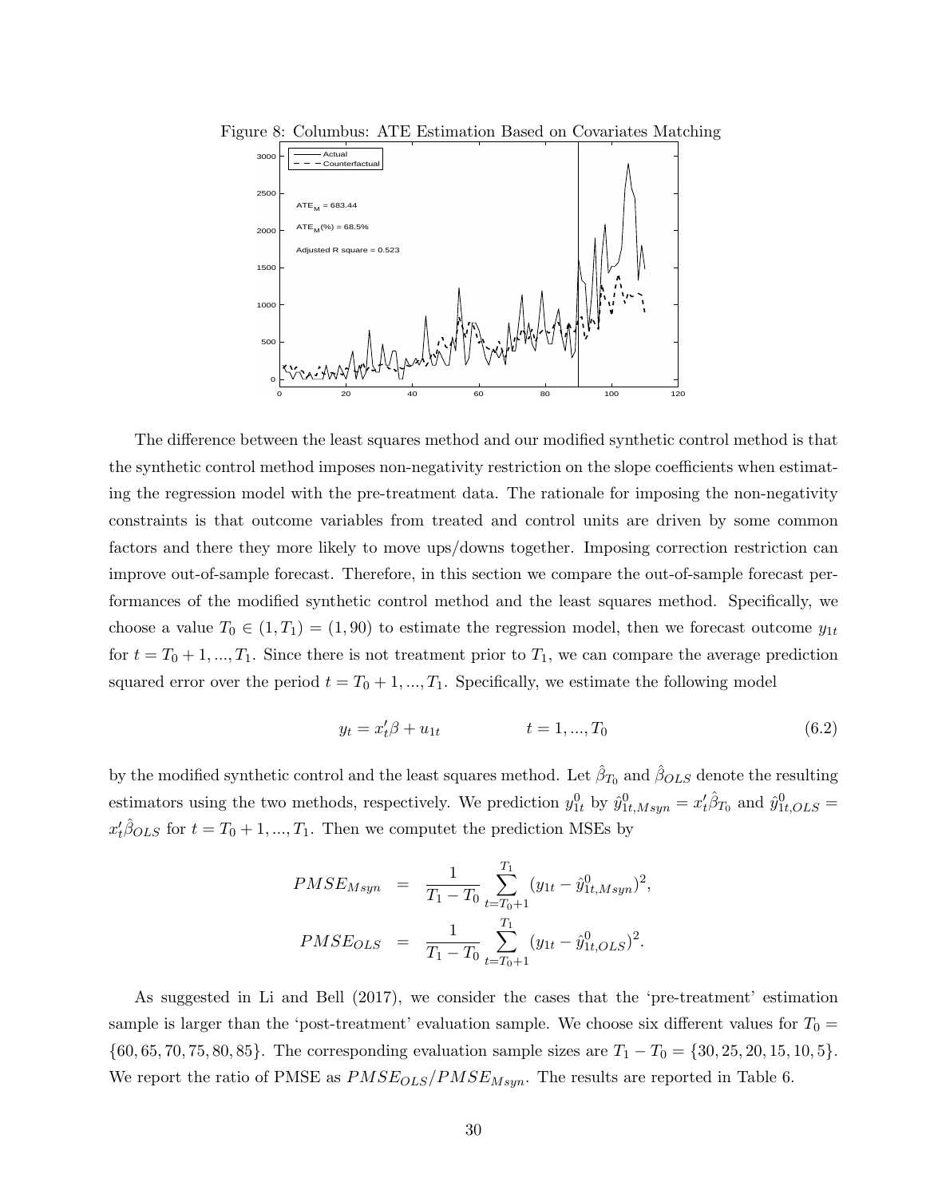Figure 8: Columbus: ATE Estimation Based on Covariates Matching

The difference between the least squares method and our modified synthetic control method is that the synthetic control method imposes non-negativity restriction on the slope coefficients when estimating the regression model with the pre-treatment data. The rationale for imposing the non-negativity constraints is that outcome variables from treated and control units are driven by some common factors and there they more likely to move ups/downs together. Imposing correction restriction can improve out-of-sample forecast. Therefore, in this section we compare the out-of-sample forecast performances of the modified synthetic control method and the least squares method. Specifically, we choose a value $T_0 \in (1, T_1) = (1, 90)$ to estimate the regression model, then we forecast outcome $y_{1t}$ for $t = T_0 + 1, ..., T_1$. Since there is not treatment prior to $T_1$, we can compare the average prediction squared error over the period $t = T_0 + 1, ..., T_1$. Specifically, we estimate the following model

$$y_t = x_t'\beta + u_{1t} \qquad\qquad t = 1, ..., T_0 \tag{6.2}$$

by the modified synthetic control and the least squares method. Let $\hat{\beta}_{T_0}$ and $\hat{\beta}_{OLS}$ denote the resulting estimators using the two methods, respectively. We prediction $y_{1t}^0$ by $\hat{y}_{1t,Msyn}^0 = x_t'\hat{\beta}_{T_0}$ and $\hat{y}_{1t,OLS}^0 = x_t'\hat{\beta}_{OLS}$ for $t = T_0 + 1, ..., T_1$. Then we computet the prediction MSEs by

$$\begin{aligned} PMSE_{Msyn} &= \frac{1}{T_1 - T_0} \sum_{t=T_0+1}^{T_1} (y_{1t} - \hat{y}_{1t,Msyn}^0)^2, \\ PMSE_{OLS} &= \frac{1}{T_1 - T_0} \sum_{t=T_0+1}^{T_1} (y_{1t} - \hat{y}_{1t,OLS}^0)^2. \end{aligned}$$

As suggested in Li and Bell (2017), we consider the cases that the 'pre-treatment' estimation sample is larger than the 'post-treatment' evaluation sample. We choose six different values for $T_0 = \{60, 65, 70, 75, 80, 85\}$. The corresponding evaluation sample sizes are $T_1 - T_0 = \{30, 25, 20, 15, 10, 5\}$. We report the ratio of PMSE as $PMSE_{OLS}/PMSE_{Msyn}$. The results are reported in Table 6.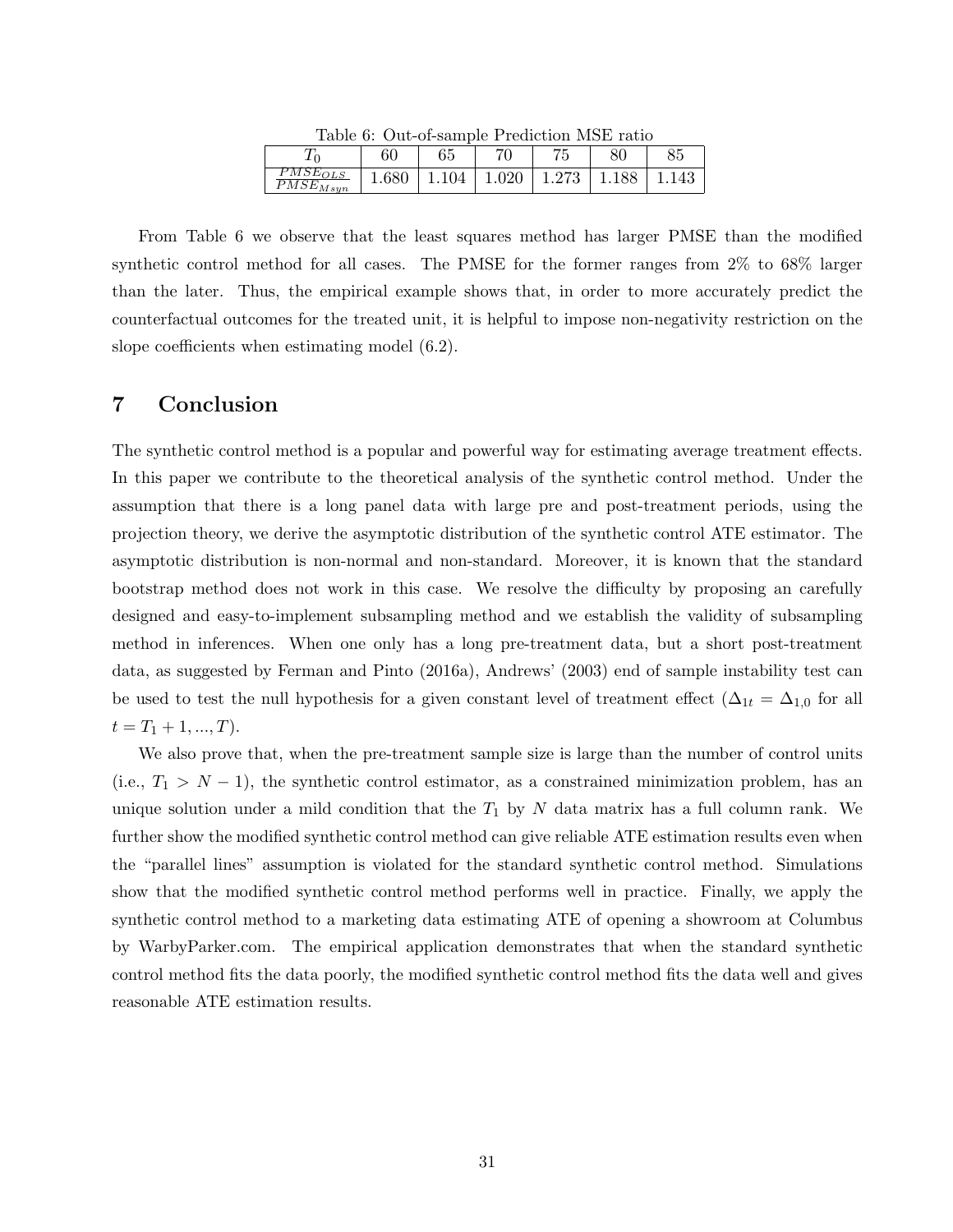Table 6: Out-of-sample Prediction MSE ratio

| $T_0$ | 60 | 65 | 70 | 75 | 80 | 85 |
|---|---|---|---|---|---|---|
| $\frac{PMSE_{OLS}}{PMSE_{Msyn}}$ | 1.680 | 1.104 | 1.020 | 1.273 | 1.188 | 1.143 |

From Table 6 we observe that the least squares method has larger PMSE than the modified synthetic control method for all cases. The PMSE for the former ranges from 2% to 68% larger than the later. Thus, the empirical example shows that, in order to more accurately predict the counterfactual outcomes for the treated unit, it is helpful to impose non-negativity restriction on the slope coefficients when estimating model (6.2).

# 7 Conclusion

The synthetic control method is a popular and powerful way for estimating average treatment effects. In this paper we contribute to the theoretical analysis of the synthetic control method. Under the assumption that there is a long panel data with large pre and post-treatment periods, using the projection theory, we derive the asymptotic distribution of the synthetic control ATE estimator. The asymptotic distribution is non-normal and non-standard. Moreover, it is known that the standard bootstrap method does not work in this case. We resolve the difficulty by proposing an carefully designed and easy-to-implement subsampling method and we establish the validity of subsampling method in inferences. When one only has a long pre-treatment data, but a short post-treatment data, as suggested by Ferman and Pinto (2016a), Andrews' (2003) end of sample instability test can be used to test the null hypothesis for a given constant level of treatment effect ($\Delta_{1t} = \Delta_{1,0}$ for all $t = T_1 + 1, ..., T$).

We also prove that, when the pre-treatment sample size is large than the number of control units (i.e., $T_1 > N - 1$), the synthetic control estimator, as a constrained minimization problem, has an unique solution under a mild condition that the $T_1$ by $N$ data matrix has a full column rank. We further show the modified synthetic control method can give reliable ATE estimation results even when the "parallel lines" assumption is violated for the standard synthetic control method. Simulations show that the modified synthetic control method performs well in practice. Finally, we apply the synthetic control method to a marketing data estimating ATE of opening a showroom at Columbus by WarbyParker.com. The empirical application demonstrates that when the standard synthetic control method fits the data poorly, the modified synthetic control method fits the data well and gives reasonable ATE estimation results.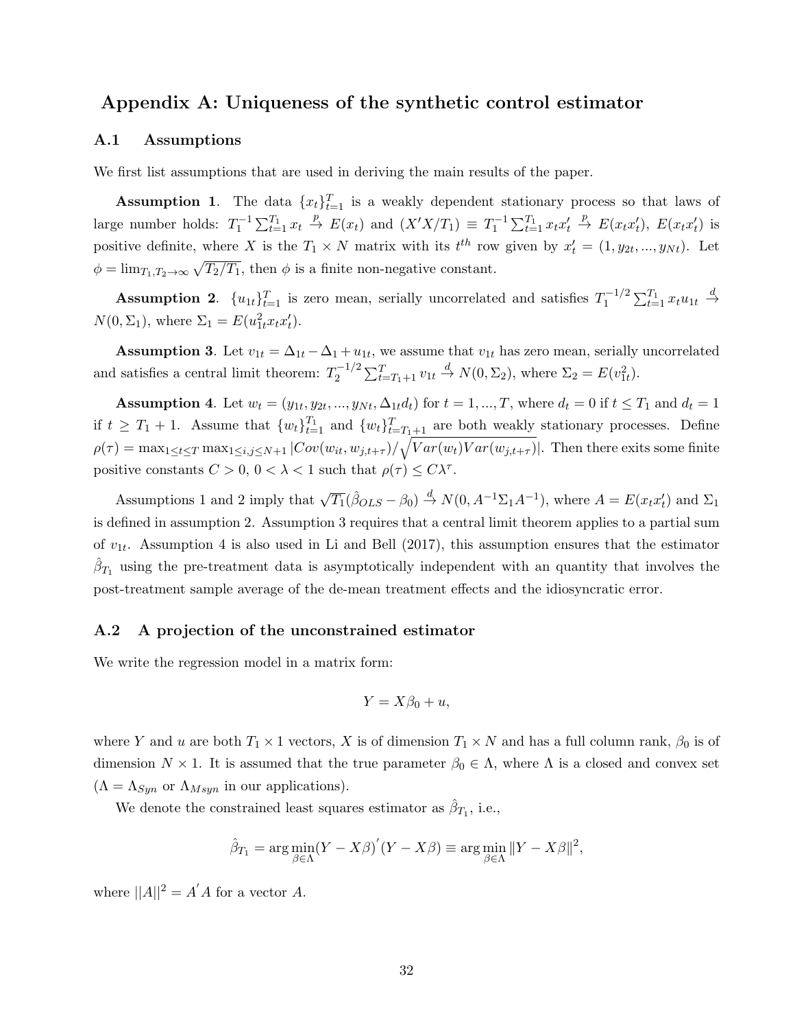## Appendix A: Uniqueness of the synthetic control estimator

### A.1 Assumptions

We first list assumptions that are used in deriving the main results of the paper.

**Assumption 1**. The data $\{x_t\}_{t=1}^{T}$ is a weakly dependent stationary process so that laws of large number holds: $T_1^{-1}\sum_{t=1}^{T_1} x_t \xrightarrow{p} E(x_t)$ and $(X'X/T_1) \equiv T_1^{-1}\sum_{t=1}^{T_1} x_t x_t' \xrightarrow{p} E(x_t x_t')$, $E(x_t x_t')$ is positive definite, where $X$ is the $T_1 \times N$ matrix with its $t^{th}$ row given by $x_t' = (1, y_{2t}, ..., y_{Nt})$. Let $\phi = \lim_{T_1,T_2\to\infty}\sqrt{T_2/T_1}$, then $\phi$ is a finite non-negative constant.

**Assumption 2**. $\{u_{1t}\}_{t=1}^{T}$ is zero mean, serially uncorrelated and satisfies $T_1^{-1/2}\sum_{t=1}^{T_1} x_t u_{1t} \xrightarrow{d} N(0,\Sigma_1)$, where $\Sigma_1 = E(u_{1t}^2 x_t x_t')$.

**Assumption 3**. Let $v_{1t} = \Delta_{1t} - \Delta_1 + u_{1t}$, we assume that $v_{1t}$ has zero mean, serially uncorrelated and satisfies a central limit theorem: $T_2^{-1/2}\sum_{t=T_1+1}^{T} v_{1t} \xrightarrow{d} N(0,\Sigma_2)$, where $\Sigma_2 = E(v_{1t}^2)$.

**Assumption 4**. Let $w_t = (y_{1t}, y_{2t}, ..., y_{Nt}, \Delta_{1t}d_t)$ for $t = 1, ..., T$, where $d_t = 0$ if $t \le T_1$ and $d_t = 1$ if $t \ge T_1 + 1$. Assume that $\{w_t\}_{t=1}^{T_1}$ and $\{w_t\}_{t=T_1+1}^{T}$ are both weakly stationary processes. Define $\rho(\tau) = \max_{1\le t\le T}\max_{1\le i,j\le N+1}|Cov(w_{it}, w_{j,t+\tau})/\sqrt{Var(w_t)Var(w_{j,t+\tau})}|$. Then there exits some finite positive constants $C > 0$, $0 < \lambda < 1$ such that $\rho(\tau) \le C\lambda^{\tau}$.

Assumptions 1 and 2 imply that $\sqrt{T_1}(\hat{\beta}_{OLS} - \beta_0) \xrightarrow{d} N(0, A^{-1}\Sigma_1 A^{-1})$, where $A = E(x_t x_t')$ and $\Sigma_1$ is defined in assumption 2. Assumption 3 requires that a central limit theorem applies to a partial sum of $v_{1t}$. Assumption 4 is also used in Li and Bell (2017), this assumption ensures that the estimator $\hat{\beta}_{T_1}$ using the pre-treatment data is asymptotically independent with an quantity that involves the post-treatment sample average of the de-mean treatment effects and the idiosyncratic error.

### A.2 A projection of the unconstrained estimator

We write the regression model in a matrix form:

$$Y = X\beta_0 + u,$$

where $Y$ and $u$ are both $T_1 \times 1$ vectors, $X$ is of dimension $T_1 \times N$ and has a full column rank, $\beta_0$ is of dimension $N \times 1$. It is assumed that the true parameter $\beta_0 \in \Lambda$, where $\Lambda$ is a closed and convex set ($\Lambda = \Lambda_{Syn}$ or $\Lambda_{Msyn}$ in our applications).

We denote the constrained least squares estimator as $\hat{\beta}_{T_1}$, i.e.,

$$\hat{\beta}_{T_1} = \arg\min_{\beta\in\Lambda}(Y - X\beta)'(Y - X\beta) \equiv \arg\min_{\beta\in\Lambda}\|Y - X\beta\|^2,$$

where $||A||^2 = A'A$ for a vector $A$.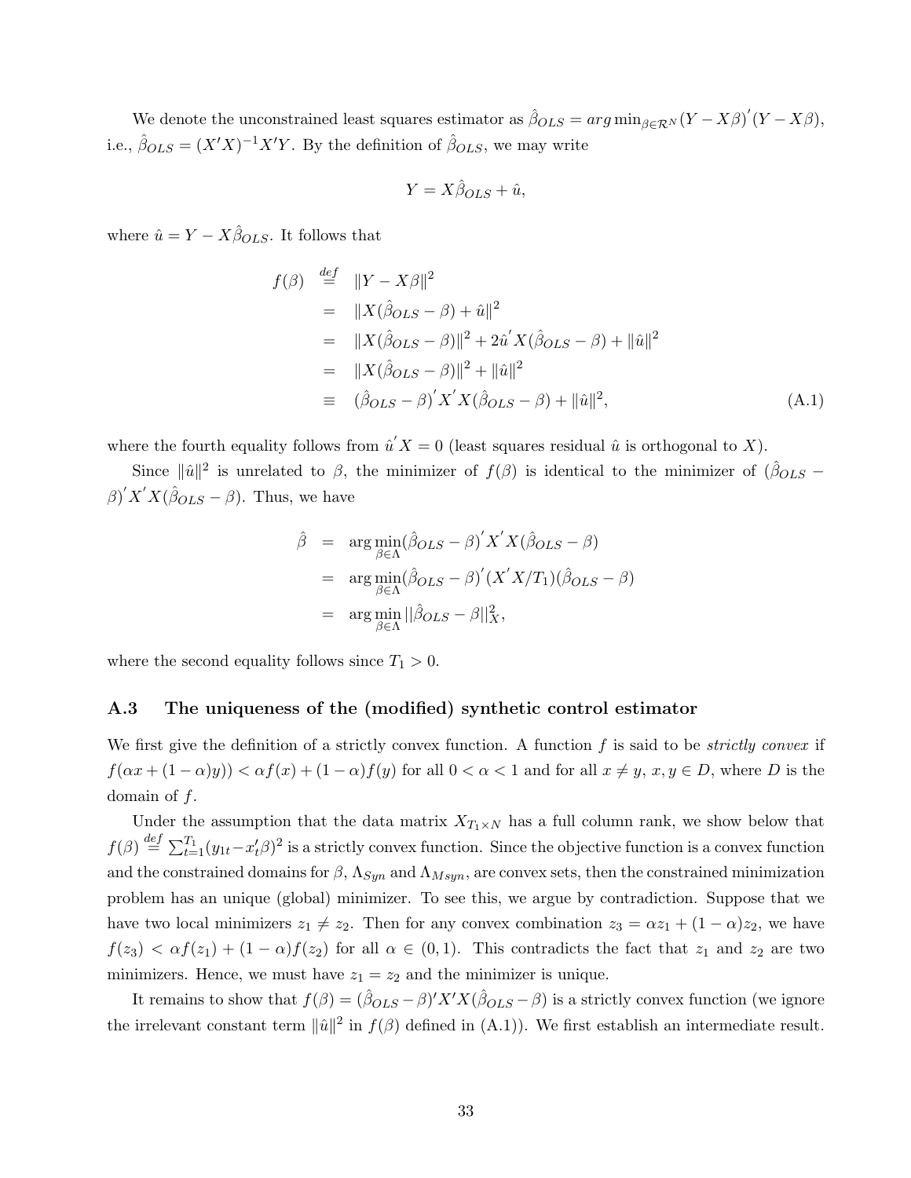We denote the unconstrained least squares estimator as $\hat{\beta}_{OLS} = arg\min_{\beta \in \mathcal{R}^N}(Y - X\beta)^{'}(Y - X\beta)$, i.e., $\hat{\beta}_{OLS} = (X'X)^{-1}X'Y$. By the definition of $\hat{\beta}_{OLS}$, we may write

$$Y = X\hat{\beta}_{OLS} + \hat{u},$$

where $\hat{u} = Y - X\hat{\beta}_{OLS}$. It follows that

$$\begin{aligned}
f(\beta) &\stackrel{def}{=} \|Y - X\beta\|^2 \\
&= \|X(\hat{\beta}_{OLS} - \beta) + \hat{u}\|^2 \\
&= \|X(\hat{\beta}_{OLS} - \beta)\|^2 + 2\hat{u}^{'}X(\hat{\beta}_{OLS} - \beta) + \|\hat{u}\|^2 \\
&= \|X(\hat{\beta}_{OLS} - \beta)\|^2 + \|\hat{u}\|^2 \\
&\equiv (\hat{\beta}_{OLS} - \beta)^{'}X^{'}X(\hat{\beta}_{OLS} - \beta) + \|\hat{u}\|^2, \qquad \text{(A.1)}
\end{aligned}$$

where the fourth equality follows from $\hat{u}^{'}X = 0$ (least squares residual $\hat{u}$ is orthogonal to $X$).

Since $\|\hat{u}\|^2$ is unrelated to $\beta$, the minimizer of $f(\beta)$ is identical to the minimizer of $(\hat{\beta}_{OLS} - \beta)^{'}X^{'}X(\hat{\beta}_{OLS} - \beta)$. Thus, we have

$$\begin{aligned}
\hat{\beta} &= \arg\min_{\beta \in \Lambda}(\hat{\beta}_{OLS} - \beta)^{'}X^{'}X(\hat{\beta}_{OLS} - \beta) \\
&= \arg\min_{\beta \in \Lambda}(\hat{\beta}_{OLS} - \beta)^{'}(X^{'}X/T_1)(\hat{\beta}_{OLS} - \beta) \\
&= \arg\min_{\beta \in \Lambda}||\hat{\beta}_{OLS} - \beta||_X^2,
\end{aligned}$$

where the second equality follows since $T_1 > 0$.

### A.3 The uniqueness of the (modified) synthetic control estimator

We first give the definition of a strictly convex function. A function $f$ is said to be *strictly convex* if $f(\alpha x + (1-\alpha)y)) < \alpha f(x) + (1-\alpha)f(y)$ for all $0 < \alpha < 1$ and for all $x \neq y$, $x, y \in D$, where $D$ is the domain of $f$.

Under the assumption that the data matrix $X_{T_1 \times N}$ has a full column rank, we show below that $f(\beta) \stackrel{def}{=} \sum_{t=1}^{T_1}(y_{1t} - x_t'\beta)^2$ is a strictly convex function. Since the objective function is a convex function and the constrained domains for $\beta$, $\Lambda_{Syn}$ and $\Lambda_{Msyn}$, are convex sets, then the constrained minimization problem has an unique (global) minimizer. To see this, we argue by contradiction. Suppose that we have two local minimizers $z_1 \neq z_2$. Then for any convex combination $z_3 = \alpha z_1 + (1-\alpha)z_2$, we have $f(z_3) < \alpha f(z_1) + (1-\alpha)f(z_2)$ for all $\alpha \in (0,1)$. This contradicts the fact that $z_1$ and $z_2$ are two minimizers. Hence, we must have $z_1 = z_2$ and the minimizer is unique.

It remains to show that $f(\beta) = (\hat{\beta}_{OLS} - \beta)'X'X(\hat{\beta}_{OLS} - \beta)$ is a strictly convex function (we ignore the irrelevant constant term $\|\hat{u}\|^2$ in $f(\beta)$ defined in (A.1)). We first establish an intermediate result.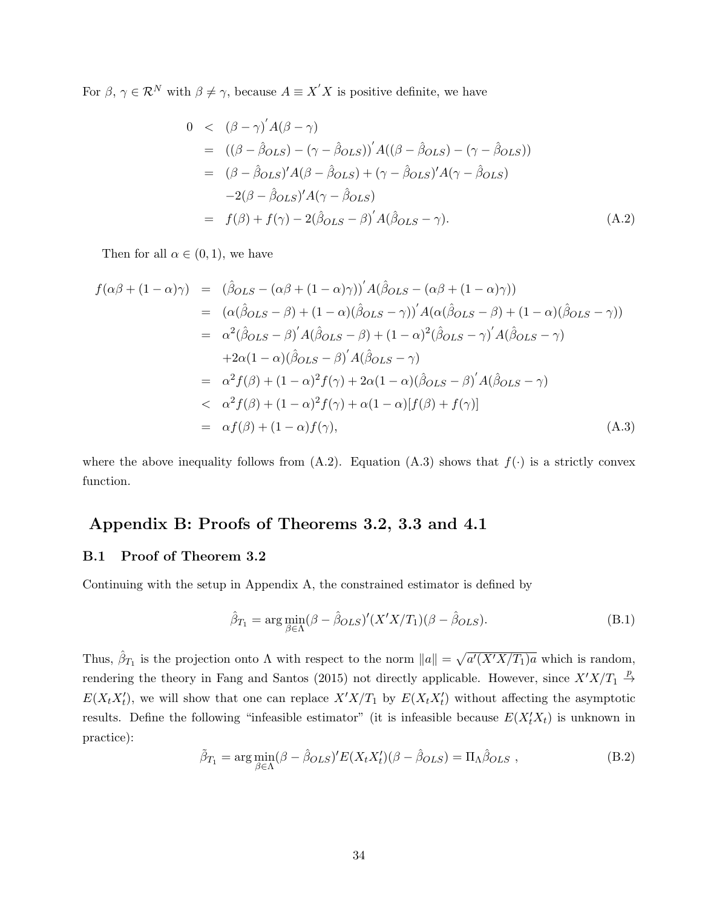For $\beta$, $\gamma \in \mathcal{R}^N$ with $\beta \neq \gamma$, because $A \equiv X^{'}X$ is positive definite, we have

$$
\begin{aligned}
0 &< (\beta-\gamma)^{'}A(\beta-\gamma) \\
&= ((\beta-\hat{\beta}_{OLS})-(\gamma-\hat{\beta}_{OLS}))^{'}A((\beta-\hat{\beta}_{OLS})-(\gamma-\hat{\beta}_{OLS})) \\
&= (\beta-\hat{\beta}_{OLS})'A(\beta-\hat{\beta}_{OLS})+(\gamma-\hat{\beta}_{OLS})'A(\gamma-\hat{\beta}_{OLS}) \\
&\quad -2(\beta-\hat{\beta}_{OLS})'A(\gamma-\hat{\beta}_{OLS}) \\
&= f(\beta)+f(\gamma)-2(\hat{\beta}_{OLS}-\beta)^{'}A(\hat{\beta}_{OLS}-\gamma).
\end{aligned}
\tag{A.2}
$$

Then for all $\alpha \in (0,1)$, we have

$$
\begin{aligned}
f(\alpha\beta+(1-\alpha)\gamma) &= (\hat{\beta}_{OLS}-(\alpha\beta+(1-\alpha)\gamma))^{'}A(\hat{\beta}_{OLS}-(\alpha\beta+(1-\alpha)\gamma)) \\
&= (\alpha(\hat{\beta}_{OLS}-\beta)+(1-\alpha)(\hat{\beta}_{OLS}-\gamma))^{'}A(\alpha(\hat{\beta}_{OLS}-\beta)+(1-\alpha)(\hat{\beta}_{OLS}-\gamma)) \\
&= \alpha^2(\hat{\beta}_{OLS}-\beta)^{'}A(\hat{\beta}_{OLS}-\beta)+(1-\alpha)^2(\hat{\beta}_{OLS}-\gamma)^{'}A(\hat{\beta}_{OLS}-\gamma) \\
&\quad +2\alpha(1-\alpha)(\hat{\beta}_{OLS}-\beta)^{'}A(\hat{\beta}_{OLS}-\gamma) \\
&= \alpha^2 f(\beta)+(1-\alpha)^2 f(\gamma)+2\alpha(1-\alpha)(\hat{\beta}_{OLS}-\beta)^{'}A(\hat{\beta}_{OLS}-\gamma) \\
&< \alpha^2 f(\beta)+(1-\alpha)^2 f(\gamma)+\alpha(1-\alpha)[f(\beta)+f(\gamma)] \\
&= \alpha f(\beta)+(1-\alpha)f(\gamma),
\end{aligned}
\tag{A.3}
$$

where the above inequality follows from (A.2). Equation (A.3) shows that $f(\cdot)$ is a strictly convex function.

# Appendix B: Proofs of Theorems 3.2, 3.3 and 4.1

## B.1 Proof of Theorem 3.2

Continuing with the setup in Appendix A, the constrained estimator is defined by

$$
\hat{\beta}_{T_1} = \arg\min_{\beta\in\Lambda}(\beta-\hat{\beta}_{OLS})'(X'X/T_1)(\beta-\hat{\beta}_{OLS}).
\tag{B.1}
$$

Thus, $\hat{\beta}_{T_1}$ is the projection onto $\Lambda$ with respect to the norm $\|a\| = \sqrt{a'(X'X/T_1)a}$ which is random, rendering the theory in Fang and Santos (2015) not directly applicable. However, since $X'X/T_1 \xrightarrow{p} E(X_tX_t')$, we will show that one can replace $X'X/T_1$ by $E(X_tX_t')$ without affecting the asymptotic results. Define the following "infeasible estimator" (it is infeasible because $E(X_t'X_t)$ is unknown in practice):

$$
\tilde{\beta}_{T_1} = \arg\min_{\beta\in\Lambda}(\beta-\hat{\beta}_{OLS})'E(X_tX_t')(\beta-\hat{\beta}_{OLS}) = \Pi_\Lambda\hat{\beta}_{OLS}\ ,
\tag{B.2}
$$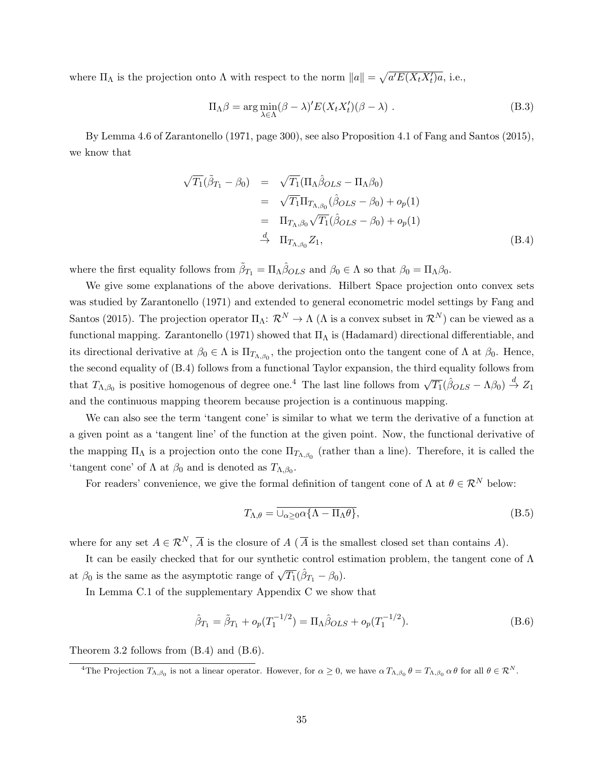where $\Pi_\Lambda$ is the projection onto $\Lambda$ with respect to the norm $\|a\| = \sqrt{a'E(X_tX_t')a}$, i.e.,

$$\Pi_\Lambda \beta = \arg\min_{\lambda \in \Lambda} (\beta - \lambda)' E(X_t X_t')(\beta - \lambda) \ . \tag{B.3}$$

By Lemma 4.6 of Zarantonello (1971, page 300), see also Proposition 4.1 of Fang and Santos (2015), we know that

$$\begin{aligned}
\sqrt{T_1}(\tilde{\beta}_{T_1} - \beta_0) &= \sqrt{T_1}(\Pi_\Lambda \hat{\beta}_{OLS} - \Pi_\Lambda \beta_0) \\
&= \sqrt{T_1}\Pi_{T_{\Lambda,\beta_0}}(\hat{\beta}_{OLS} - \beta_0) + o_p(1) \\
&= \Pi_{T_{\Lambda,\beta_0}}\sqrt{T_1}(\hat{\beta}_{OLS} - \beta_0) + o_p(1) \\
&\xrightarrow{d} \Pi_{T_{\Lambda,\beta_0}} Z_1,
\end{aligned} \tag{B.4}$$

where the first equality follows from $\tilde{\beta}_{T_1} = \Pi_\Lambda \hat{\beta}_{OLS}$ and $\beta_0 \in \Lambda$ so that $\beta_0 = \Pi_\Lambda \beta_0$.

We give some explanations of the above derivations. Hilbert Space projection onto convex sets was studied by Zarantonello (1971) and extended to general econometric model settings by Fang and Santos (2015). The projection operator $\Pi_\Lambda$: $\mathcal{R}^N \to \Lambda$ ($\Lambda$ is a convex subset in $\mathcal{R}^N$) can be viewed as a functional mapping. Zarantonello (1971) showed that $\Pi_\Lambda$ is (Hadamard) directional differentiable, and its directional derivative at $\beta_0 \in \Lambda$ is $\Pi_{T_{\Lambda,\beta_0}}$, the projection onto the tangent cone of $\Lambda$ at $\beta_0$. Hence, the second equality of (B.4) follows from a functional Taylor expansion, the third equality follows from that $T_{\Lambda,\beta_0}$ is positive homogenous of degree one.[4] The last line follows from $\sqrt{T_1}(\hat{\beta}_{OLS} - \Lambda\beta_0) \xrightarrow{d} Z_1$ and the continuous mapping theorem because projection is a continuous mapping.

We can also see the term 'tangent cone' is similar to what we term the derivative of a function at a given point as a 'tangent line' of the function at the given point. Now, the functional derivative of the mapping $\Pi_\Lambda$ is a projection onto the cone $\Pi_{T_{\Lambda,\beta_0}}$ (rather than a line). Therefore, it is called the 'tangent cone' of $\Lambda$ at $\beta_0$ and is denoted as $T_{\Lambda,\beta_0}$.

For readers' convenience, we give the formal definition of tangent cone of $\Lambda$ at $\theta \in \mathcal{R}^N$ below:

$$T_{\Lambda,\theta} = \overline{\cup_{\alpha \geq 0} \alpha\{\Lambda - \Pi_\Lambda \theta\}}, \tag{B.5}$$

where for any set $A \in \mathcal{R}^N$, $\overline{A}$ is the closure of $A$ ($\overline{A}$ is the smallest closed set than contains $A$).

It can be easily checked that for our synthetic control estimation problem, the tangent cone of $\Lambda$ at $\beta_0$ is the same as the asymptotic range of $\sqrt{T_1}(\hat{\beta}_{T_1} - \beta_0)$.

In Lemma C.1 of the supplementary Appendix C we show that

$$\hat{\beta}_{T_1} = \tilde{\beta}_{T_1} + o_p(T_1^{-1/2}) = \Pi_\Lambda \hat{\beta}_{OLS} + o_p(T_1^{-1/2}). \tag{B.6}$$

Theorem 3.2 follows from (B.4) and (B.6).

[4] The Projection $T_{\Lambda,\beta_0}$ is not a linear operator. However, for $\alpha \geq 0$, we have $\alpha\, T_{\Lambda,\beta_0}\, \theta = T_{\Lambda,\beta_0}\, \alpha\, \theta$ for all $\theta \in \mathcal{R}^N$.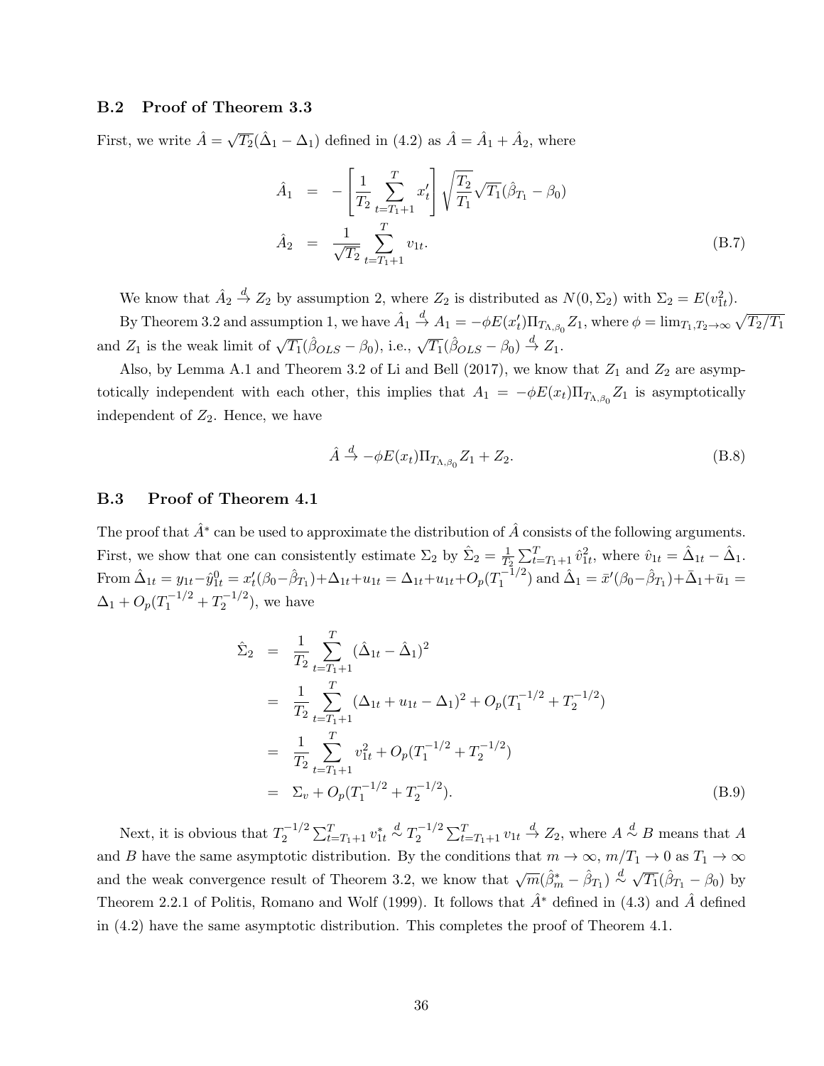### B.2 Proof of Theorem 3.3

First, we write $\hat{A} = \sqrt{T_2}(\hat{\Delta}_1 - \Delta_1)$ defined in (4.2) as $\hat{A} = \hat{A}_1 + \hat{A}_2$, where

$$
\begin{aligned}
\hat{A}_1 &= -\left[\frac{1}{T_2}\sum_{t=T_1+1}^{T} x_t'\right]\sqrt{\frac{T_2}{T_1}}\sqrt{T_1}(\hat{\beta}_{T_1} - \beta_0) \\
\hat{A}_2 &= \frac{1}{\sqrt{T_2}}\sum_{t=T_1+1}^{T} v_{1t}.
\end{aligned} \tag{B.7}
$$

We know that $\hat{A}_2 \xrightarrow{d} Z_2$ by assumption 2, where $Z_2$ is distributed as $N(0, \Sigma_2)$ with $\Sigma_2 = E(v_{1t}^2)$.

By Theorem 3.2 and assumption 1, we have $\hat{A}_1 \xrightarrow{d} A_1 = -\phi E(x_t')\Pi_{T_{\Lambda,\beta_0}} Z_1$, where $\phi = \lim_{T_1,T_2\to\infty}\sqrt{T_2/T_1}$ and $Z_1$ is the weak limit of $\sqrt{T_1}(\hat{\beta}_{OLS} - \beta_0)$, i.e., $\sqrt{T_1}(\hat{\beta}_{OLS} - \beta_0) \xrightarrow{d} Z_1$.

Also, by Lemma A.1 and Theorem 3.2 of Li and Bell (2017), we know that $Z_1$ and $Z_2$ are asymptotically independent with each other, this implies that $A_1 = -\phi E(x_t)\Pi_{T_{\Lambda,\beta_0}} Z_1$ is asymptotically independent of $Z_2$. Hence, we have

$$
\hat{A} \xrightarrow{d} -\phi E(x_t)\Pi_{T_{\Lambda,\beta_0}} Z_1 + Z_2. \tag{B.8}
$$

### B.3 Proof of Theorem 4.1

The proof that $\hat{A}^*$ can be used to approximate the distribution of $\hat{A}$ consists of the following arguments. First, we show that one can consistently estimate $\Sigma_2$ by $\hat{\Sigma}_2 = \frac{1}{T_2}\sum_{t=T_1+1}^{T}\hat{v}_{1t}^2$, where $\hat{v}_{1t} = \hat{\Delta}_{1t} - \hat{\Delta}_1$. From $\hat{\Delta}_{1t} = y_{1t} - \hat{y}_{1t}^0 = x_t'(\beta_0 - \hat{\beta}_{T_1}) + \Delta_{1t} + u_{1t} = \Delta_{1t} + u_{1t} + O_p(T_1^{-1/2})$ and $\hat{\Delta}_1 = \bar{x}'(\beta_0 - \hat{\beta}_{T_1}) + \bar{\Delta}_1 + \bar{u}_1 = \Delta_1 + O_p(T_1^{-1/2} + T_2^{-1/2})$, we have

$$
\begin{aligned}
\hat{\Sigma}_2 &= \frac{1}{T_2}\sum_{t=T_1+1}^{T}(\hat{\Delta}_{1t} - \hat{\Delta}_1)^2 \\
&= \frac{1}{T_2}\sum_{t=T_1+1}^{T}(\Delta_{1t} + u_{1t} - \Delta_1)^2 + O_p(T_1^{-1/2} + T_2^{-1/2}) \\
&= \frac{1}{T_2}\sum_{t=T_1+1}^{T} v_{1t}^2 + O_p(T_1^{-1/2} + T_2^{-1/2}) \\
&= \Sigma_v + O_p(T_1^{-1/2} + T_2^{-1/2}).
\end{aligned} \tag{B.9}
$$

Next, it is obvious that $T_2^{-1/2}\sum_{t=T_1+1}^{T} v_{1t}^* \overset{d}{\sim} T_2^{-1/2}\sum_{t=T_1+1}^{T} v_{1t} \xrightarrow{d} Z_2$, where $A \overset{d}{\sim} B$ means that $A$ and $B$ have the same asymptotic distribution. By the conditions that $m \to \infty$, $m/T_1 \to 0$ as $T_1 \to \infty$ and the weak convergence result of Theorem 3.2, we know that $\sqrt{m}(\hat{\beta}_m^* - \hat{\beta}_{T_1}) \overset{d}{\sim} \sqrt{T_1}(\hat{\beta}_{T_1} - \beta_0)$ by Theorem 2.2.1 of Politis, Romano and Wolf (1999). It follows that $\hat{A}^*$ defined in (4.3) and $\hat{A}$ defined in (4.2) have the same asymptotic distribution. This completes the proof of Theorem 4.1.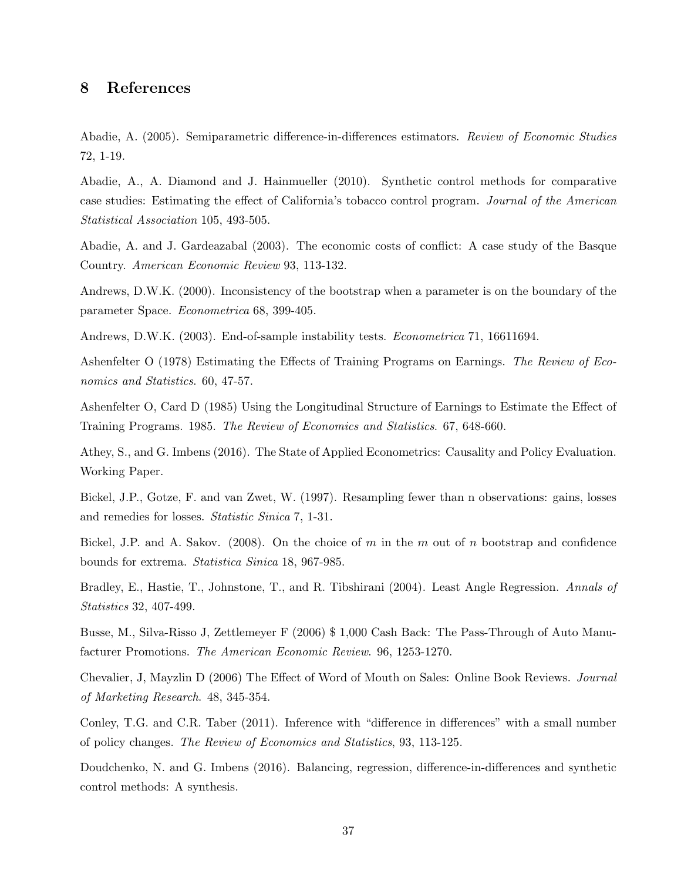## 8 References

Abadie, A. (2005). Semiparametric difference-in-differences estimators. *Review of Economic Studies* 72, 1-19.

Abadie, A., A. Diamond and J. Hainmueller (2010). Synthetic control methods for comparative case studies: Estimating the effect of California's tobacco control program. *Journal of the American Statistical Association* 105, 493-505.

Abadie, A. and J. Gardeazabal (2003). The economic costs of conflict: A case study of the Basque Country. *American Economic Review* 93, 113-132.

Andrews, D.W.K. (2000). Inconsistency of the bootstrap when a parameter is on the boundary of the parameter Space. *Econometrica* 68, 399-405.

Andrews, D.W.K. (2003). End-of-sample instability tests. *Econometrica* 71, 16611694.

Ashenfelter O (1978) Estimating the Effects of Training Programs on Earnings. *The Review of Economics and Statistics*. 60, 47-57.

Ashenfelter O, Card D (1985) Using the Longitudinal Structure of Earnings to Estimate the Effect of Training Programs. 1985. *The Review of Economics and Statistics*. 67, 648-660.

Athey, S., and G. Imbens (2016). The State of Applied Econometrics: Causality and Policy Evaluation. Working Paper.

Bickel, J.P., Gotze, F. and van Zwet, W. (1997). Resampling fewer than n observations: gains, losses and remedies for losses. *Statistic Sinica* 7, 1-31.

Bickel, J.P. and A. Sakov. (2008). On the choice of $m$ in the $m$ out of $n$ bootstrap and confidence bounds for extrema. *Statistica Sinica* 18, 967-985.

Bradley, E., Hastie, T., Johnstone, T., and R. Tibshirani (2004). Least Angle Regression. *Annals of Statistics* 32, 407-499.

Busse, M., Silva-Risso J, Zettlemeyer F (2006) $ 1,000 Cash Back: The Pass-Through of Auto Manufacturer Promotions. *The American Economic Review*. 96, 1253-1270.

Chevalier, J, Mayzlin D (2006) The Effect of Word of Mouth on Sales: Online Book Reviews. *Journal of Marketing Research*. 48, 345-354.

Conley, T.G. and C.R. Taber (2011). Inference with "difference in differences" with a small number of policy changes. *The Review of Economics and Statistics*, 93, 113-125.

Doudchenko, N. and G. Imbens (2016). Balancing, regression, difference-in-differences and synthetic control methods: A synthesis.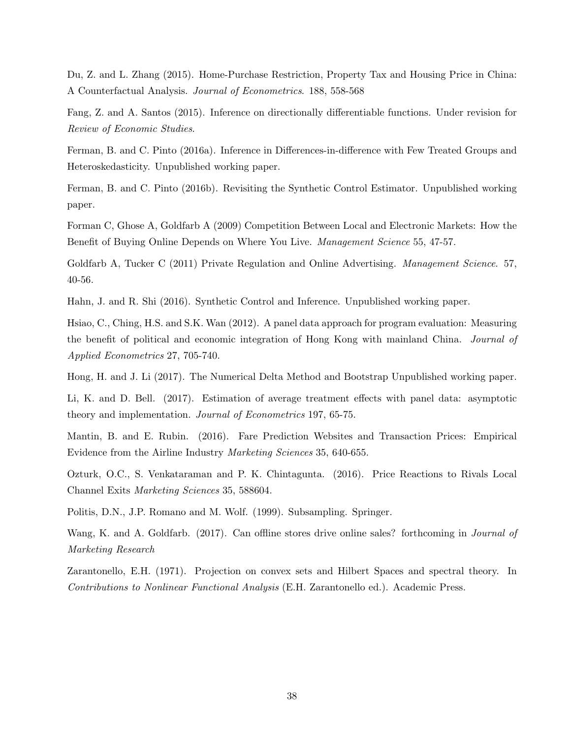Du, Z. and L. Zhang (2015). Home-Purchase Restriction, Property Tax and Housing Price in China: A Counterfactual Analysis. *Journal of Econometrics*. 188, 558-568

Fang, Z. and A. Santos (2015). Inference on directionally differentiable functions. Under revision for *Review of Economic Studies*.

Ferman, B. and C. Pinto (2016a). Inference in Differences-in-difference with Few Treated Groups and Heteroskedasticity. Unpublished working paper.

Ferman, B. and C. Pinto (2016b). Revisiting the Synthetic Control Estimator. Unpublished working paper.

Forman C, Ghose A, Goldfarb A (2009) Competition Between Local and Electronic Markets: How the Benefit of Buying Online Depends on Where You Live. *Management Science* 55, 47-57.

Goldfarb A, Tucker C (2011) Private Regulation and Online Advertising. *Management Science*. 57, 40-56.

Hahn, J. and R. Shi (2016). Synthetic Control and Inference. Unpublished working paper.

Hsiao, C., Ching, H.S. and S.K. Wan (2012). A panel data approach for program evaluation: Measuring the benefit of political and economic integration of Hong Kong with mainland China. *Journal of Applied Econometrics* 27, 705-740.

Hong, H. and J. Li (2017). The Numerical Delta Method and Bootstrap Unpublished working paper.

Li, K. and D. Bell. (2017). Estimation of average treatment effects with panel data: asymptotic theory and implementation. *Journal of Econometrics* 197, 65-75.

Mantin, B. and E. Rubin. (2016). Fare Prediction Websites and Transaction Prices: Empirical Evidence from the Airline Industry *Marketing Sciences* 35, 640-655.

Ozturk, O.C., S. Venkataraman and P. K. Chintagunta. (2016). Price Reactions to Rivals Local Channel Exits *Marketing Sciences* 35, 588604.

Politis, D.N., J.P. Romano and M. Wolf. (1999). Subsampling. Springer.

Wang, K. and A. Goldfarb. (2017). Can offline stores drive online sales? forthcoming in *Journal of Marketing Research*

Zarantonello, E.H. (1971). Projection on convex sets and Hilbert Spaces and spectral theory. In *Contributions to Nonlinear Functional Analysis* (E.H. Zarantonello ed.). Academic Press.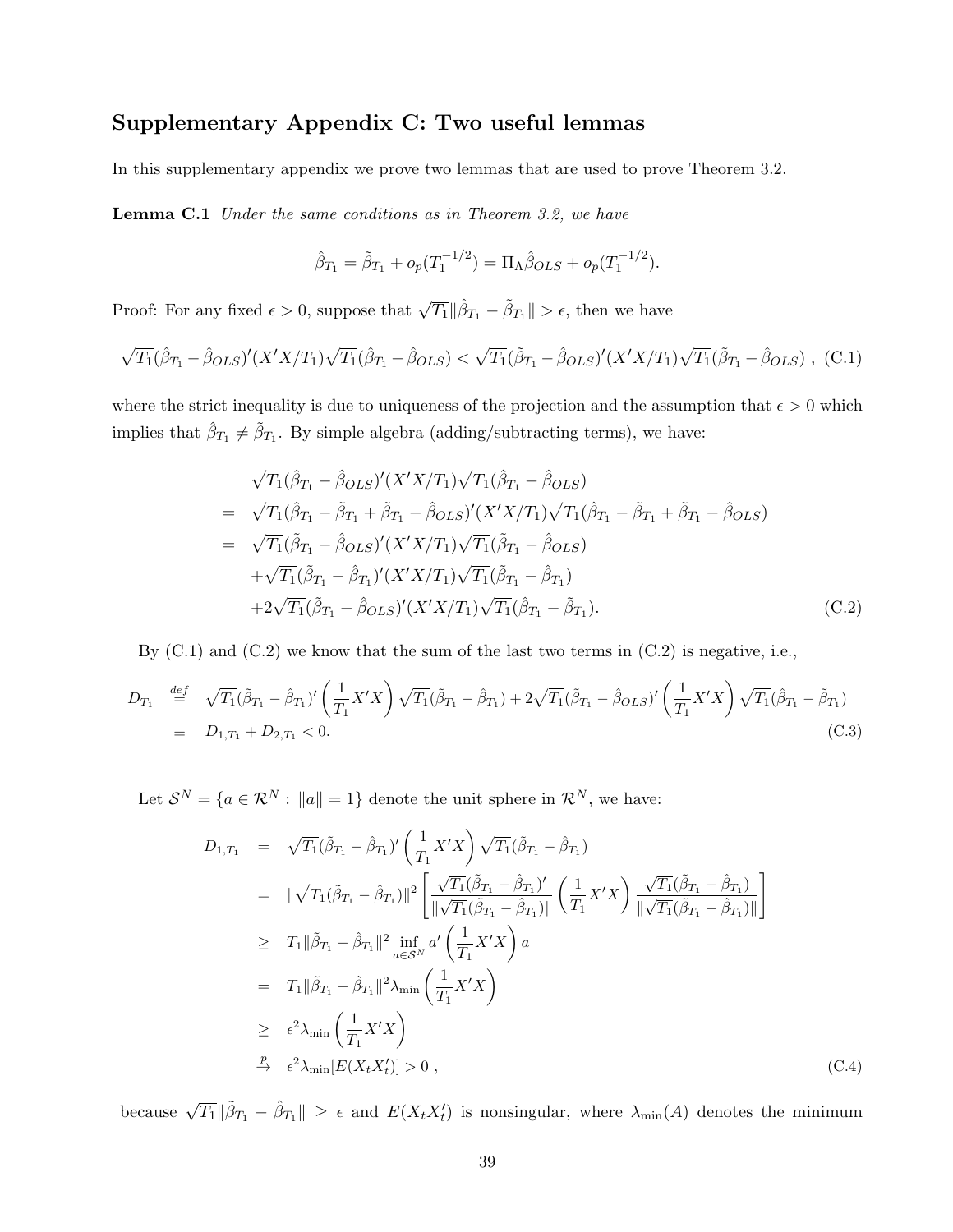## Supplementary Appendix C: Two useful lemmas

In this supplementary appendix we prove two lemmas that are used to prove Theorem 3.2.

**Lemma C.1** *Under the same conditions as in Theorem 3.2, we have*

$$\hat{\beta}_{T_1} = \tilde{\beta}_{T_1} + o_p(T_1^{-1/2}) = \Pi_\Lambda \hat{\beta}_{OLS} + o_p(T_1^{-1/2}).$$

Proof: For any fixed $\epsilon > 0$, suppose that $\sqrt{T_1}\|\hat{\beta}_{T_1} - \tilde{\beta}_{T_1}\| > \epsilon$, then we have

$$\sqrt{T_1}(\hat{\beta}_{T_1} - \hat{\beta}_{OLS})'(X'X/T_1)\sqrt{T_1}(\hat{\beta}_{T_1} - \hat{\beta}_{OLS}) < \sqrt{T_1}(\tilde{\beta}_{T_1} - \hat{\beta}_{OLS})'(X'X/T_1)\sqrt{T_1}(\tilde{\beta}_{T_1} - \hat{\beta}_{OLS}) \ , \quad \text{(C.1)}$$

where the strict inequality is due to uniqueness of the projection and the assumption that $\epsilon > 0$ which implies that $\hat{\beta}_{T_1} \neq \tilde{\beta}_{T_1}$. By simple algebra (adding/subtracting terms), we have:

$$\begin{aligned}
& \sqrt{T_1}(\hat{\beta}_{T_1} - \hat{\beta}_{OLS})'(X'X/T_1)\sqrt{T_1}(\hat{\beta}_{T_1} - \hat{\beta}_{OLS}) \\
= \ & \sqrt{T_1}(\hat{\beta}_{T_1} - \tilde{\beta}_{T_1} + \tilde{\beta}_{T_1} - \hat{\beta}_{OLS})'(X'X/T_1)\sqrt{T_1}(\hat{\beta}_{T_1} - \tilde{\beta}_{T_1} + \tilde{\beta}_{T_1} - \hat{\beta}_{OLS}) \\
= \ & \sqrt{T_1}(\tilde{\beta}_{T_1} - \hat{\beta}_{OLS})'(X'X/T_1)\sqrt{T_1}(\tilde{\beta}_{T_1} - \hat{\beta}_{OLS}) \\
& + \sqrt{T_1}(\tilde{\beta}_{T_1} - \hat{\beta}_{T_1})'(X'X/T_1)\sqrt{T_1}(\tilde{\beta}_{T_1} - \hat{\beta}_{T_1}) \\
& + 2\sqrt{T_1}(\tilde{\beta}_{T_1} - \hat{\beta}_{OLS})'(X'X/T_1)\sqrt{T_1}(\hat{\beta}_{T_1} - \tilde{\beta}_{T_1}). \qquad \text{(C.2)}
\end{aligned}$$

By (C.1) and (C.2) we know that the sum of the last two terms in (C.2) is negative, i.e.,

$$\begin{aligned}
D_{T_1} \ & \stackrel{def}{=} \ \sqrt{T_1}(\tilde{\beta}_{T_1} - \hat{\beta}_{T_1})'\left(\frac{1}{T_1}X'X\right)\sqrt{T_1}(\tilde{\beta}_{T_1} - \hat{\beta}_{T_1}) + 2\sqrt{T_1}(\tilde{\beta}_{T_1} - \hat{\beta}_{OLS})'\left(\frac{1}{T_1}X'X\right)\sqrt{T_1}(\hat{\beta}_{T_1} - \tilde{\beta}_{T_1}) \\
& \equiv \ D_{1,T_1} + D_{2,T_1} < 0. \qquad \text{(C.3)}
\end{aligned}$$

Let $\mathcal{S}^N = \{a \in \mathcal{R}^N : \|a\| = 1\}$ denote the unit sphere in $\mathcal{R}^N$, we have:

$$\begin{aligned}
D_{1,T_1} \ & = \ \sqrt{T_1}(\tilde{\beta}_{T_1} - \hat{\beta}_{T_1})'\left(\frac{1}{T_1}X'X\right)\sqrt{T_1}(\tilde{\beta}_{T_1} - \hat{\beta}_{T_1}) \\
& = \ \|\sqrt{T_1}(\tilde{\beta}_{T_1} - \hat{\beta}_{T_1})\|^2 \left[\frac{\sqrt{T_1}(\tilde{\beta}_{T_1} - \hat{\beta}_{T_1})'}{\|\sqrt{T_1}(\tilde{\beta}_{T_1} - \hat{\beta}_{T_1})\|}\left(\frac{1}{T_1}X'X\right)\frac{\sqrt{T_1}(\tilde{\beta}_{T_1} - \hat{\beta}_{T_1})}{\|\sqrt{T_1}(\tilde{\beta}_{T_1} - \hat{\beta}_{T_1})\|}\right] \\
& \geq \ T_1\|\tilde{\beta}_{T_1} - \hat{\beta}_{T_1}\|^2 \inf_{a \in \mathcal{S}^N} a'\left(\frac{1}{T_1}X'X\right)a \\
& = \ T_1\|\tilde{\beta}_{T_1} - \hat{\beta}_{T_1}\|^2 \lambda_{\min}\left(\frac{1}{T_1}X'X\right) \\
& \geq \ \epsilon^2 \lambda_{\min}\left(\frac{1}{T_1}X'X\right) \\
& \stackrel{p}{\to} \ \epsilon^2 \lambda_{\min}[E(X_t X_t')] > 0 \ , \qquad \text{(C.4)}
\end{aligned}$$

because $\sqrt{T_1}\|\tilde{\beta}_{T_1} - \hat{\beta}_{T_1}\| \geq \epsilon$ and $E(X_t X_t')$ is nonsingular, where $\lambda_{\min}(A)$ denotes the minimum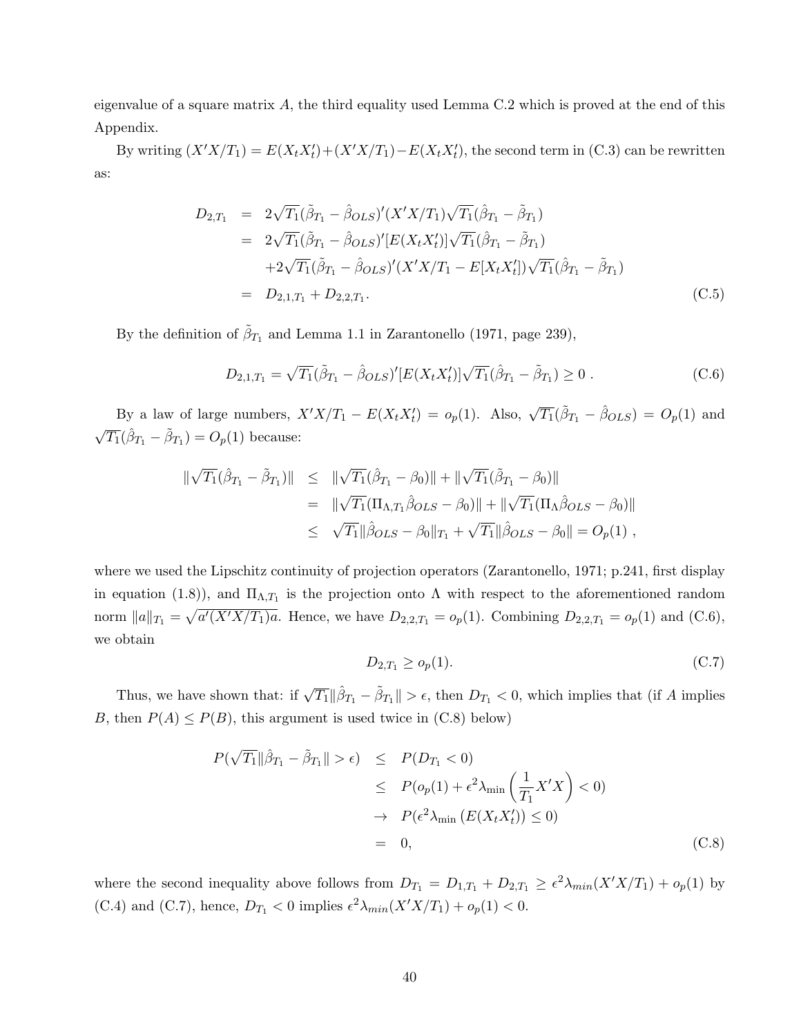eigenvalue of a square matrix $A$, the third equality used Lemma C.2 which is proved at the end of this Appendix.

By writing $(X'X/T_1) = E(X_tX_t') + (X'X/T_1) - E(X_tX_t')$, the second term in (C.3) can be rewritten as:

$$
\begin{aligned}
D_{2,T_1} &= 2\sqrt{T_1}(\tilde{\beta}_{T_1} - \hat{\beta}_{OLS})'(X'X/T_1)\sqrt{T_1}(\hat{\beta}_{T_1} - \tilde{\beta}_{T_1}) \\
&= 2\sqrt{T_1}(\tilde{\beta}_{T_1} - \hat{\beta}_{OLS})'[E(X_tX_t')]\sqrt{T_1}(\hat{\beta}_{T_1} - \tilde{\beta}_{T_1}) \\
&\quad + 2\sqrt{T_1}(\tilde{\beta}_{T_1} - \hat{\beta}_{OLS})'(X'X/T_1 - E[X_tX_t'])\sqrt{T_1}(\hat{\beta}_{T_1} - \tilde{\beta}_{T_1}) \\
&= D_{2,1,T_1} + D_{2,2,T_1}. \qquad (C.5)
\end{aligned}
$$

By the definition of $\tilde{\beta}_{T_1}$ and Lemma 1.1 in Zarantonello (1971, page 239),

$$
D_{2,1,T_1} = \sqrt{T_1}(\tilde{\beta}_{T_1} - \hat{\beta}_{OLS})'[E(X_tX_t')]\sqrt{T_1}(\hat{\beta}_{T_1} - \tilde{\beta}_{T_1}) \geq 0\ . \qquad (C.6)
$$

By a law of large numbers, $X'X/T_1 - E(X_tX_t') = o_p(1)$. Also, $\sqrt{T_1}(\tilde{\beta}_{T_1} - \hat{\beta}_{OLS}) = O_p(1)$ and $\sqrt{T_1}(\hat{\beta}_{T_1} - \tilde{\beta}_{T_1}) = O_p(1)$ because:

$$
\begin{aligned}
\|\sqrt{T_1}(\hat{\beta}_{T_1} - \tilde{\beta}_{T_1})\| &\leq \|\sqrt{T_1}(\hat{\beta}_{T_1} - \beta_0)\| + \|\sqrt{T_1}(\tilde{\beta}_{T_1} - \beta_0)\| \\
&= \|\sqrt{T_1}(\Pi_{\Lambda,T_1}\hat{\beta}_{OLS} - \beta_0)\| + \|\sqrt{T_1}(\Pi_{\Lambda}\hat{\beta}_{OLS} - \beta_0)\| \\
&\leq \sqrt{T_1}\|\hat{\beta}_{OLS} - \beta_0\|_{T_1} + \sqrt{T_1}\|\hat{\beta}_{OLS} - \beta_0\| = O_p(1)\ ,
\end{aligned}
$$

where we used the Lipschitz continuity of projection operators (Zarantonello, 1971; p.241, first display in equation (1.8)), and $\Pi_{\Lambda,T_1}$ is the projection onto $\Lambda$ with respect to the aforementioned random norm $\|a\|_{T_1} = \sqrt{a'(X'X/T_1)a}$. Hence, we have $D_{2,2,T_1} = o_p(1)$. Combining $D_{2,2,T_1} = o_p(1)$ and (C.6), we obtain

$$
D_{2,T_1} \geq o_p(1). \qquad (C.7)
$$

Thus, we have shown that: if $\sqrt{T_1}\|\hat{\beta}_{T_1} - \tilde{\beta}_{T_1}\| > \epsilon$, then $D_{T_1} < 0$, which implies that (if $A$ implies $B$, then $P(A) \leq P(B)$, this argument is used twice in (C.8) below)

$$
\begin{aligned}
P(\sqrt{T_1}\|\hat{\beta}_{T_1} - \tilde{\beta}_{T_1}\| > \epsilon) &\leq P(D_{T_1} < 0) \\
&\leq P(o_p(1) + \epsilon^2\lambda_{\min}\left(\frac{1}{T_1}X'X\right) < 0) \\
&\to P(\epsilon^2\lambda_{\min}\left(E(X_tX_t')\right) \leq 0) \\
&= 0, \qquad (C.8)
\end{aligned}
$$

where the second inequality above follows from $D_{T_1} = D_{1,T_1} + D_{2,T_1} \geq \epsilon^2\lambda_{min}(X'X/T_1) + o_p(1)$ by (C.4) and (C.7), hence, $D_{T_1} < 0$ implies $\epsilon^2\lambda_{min}(X'X/T_1) + o_p(1) < 0$.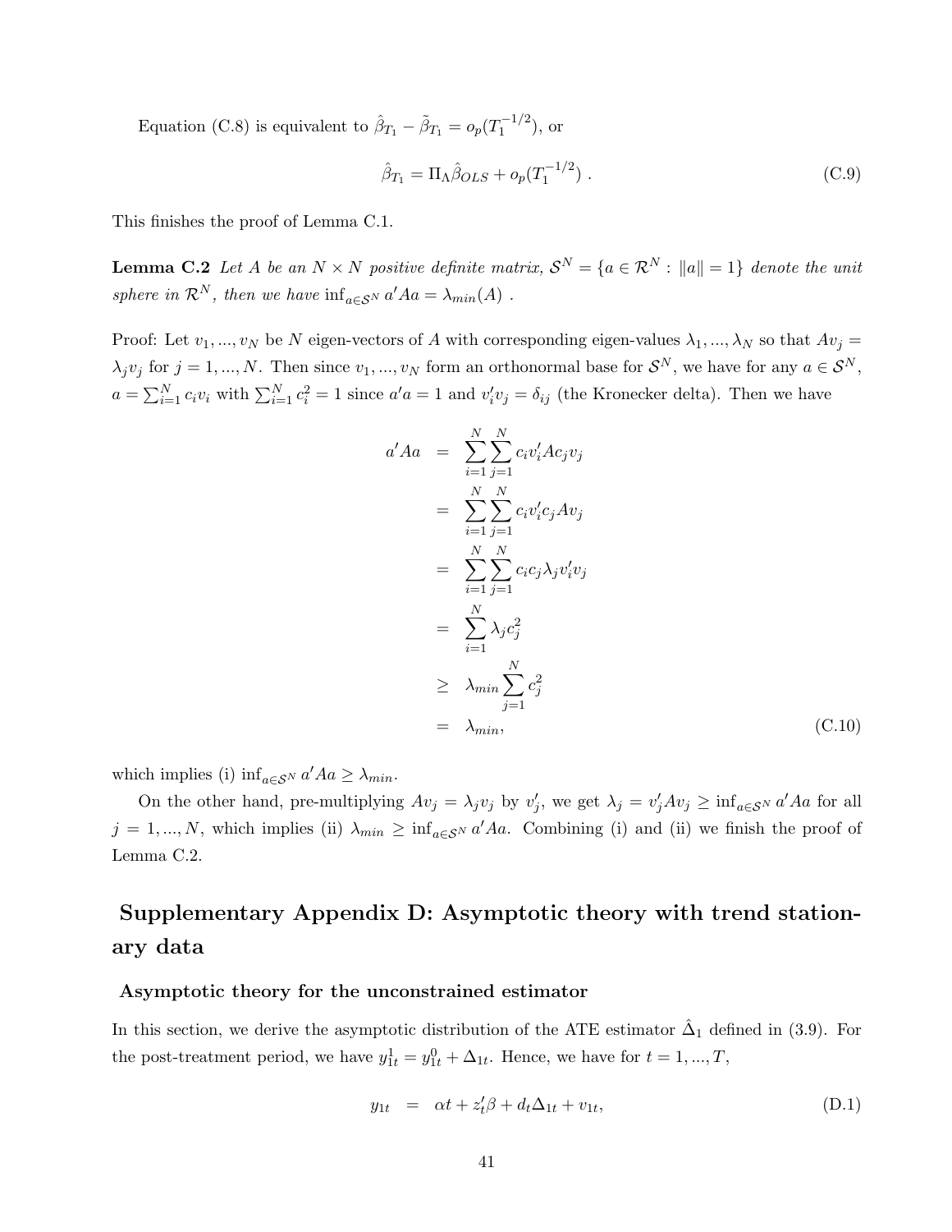Equation (C.8) is equivalent to $\hat{\beta}_{T_1} - \tilde{\beta}_{T_1} = o_p(T_1^{-1/2})$, or

$$\hat{\beta}_{T_1} = \Pi_\Lambda \hat{\beta}_{OLS} + o_p(T_1^{-1/2}) \ . \tag{C.9}$$

This finishes the proof of Lemma C.1.

**Lemma C.2** *Let $A$ be an $N \times N$ positive definite matrix, $\mathcal{S}^N = \{a \in \mathcal{R}^N : \|a\| = 1\}$ denote the unit sphere in $\mathcal{R}^N$, then we have $\inf_{a \in \mathcal{S}^N} a'Aa = \lambda_{min}(A)$ .*

Proof: Let $v_1, ..., v_N$ be $N$ eigen-vectors of $A$ with corresponding eigen-values $\lambda_1, ..., \lambda_N$ so that $Av_j = \lambda_j v_j$ for $j = 1, ..., N$. Then since $v_1, ..., v_N$ form an orthonormal base for $\mathcal{S}^N$, we have for any $a \in \mathcal{S}^N$, $a = \sum_{i=1}^N c_i v_i$ with $\sum_{i=1}^N c_i^2 = 1$ since $a'a = 1$ and $v_i'v_j = \delta_{ij}$ (the Kronecker delta). Then we have

$$\begin{aligned}
a'Aa &= \sum_{i=1}^N \sum_{j=1}^N c_i v_i' A c_j v_j \\
&= \sum_{i=1}^N \sum_{j=1}^N c_i v_i' c_j A v_j \\
&= \sum_{i=1}^N \sum_{j=1}^N c_i c_j \lambda_j v_i' v_j \\
&= \sum_{i=1}^N \lambda_j c_j^2 \\
&\geq \lambda_{min} \sum_{j=1}^N c_j^2 \\
&= \lambda_{min},
\end{aligned} \tag{C.10}$$

which implies (i) $\inf_{a \in \mathcal{S}^N} a'Aa \geq \lambda_{min}$.

On the other hand, pre-multiplying $Av_j = \lambda_j v_j$ by $v_j'$, we get $\lambda_j = v_j' A v_j \geq \inf_{a \in \mathcal{S}^N} a'Aa$ for all $j = 1, ..., N$, which implies (ii) $\lambda_{min} \geq \inf_{a \in \mathcal{S}^N} a'Aa$. Combining (i) and (ii) we finish the proof of Lemma C.2.

## Supplementary Appendix D: Asymptotic theory with trend stationary data

### Asymptotic theory for the unconstrained estimator

In this section, we derive the asymptotic distribution of the ATE estimator $\hat{\Delta}_1$ defined in (3.9). For the post-treatment period, we have $y_{1t}^1 = y_{1t}^0 + \Delta_{1t}$. Hence, we have for $t = 1, ..., T$,

$$y_{1t} = \alpha t + z_t' \beta + d_t \Delta_{1t} + v_{1t}, \tag{D.1}$$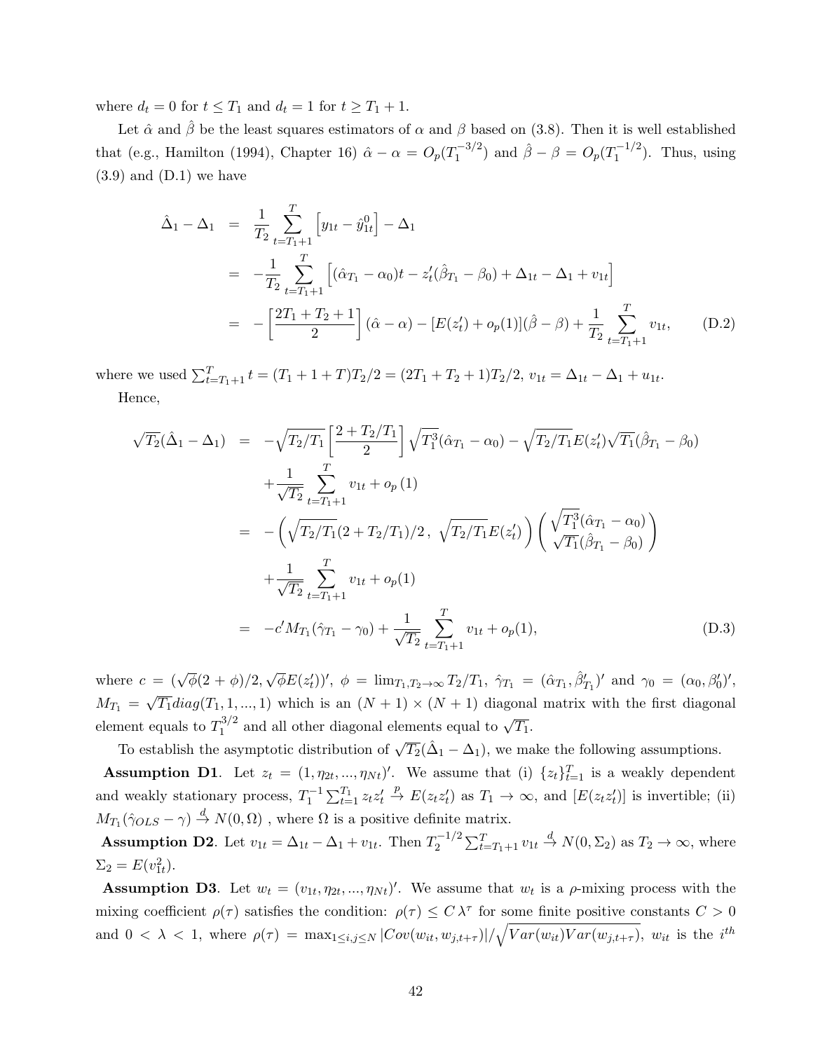where $d_t = 0$ for $t \leq T_1$ and $d_t = 1$ for $t \geq T_1 + 1$.

Let $\hat{\alpha}$ and $\hat{\beta}$ be the least squares estimators of $\alpha$ and $\beta$ based on (3.8). Then it is well established that (e.g., Hamilton (1994), Chapter 16) $\hat{\alpha} - \alpha = O_p(T_1^{-3/2})$ and $\hat{\beta} - \beta = O_p(T_1^{-1/2})$. Thus, using (3.9) and (D.1) we have

$$
\begin{aligned}
\hat{\Delta}_1 - \Delta_1 &= \frac{1}{T_2} \sum_{t=T_1+1}^{T} \left[ y_{1t} - \hat{y}_{1t}^0 \right] - \Delta_1 \\
&= -\frac{1}{T_2} \sum_{t=T_1+1}^{T} \left[ (\hat{\alpha}_{T_1} - \alpha_0)t - z_t'(\hat{\beta}_{T_1} - \beta_0) + \Delta_{1t} - \Delta_1 + v_{1t} \right] \\
&= -\left[ \frac{2T_1 + T_2 + 1}{2} \right] (\hat{\alpha} - \alpha) - [E(z_t') + o_p(1)](\hat{\beta} - \beta) + \frac{1}{T_2} \sum_{t=T_1+1}^{T} v_{1t}, \qquad \text{(D.2)}
\end{aligned}
$$

where we used $\sum_{t=T_1+1}^{T} t = (T_1 + 1 + T)T_2/2 = (2T_1 + T_2 + 1)T_2/2$, $v_{1t} = \Delta_{1t} - \Delta_1 + u_{1t}$.

Hence,

$$
\begin{aligned}
\sqrt{T_2}(\hat{\Delta}_1 - \Delta_1) &= -\sqrt{T_2/T_1} \left[ \frac{2 + T_2/T_1}{2} \right] \sqrt{T_1^3}(\hat{\alpha}_{T_1} - \alpha_0) - \sqrt{T_2/T_1} E(z_t') \sqrt{T_1}(\hat{\beta}_{T_1} - \beta_0) \\
&\quad + \frac{1}{\sqrt{T_2}} \sum_{t=T_1+1}^{T} v_{1t} + o_p(1) \\
&= -\left( \sqrt{T_2/T_1}(2 + T_2/T_1)/2 \,,\ \sqrt{T_2/T_1} E(z_t') \right) \begin{pmatrix} \sqrt{T_1^3}(\hat{\alpha}_{T_1} - \alpha_0) \\ \sqrt{T_1}(\hat{\beta}_{T_1} - \beta_0) \end{pmatrix} \\
&\quad + \frac{1}{\sqrt{T_2}} \sum_{t=T_1+1}^{T} v_{1t} + o_p(1) \\
&= -c' M_{T_1}(\hat{\gamma}_{T_1} - \gamma_0) + \frac{1}{\sqrt{T_2}} \sum_{t=T_1+1}^{T} v_{1t} + o_p(1), \qquad \text{(D.3)}
\end{aligned}
$$

where $c = (\sqrt{\phi}(2 + \phi)/2, \sqrt{\phi}E(z_t'))'$, $\phi = \lim_{T_1, T_2 \to \infty} T_2/T_1$, $\hat{\gamma}_{T_1} = (\hat{\alpha}_{T_1}, \hat{\beta}_{T_1}')'$ and $\gamma_0 = (\alpha_0, \beta_0')'$, $M_{T_1} = \sqrt{T_1} diag(T_1, 1, ..., 1)$ which is an $(N+1) \times (N+1)$ diagonal matrix with the first diagonal element equals to $T_1^{3/2}$ and all other diagonal elements equal to $\sqrt{T_1}$.

To establish the asymptotic distribution of $\sqrt{T_2}(\hat{\Delta}_1 - \Delta_1)$, we make the following assumptions.

**Assumption D1**. Let $z_t = (1, \eta_{2t}, ..., \eta_{Nt})'$. We assume that (i) $\{z_t\}_{t=1}^T$ is a weakly dependent and weakly stationary process, $T_1^{-1} \sum_{t=1}^{T_1} z_t z_t' \xrightarrow{p} E(z_t z_t')$ as $T_1 \to \infty$, and $[E(z_t z_t')]$ is invertible; (ii) $M_{T_1}(\hat{\gamma}_{OLS} - \gamma) \xrightarrow{d} N(0, \Omega)$ , where $\Omega$ is a positive definite matrix.

**Assumption D2**. Let $v_{1t} = \Delta_{1t} - \Delta_1 + v_{1t}$. Then $T_2^{-1/2} \sum_{t=T_1+1}^{T} v_{1t} \xrightarrow{d} N(0, \Sigma_2)$ as $T_2 \to \infty$, where $\Sigma_2 = E(v_{1t}^2)$.

**Assumption D3**. Let $w_t = (v_{1t}, \eta_{2t}, ..., \eta_{Nt})'$. We assume that $w_t$ is a $\rho$-mixing process with the mixing coefficient $\rho(\tau)$ satisfies the condition: $\rho(\tau) \leq C \lambda^\tau$ for some finite positive constants $C > 0$ and $0 < \lambda < 1$, where $\rho(\tau) = \max_{1 \leq i,j \leq N} |Cov(w_{it}, w_{j,t+\tau})| / \sqrt{Var(w_{it}) Var(w_{j,t+\tau})}$, $w_{it}$ is the $i^{th}$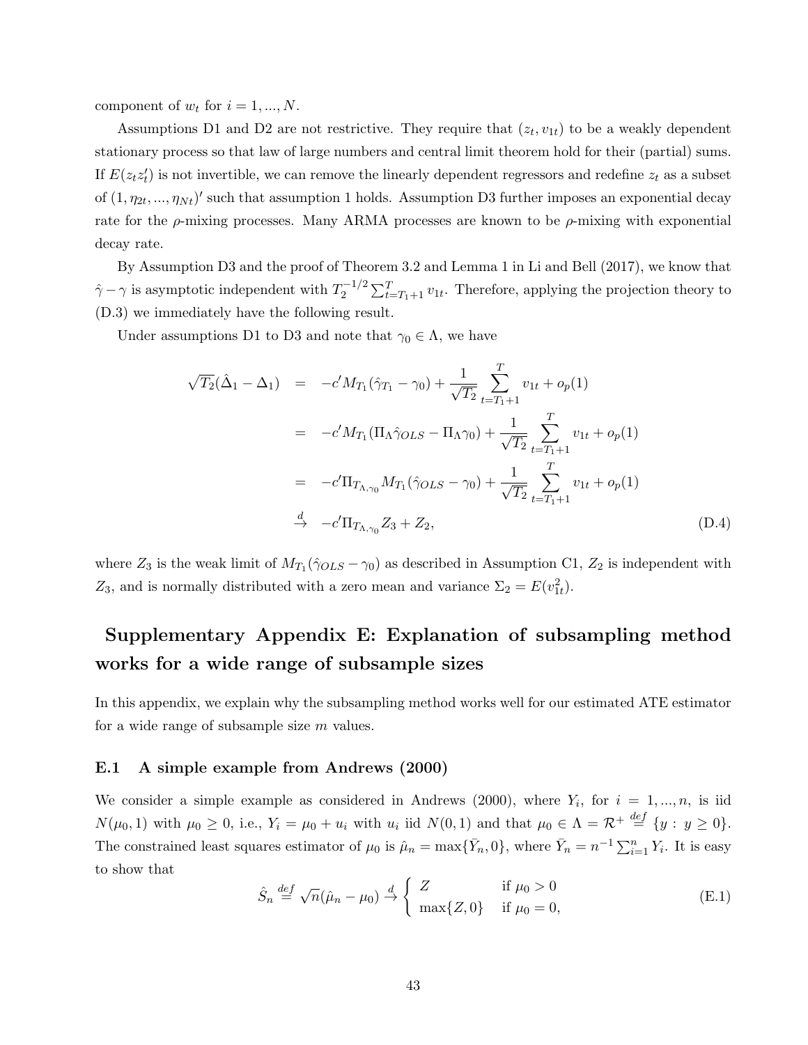component of $w_t$ for $i = 1, ..., N$.

Assumptions D1 and D2 are not restrictive. They require that $(z_t, v_{1t})$ to be a weakly dependent stationary process so that law of large numbers and central limit theorem hold for their (partial) sums. If $E(z_t z_t')$ is not invertible, we can remove the linearly dependent regressors and redefine $z_t$ as a subset of $(1, \eta_{2t}, ..., \eta_{Nt})'$ such that assumption 1 holds. Assumption D3 further imposes an exponential decay rate for the $\rho$-mixing processes. Many ARMA processes are known to be $\rho$-mixing with exponential decay rate.

By Assumption D3 and the proof of Theorem 3.2 and Lemma 1 in Li and Bell (2017), we know that $\hat{\gamma} - \gamma$ is asymptotic independent with $T_2^{-1/2} \sum_{t=T_1+1}^{T} v_{1t}$. Therefore, applying the projection theory to (D.3) we immediately have the following result.

Under assumptions D1 to D3 and note that $\gamma_0 \in \Lambda$, we have

$$
\begin{aligned}
\sqrt{T_2}(\hat{\Delta}_1 - \Delta_1) &= -c' M_{T_1}(\hat{\gamma}_{T_1} - \gamma_0) + \frac{1}{\sqrt{T_2}} \sum_{t=T_1+1}^{T} v_{1t} + o_p(1) \\
&= -c' M_{T_1}(\Pi_\Lambda \hat{\gamma}_{OLS} - \Pi_\Lambda \gamma_0) + \frac{1}{\sqrt{T_2}} \sum_{t=T_1+1}^{T} v_{1t} + o_p(1) \\
&= -c' \Pi_{T_{\Lambda,\gamma_0}} M_{T_1}(\hat{\gamma}_{OLS} - \gamma_0) + \frac{1}{\sqrt{T_2}} \sum_{t=T_1+1}^{T} v_{1t} + o_p(1) \\
&\stackrel{d}{\to} -c' \Pi_{T_{\Lambda,\gamma_0}} Z_3 + Z_2, \qquad \text{(D.4)}
\end{aligned}
$$

where $Z_3$ is the weak limit of $M_{T_1}(\hat{\gamma}_{OLS} - \gamma_0)$ as described in Assumption C1, $Z_2$ is independent with $Z_3$, and is normally distributed with a zero mean and variance $\Sigma_2 = E(v_{1t}^2)$.

## Supplementary Appendix E: Explanation of subsampling method works for a wide range of subsample sizes

In this appendix, we explain why the subsampling method works well for our estimated ATE estimator for a wide range of subsample size $m$ values.

### E.1 A simple example from Andrews (2000)

We consider a simple example as considered in Andrews (2000), where $Y_i$, for $i = 1, ..., n$, is iid $N(\mu_0, 1)$ with $\mu_0 \geq 0$, i.e., $Y_i = \mu_0 + u_i$ with $u_i$ iid $N(0,1)$ and that $\mu_0 \in \Lambda = \mathcal{R}^+ \stackrel{def}{=} \{y : y \geq 0\}$. The constrained least squares estimator of $\mu_0$ is $\hat{\mu}_n = \max\{\bar{Y}_n, 0\}$, where $\bar{Y}_n = n^{-1} \sum_{i=1}^{n} Y_i$. It is easy to show that

$$
\hat{S}_n \stackrel{def}{=} \sqrt{n}(\hat{\mu}_n - \mu_0) \stackrel{d}{\to} \begin{cases} Z & \text{if } \mu_0 > 0 \\ \max\{Z, 0\} & \text{if } \mu_0 = 0, \end{cases} \qquad \text{(E.1)}
$$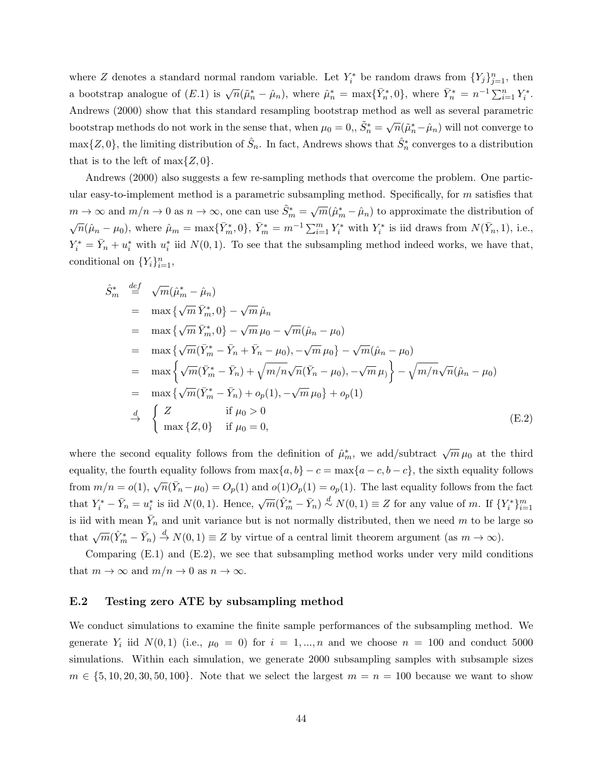where $Z$ denotes a standard normal random variable. Let $Y_i^*$ be random draws from $\{Y_j\}_{j=1}^n$, then a bootstrap analogue of $(E.1)$ is $\sqrt{n}(\tilde{\mu}_n^* - \hat{\mu}_n)$, where $\hat{\mu}_n^* = \max\{\bar{Y}_n^*, 0\}$, where $\bar{Y}_n^* = n^{-1}\sum_{i=1}^n Y_i^*$. Andrews (2000) show that this standard resampling bootstrap method as well as several parametric bootstrap methods do not work in the sense that, when $\mu_0 = 0$,, $\tilde{S}_n^* = \sqrt{n}(\tilde{\mu}_n^* - \hat{\mu}_n)$ will not converge to $\max\{Z, 0\}$, the limiting distribution of $\hat{S}_n$. In fact, Andrews shows that $\hat{S}_n^*$ converges to a distribution that is to the left of $\max\{Z, 0\}$.

Andrews (2000) also suggests a few re-sampling methods that overcome the problem. One particular easy-to-implement method is a parametric subsampling method. Specifically, for $m$ satisfies that $m \to \infty$ and $m/n \to 0$ as $n \to \infty$, one can use $\tilde{S}_m^* = \sqrt{m}(\hat{\mu}_m^* - \hat{\mu}_n)$ to approximate the distribution of $\sqrt{n}(\hat{\mu}_n - \mu_0)$, where $\hat{\mu}_m = \max\{\bar{Y}_m^*, 0\}$, $\bar{Y}_m^* = m^{-1}\sum_{i=1}^m Y_i^*$ with $Y_i^*$ is iid draws from $N(\bar{Y}_n, 1)$, i.e., $Y_i^* = \bar{Y}_n + u_i^*$ with $u_i^*$ iid $N(0,1)$. To see that the subsampling method indeed works, we have that, conditional on $\{Y_i\}_{i=1}^n$,

$$
\begin{aligned}
\hat{S}_m^* &\stackrel{def}{=} \sqrt{m}(\hat{\mu}_m^* - \hat{\mu}_n) \\
&= \max\{\sqrt{m}\,\bar{Y}_m^*, 0\} - \sqrt{m}\,\hat{\mu}_n \\
&= \max\{\sqrt{m}\,\bar{Y}_m^*, 0\} - \sqrt{m}\,\mu_0 - \sqrt{m}(\hat{\mu}_n - \mu_0) \\
&= \max\{\sqrt{m}(\bar{Y}_m^* - \bar{Y}_n + \bar{Y}_n - \mu_0), -\sqrt{m}\,\mu_0\} - \sqrt{m}(\hat{\mu}_n - \mu_0) \\
&= \max\left\{\sqrt{m}(\bar{Y}_m^* - \bar{Y}_n) + \sqrt{m/n}\sqrt{n}(\bar{Y}_n - \mu_0), -\sqrt{m}\,\mu_)\right\} - \sqrt{m/n}\sqrt{n}(\hat{\mu}_n - \mu_0) \\
&= \max\{\sqrt{m}(\bar{Y}_m^* - \bar{Y}_n) + o_p(1), -\sqrt{m}\,\mu_0\} + o_p(1) \\
&\stackrel{d}{\to} \begin{cases} Z & \text{if } \mu_0 > 0 \\ \max\{Z, 0\} & \text{if } \mu_0 = 0, \end{cases}
\end{aligned}
\tag{E.2}
$$

where the second equality follows from the definition of $\hat{\mu}_m^*$, we add/subtract $\sqrt{m}\,\mu_0$ at the third equality, the fourth equality follows from $\max\{a, b\} - c = \max\{a - c, b - c\}$, the sixth equality follows from $m/n = o(1)$, $\sqrt{n}(\bar{Y}_n - \mu_0) = O_p(1)$ and $o(1)O_p(1) = o_p(1)$. The last equality follows from the fact that $Y_i^* - \bar{Y}_n = u_i^*$ is iid $N(0,1)$. Hence, $\sqrt{m}(\hat{Y}_m^* - \bar{Y}_n) \stackrel{d}{\sim} N(0,1) \equiv Z$ for any value of $m$. If $\{Y_i^*\}_{i=1}^m$ is iid with mean $\bar{Y}_n$ and unit variance but is not normally distributed, then we need $m$ to be large so that $\sqrt{m}(\hat{Y}_m^* - \bar{Y}_n) \stackrel{d}{\to} N(0,1) \equiv Z$ by virtue of a central limit theorem argument (as $m \to \infty$).

Comparing (E.1) and (E.2), we see that subsampling method works under very mild conditions that $m \to \infty$ and $m/n \to 0$ as $n \to \infty$.

## E.2 Testing zero ATE by subsampling method

We conduct simulations to examine the finite sample performances of the subsampling method. We generate $Y_i$ iid $N(0,1)$ (i.e., $\mu_0 = 0$) for $i = 1, ..., n$ and we choose $n = 100$ and conduct 5000 simulations. Within each simulation, we generate 2000 subsampling samples with subsample sizes $m \in \{5, 10, 20, 30, 50, 100\}$. Note that we select the largest $m = n = 100$ because we want to show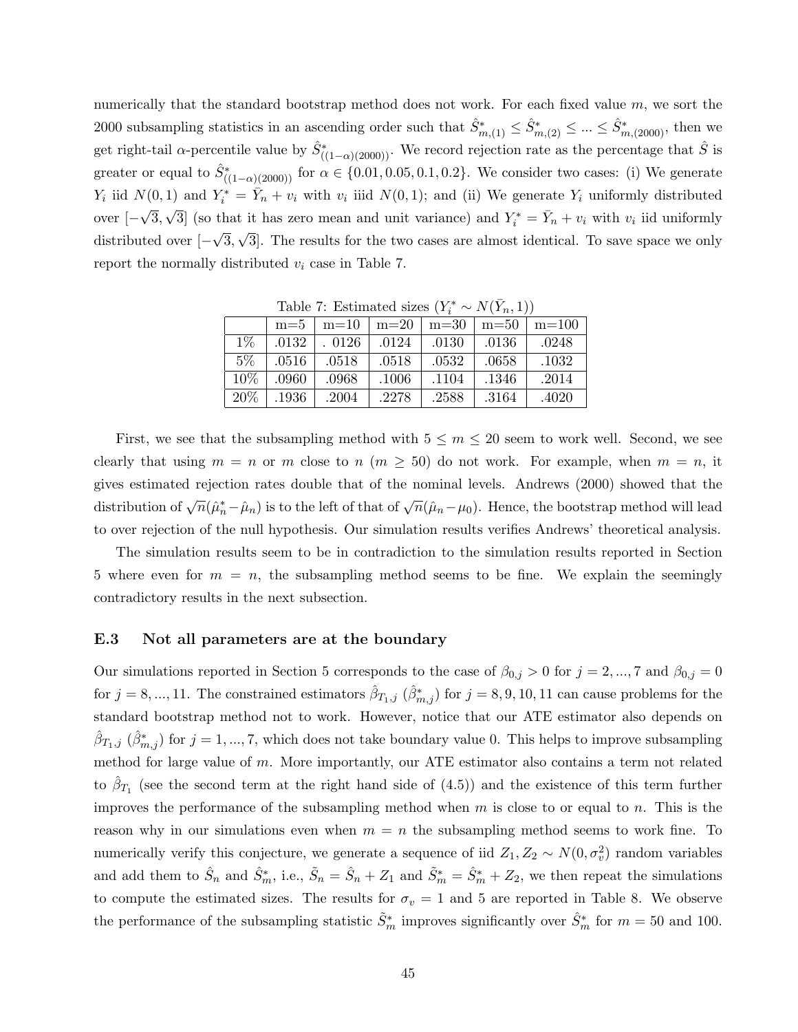numerically that the standard bootstrap method does not work. For each fixed value $m$, we sort the 2000 subsampling statistics in an ascending order such that $\hat{S}^*_{m,(1)} \leq \hat{S}^*_{m,(2)} \leq ... \leq \hat{S}^*_{m,(2000)}$, then we get right-tail $\alpha$-percentile value by $\hat{S}^*_{((1-\alpha)(2000))}$. We record rejection rate as the percentage that $\hat{S}$ is greater or equal to $\hat{S}^*_{((1-\alpha)(2000))}$ for $\alpha \in \{0.01, 0.05, 0.1, 0.2\}$. We consider two cases: (i) We generate $Y_i$ iid $N(0,1)$ and $Y_i^* = \bar{Y}_n + v_i$ with $v_i$ iiid $N(0,1)$; and (ii) We generate $Y_i$ uniformly distributed over $[-\sqrt{3}, \sqrt{3}]$ (so that it has zero mean and unit variance) and $Y_i^* = \bar{Y}_n + v_i$ with $v_i$ iid uniformly distributed over $[-\sqrt{3}, \sqrt{3}]$. The results for the two cases are almost identical. To save space we only report the normally distributed $v_i$ case in Table 7.

Table 7: Estimated sizes ($Y_i^* \sim N(\bar{Y}_n, 1)$)

| | m=5 | m=10 | m=20 | m=30 | m=50 | m=100 |
|---|---|---|---|---|---|---|
| 1% | .0132 | . 0126 | .0124 | .0130 | .0136 | .0248 |
| 5% | .0516 | .0518 | .0518 | .0532 | .0658 | .1032 |
| 10% | .0960 | .0968 | .1006 | .1104 | .1346 | .2014 |
| 20% | .1936 | .2004 | .2278 | .2588 | .3164 | .4020 |

First, we see that the subsampling method with $5 \leq m \leq 20$ seem to work well. Second, we see clearly that using $m = n$ or $m$ close to $n$ ($m \geq 50$) do not work. For example, when $m = n$, it gives estimated rejection rates double that of the nominal levels. Andrews (2000) showed that the distribution of $\sqrt{n}(\hat{\mu}_n^* - \hat{\mu}_n)$ is to the left of that of $\sqrt{n}(\hat{\mu}_n - \mu_0)$. Hence, the bootstrap method will lead to over rejection of the null hypothesis. Our simulation results verifies Andrews' theoretical analysis.

The simulation results seem to be in contradiction to the simulation results reported in Section 5 where even for $m = n$, the subsampling method seems to be fine. We explain the seemingly contradictory results in the next subsection.

### E.3 Not all parameters are at the boundary

Our simulations reported in Section 5 corresponds to the case of $\beta_{0,j} > 0$ for $j = 2, ..., 7$ and $\beta_{0,j} = 0$ for $j = 8, ..., 11$. The constrained estimators $\hat{\beta}_{T_1,j}$ ($\hat{\beta}^*_{m,j}$) for $j = 8, 9, 10, 11$ can cause problems for the standard bootstrap method not to work. However, notice that our ATE estimator also depends on $\hat{\beta}_{T_1,j}$ ($\hat{\beta}^*_{m,j}$) for $j = 1, ..., 7$, which does not take boundary value 0. This helps to improve subsampling method for large value of $m$. More importantly, our ATE estimator also contains a term not related to $\hat{\beta}_{T_1}$ (see the second term at the right hand side of (4.5)) and the existence of this term further improves the performance of the subsampling method when $m$ is close to or equal to $n$. This is the reason why in our simulations even when $m = n$ the subsampling method seems to work fine. To numerically verify this conjecture, we generate a sequence of iid $Z_1, Z_2 \sim N(0, \sigma_v^2)$ random variables and add them to $\hat{S}_n$ and $\hat{S}^*_m$, i.e., $\tilde{S}_n = \hat{S}_n + Z_1$ and $\tilde{S}^*_m = \hat{S}^*_m + Z_2$, we then repeat the simulations to compute the estimated sizes. The results for $\sigma_v = 1$ and 5 are reported in Table 8. We observe the performance of the subsampling statistic $\tilde{S}^*_m$ improves significantly over $\hat{S}^*_m$ for $m = 50$ and 100.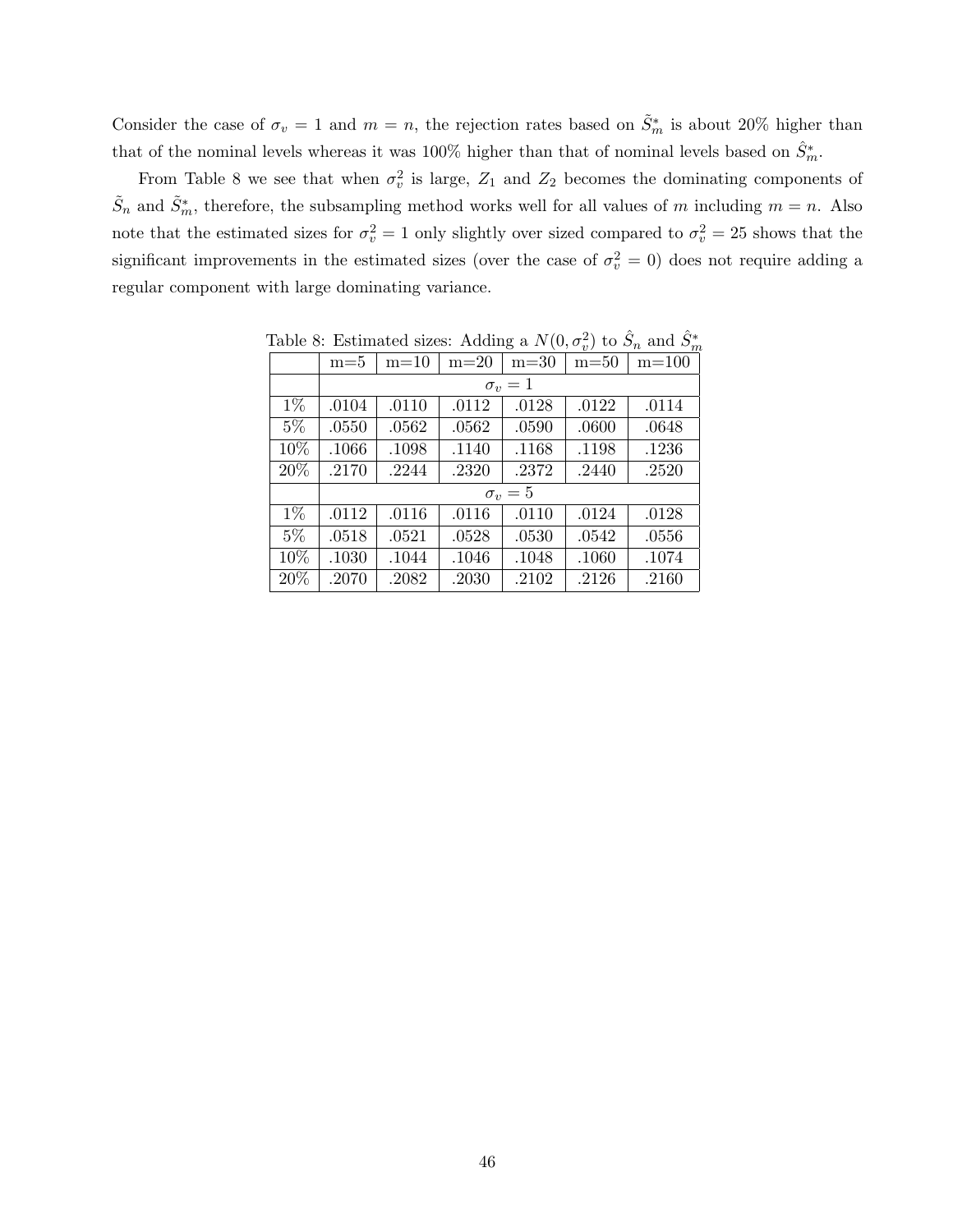Consider the case of $\sigma_v = 1$ and $m = n$, the rejection rates based on $\tilde{S}_m^*$ is about 20% higher than that of the nominal levels whereas it was 100% higher than that of nominal levels based on $\hat{S}_m^*$.

From Table 8 we see that when $\sigma_v^2$ is large, $Z_1$ and $Z_2$ becomes the dominating components of $\tilde{S}_n$ and $\tilde{S}_m^*$, therefore, the subsampling method works well for all values of $m$ including $m = n$. Also note that the estimated sizes for $\sigma_v^2 = 1$ only slightly over sized compared to $\sigma_v^2 = 25$ shows that the significant improvements in the estimated sizes (over the case of $\sigma_v^2 = 0$) does not require adding a regular component with large dominating variance.

Table 8: Estimated sizes: Adding a $N(0, \sigma_v^2)$ to $\hat{S}_n$ and $\hat{S}_m^*$

| | m=5 | m=10 | m=20 | m=30 | m=50 | m=100 |
|---|---|---|---|---|---|---|
| | $\sigma_v = 1$ | | | | | |
| 1% | .0104 | .0110 | .0112 | .0128 | .0122 | .0114 |
| 5% | .0550 | .0562 | .0562 | .0590 | .0600 | .0648 |
| 10% | .1066 | .1098 | .1140 | .1168 | .1198 | .1236 |
| 20% | .2170 | .2244 | .2320 | .2372 | .2440 | .2520 |
| | $\sigma_v = 5$ | | | | | |
| 1% | .0112 | .0116 | .0116 | .0110 | .0124 | .0128 |
| 5% | .0518 | .0521 | .0528 | .0530 | .0542 | .0556 |
| 10% | .1030 | .1044 | .1046 | .1048 | .1060 | .1074 |
| 20% | .2070 | .2082 | .2030 | .2102 | .2126 | .2160 |